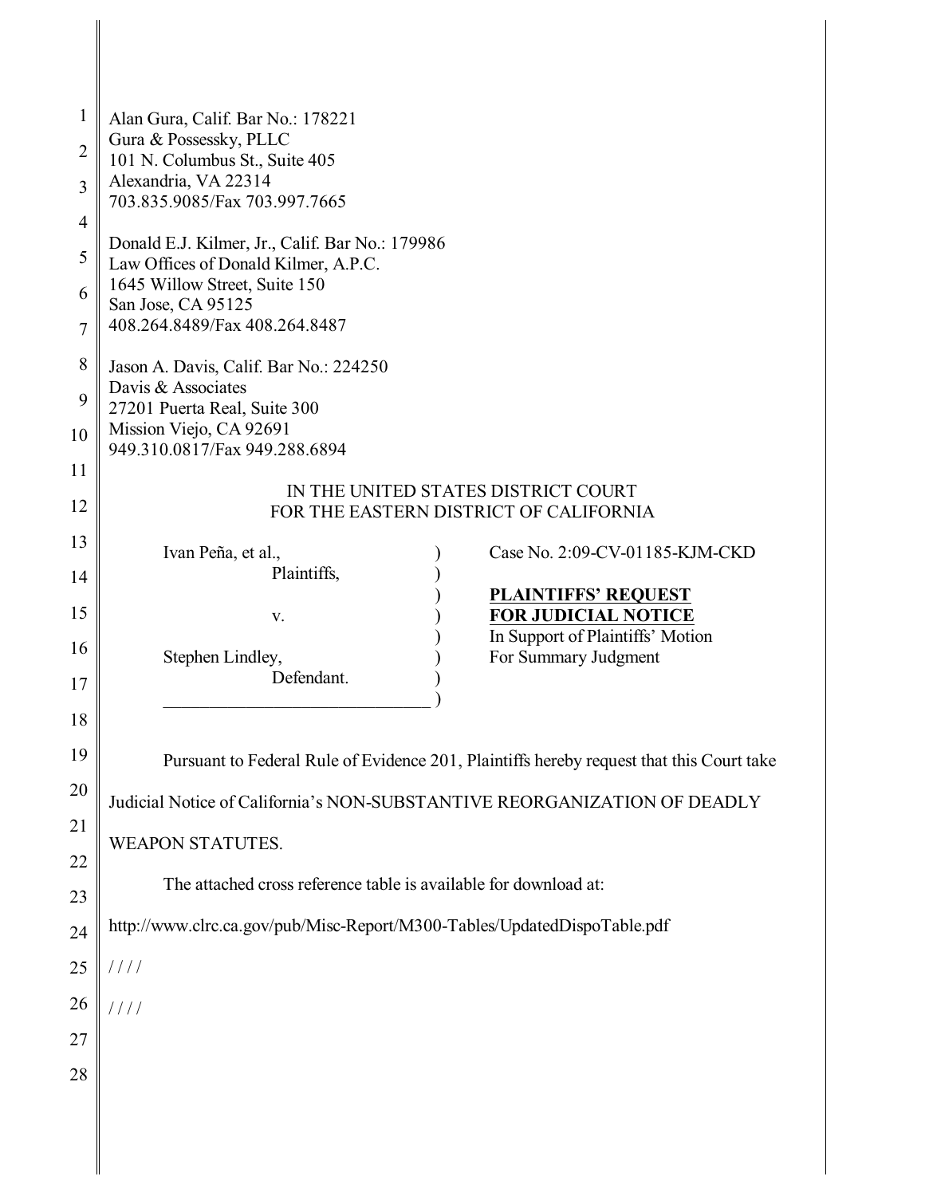Alan Gura, Calif. Bar No.: 178221
Gura & Possessky, PLLC
101 N. Columbus St., Suite 405
Alexandria, VA 22314
703.835.9085/Fax 703.997.7665

Donald E.J. Kilmer, Jr., Calif. Bar No.: 179986
Law Offices of Donald Kilmer, A.P.C.
1645 Willow Street, Suite 150
San Jose, CA 95125
408.264.8489/Fax 408.264.8487

Jason A. Davis, Calif. Bar No.: 224250
Davis & Associates
27201 Puerta Real, Suite 300
Mission Viejo, CA 92691
949.310.0817/Fax 949.288.6894

IN THE UNITED STATES DISTRICT COURT
FOR THE EASTERN DISTRICT OF CALIFORNIA

| | |
|---|---|
| Ivan Peña, et al., Plaintiffs, v. Stephen Lindley, Defendant. | Case No. 2:09-CV-01185-KJM-CKD<br><br>**PLAINTIFFS' REQUEST FOR JUDICIAL NOTICE**<br>In Support of Plaintiffs' Motion For Summary Judgment |

Pursuant to Federal Rule of Evidence 201, Plaintiffs hereby request that this Court take Judicial Notice of California's NON-SUBSTANTIVE REORGANIZATION OF DEADLY WEAPON STATUTES.

The attached cross reference table is available for download at:

http://www.clrc.ca.gov/pub/Misc-Report/M300-Tables/UpdatedDispoTable.pdf

/ / / /

/ / / /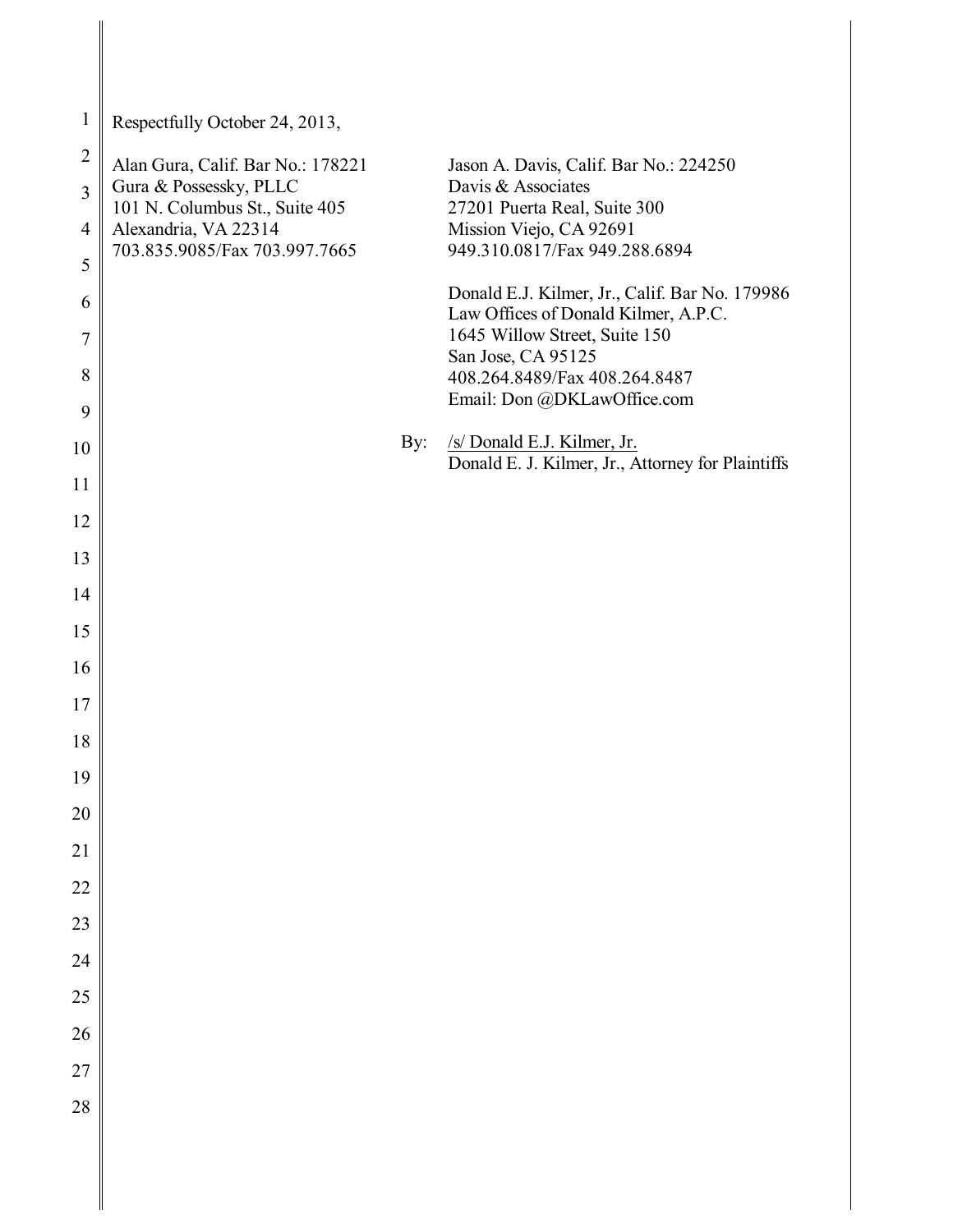Respectfully October 24, 2013,

Alan Gura, Calif. Bar No.: 178221
Gura & Possessky, PLLC
101 N. Columbus St., Suite 405
Alexandria, VA 22314
703.835.9085/Fax 703.997.7665

Jason A. Davis, Calif. Bar No.: 224250
Davis & Associates
27201 Puerta Real, Suite 300
Mission Viejo, CA 92691
949.310.0817/Fax 949.288.6894

Donald E.J. Kilmer, Jr., Calif. Bar No. 179986
Law Offices of Donald Kilmer, A.P.C.
1645 Willow Street, Suite 150
San Jose, CA 95125
408.264.8489/Fax 408.264.8487
Email: Don @DKLawOffice.com

By: /s/ Donald E.J. Kilmer, Jr.
Donald E. J. Kilmer, Jr., Attorney for Plaintiffs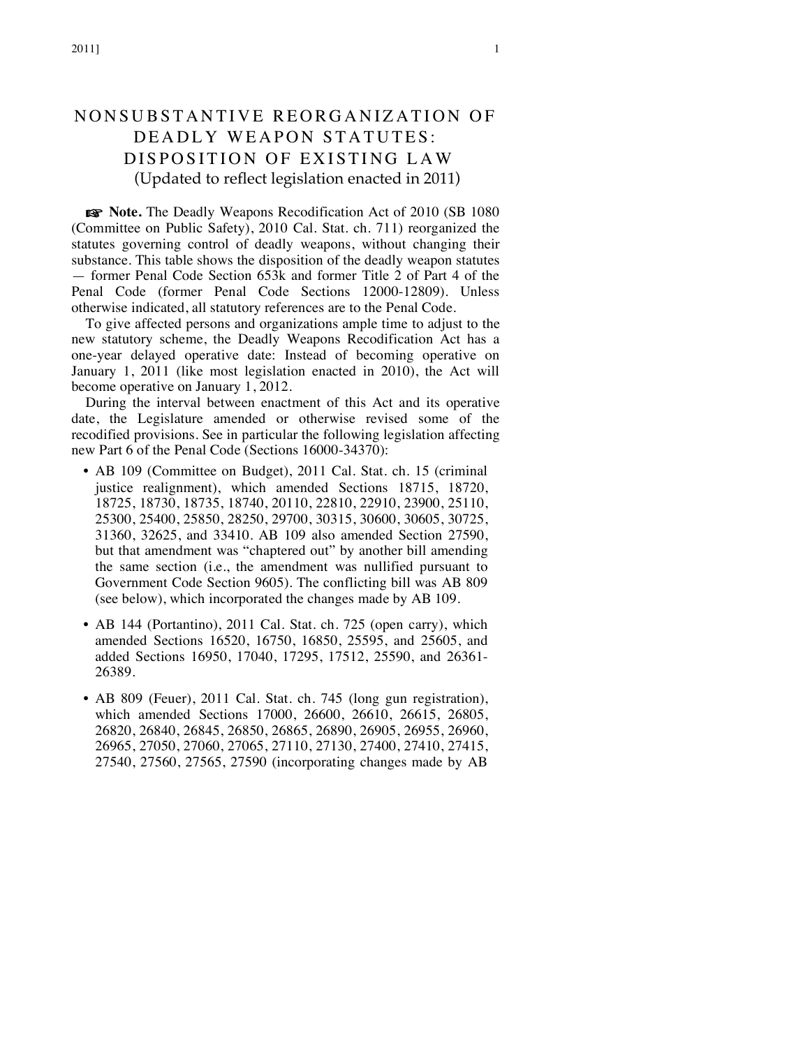# NONSUBSTANTIVE REORGANIZATION OF DEADLY WEAPON STATUTES: DISPOSITION OF EXISTING LAW

(Updated to reflect legislation enacted in 2011)

☞ **Note.** The Deadly Weapons Recodification Act of 2010 (SB 1080 (Committee on Public Safety), 2010 Cal. Stat. ch. 711) reorganized the statutes governing control of deadly weapons, without changing their substance. This table shows the disposition of the deadly weapon statutes — former Penal Code Section 653k and former Title 2 of Part 4 of the Penal Code (former Penal Code Sections 12000-12809). Unless otherwise indicated, all statutory references are to the Penal Code.

To give affected persons and organizations ample time to adjust to the new statutory scheme, the Deadly Weapons Recodification Act has a one-year delayed operative date: Instead of becoming operative on January 1, 2011 (like most legislation enacted in 2010), the Act will become operative on January 1, 2012.

During the interval between enactment of this Act and its operative date, the Legislature amended or otherwise revised some of the recodified provisions. See in particular the following legislation affecting new Part 6 of the Penal Code (Sections 16000-34370):

- AB 109 (Committee on Budget), 2011 Cal. Stat. ch. 15 (criminal justice realignment), which amended Sections 18715, 18720, 18725, 18730, 18735, 18740, 20110, 22810, 22910, 23900, 25110, 25300, 25400, 25850, 28250, 29700, 30315, 30600, 30605, 30725, 31360, 32625, and 33410. AB 109 also amended Section 27590, but that amendment was "chaptered out" by another bill amending the same section (i.e., the amendment was nullified pursuant to Government Code Section 9605). The conflicting bill was AB 809 (see below), which incorporated the changes made by AB 109.

- AB 144 (Portantino), 2011 Cal. Stat. ch. 725 (open carry), which amended Sections 16520, 16750, 16850, 25595, and 25605, and added Sections 16950, 17040, 17295, 17512, 25590, and 26361-26389.

- AB 809 (Feuer), 2011 Cal. Stat. ch. 745 (long gun registration), which amended Sections 17000, 26600, 26610, 26615, 26805, 26820, 26840, 26845, 26850, 26865, 26890, 26905, 26955, 26960, 26965, 27050, 27060, 27065, 27110, 27130, 27400, 27410, 27415, 27540, 27560, 27565, 27590 (incorporating changes made by AB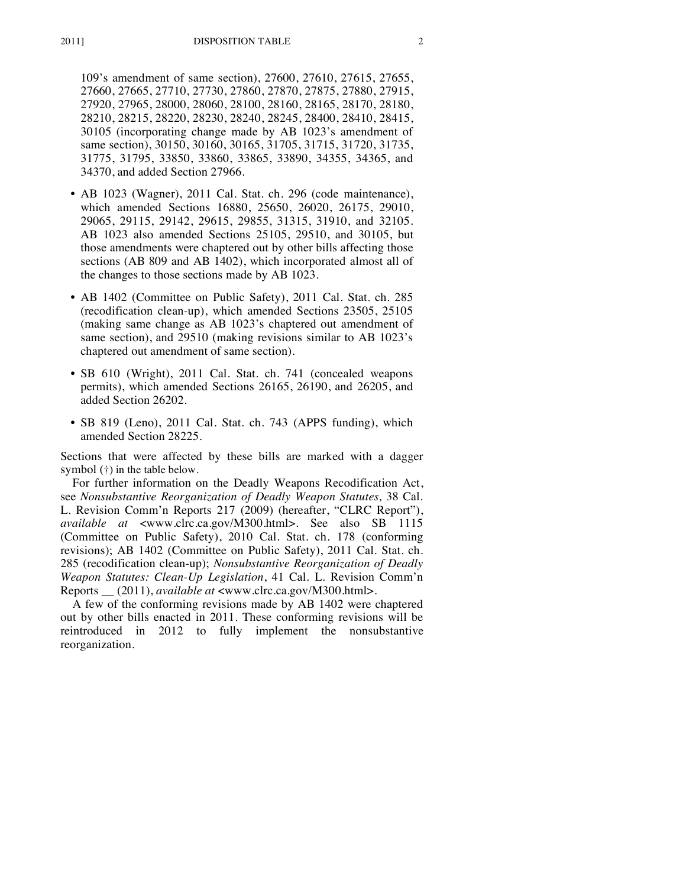109's amendment of same section), 27600, 27610, 27615, 27655, 27660, 27665, 27710, 27730, 27860, 27870, 27875, 27880, 27915, 27920, 27965, 28000, 28060, 28100, 28160, 28165, 28170, 28180, 28210, 28215, 28220, 28230, 28240, 28245, 28400, 28410, 28415, 30105 (incorporating change made by AB 1023's amendment of same section), 30150, 30160, 30165, 31705, 31715, 31720, 31735, 31775, 31795, 33850, 33860, 33865, 33890, 34355, 34365, and 34370, and added Section 27966.

- AB 1023 (Wagner), 2011 Cal. Stat. ch. 296 (code maintenance), which amended Sections 16880, 25650, 26020, 26175, 29010, 29065, 29115, 29142, 29615, 29855, 31315, 31910, and 32105. AB 1023 also amended Sections 25105, 29510, and 30105, but those amendments were chaptered out by other bills affecting those sections (AB 809 and AB 1402), which incorporated almost all of the changes to those sections made by AB 1023.

- AB 1402 (Committee on Public Safety), 2011 Cal. Stat. ch. 285 (recodification clean-up), which amended Sections 23505, 25105 (making same change as AB 1023's chaptered out amendment of same section), and 29510 (making revisions similar to AB 1023's chaptered out amendment of same section).

- SB 610 (Wright), 2011 Cal. Stat. ch. 741 (concealed weapons permits), which amended Sections 26165, 26190, and 26205, and added Section 26202.

- SB 819 (Leno), 2011 Cal. Stat. ch. 743 (APPS funding), which amended Section 28225.

Sections that were affected by these bills are marked with a dagger symbol (†) in the table below.

For further information on the Deadly Weapons Recodification Act, see *Nonsubstantive Reorganization of Deadly Weapon Statutes,* 38 Cal. L. Revision Comm'n Reports 217 (2009) (hereafter, "CLRC Report"), *available at* <www.clrc.ca.gov/M300.html>. See also SB 1115 (Committee on Public Safety), 2010 Cal. Stat. ch. 178 (conforming revisions); AB 1402 (Committee on Public Safety), 2011 Cal. Stat. ch. 285 (recodification clean-up); *Nonsubstantive Reorganization of Deadly Weapon Statutes: Clean-Up Legislation*, 41 Cal. L. Revision Comm'n Reports __ (2011), *available at* <www.clrc.ca.gov/M300.html>.

A few of the conforming revisions made by AB 1402 were chaptered out by other bills enacted in 2011. These conforming revisions will be reintroduced in 2012 to fully implement the nonsubstantive reorganization.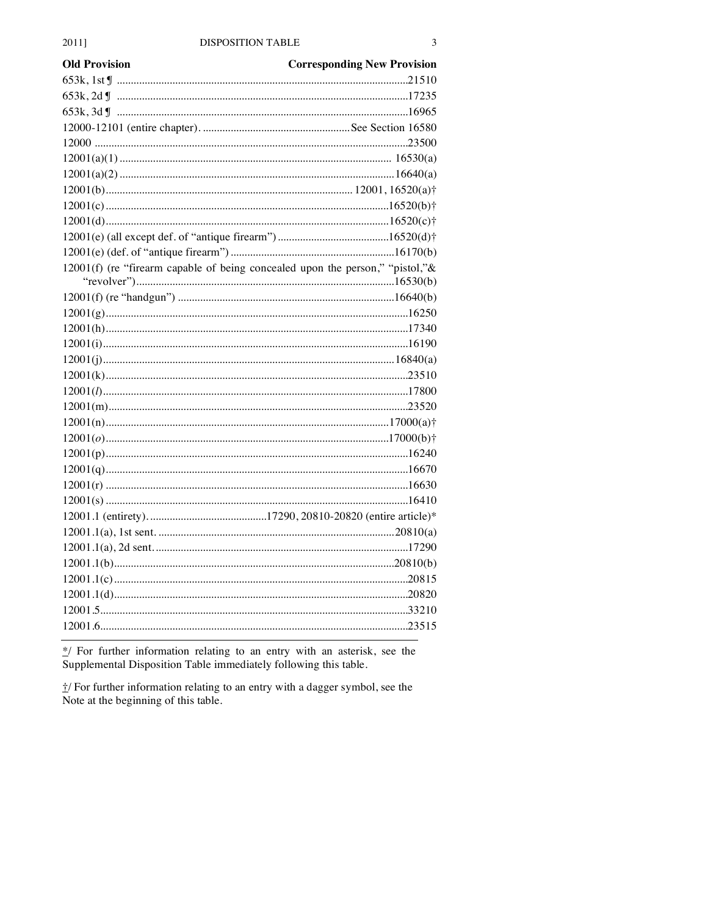| Old Provision | Corresponding New Provision |
|---|---|
| 653k, 1st ¶ | 21510 |
| 653k, 2d ¶ | 17235 |
| 653k, 3d ¶ | 16965 |
| 12000-12101 (entire chapter). | See Section 16580 |
| 12000 | 23500 |
| 12001(a)(1) | 16530(a) |
| 12001(a)(2) | 16640(a) |
| 12001(b) | 12001, 16520(a)† |
| 12001(c) | 16520(b)† |
| 12001(d) | 16520(c)† |
| 12001(e) (all except def. of "antique firearm") | 16520(d)† |
| 12001(e) (def. of "antique firearm") | 16170(b) |
| 12001(f) (re "firearm capable of being concealed upon the person," "pistol,"& "revolver") | 16530(b) |
| 12001(f) (re "handgun") | 16640(b) |
| 12001(g) | 16250 |
| 12001(h) | 17340 |
| 12001(i) | 16190 |
| 12001(j) | 16840(a) |
| 12001(k) | 23510 |
| 12001(*l*) | 17800 |
| 12001(m) | 23520 |
| 12001(n) | 17000(a)† |
| 12001(*o*) | 17000(b)† |
| 12001(p) | 16240 |
| 12001(q) | 16670 |
| 12001(r) | 16630 |
| 12001(s) | 16410 |
| 12001.1 (entirety). | 17290, 20810-20820 (entire article)* |
| 12001.1(a), 1st sent. | 20810(a) |
| 12001.1(a), 2d sent. | 17290 |
| 12001.1(b) | 20810(b) |
| 12001.1(c) | 20815 |
| 12001.1(d) | 20820 |
| 12001.5 | 33210 |
| 12001.6 | 23515 |

*/ For further information relating to an entry with an asterisk, see the Supplemental Disposition Table immediately following this table.

†/ For further information relating to an entry with a dagger symbol, see the Note at the beginning of this table.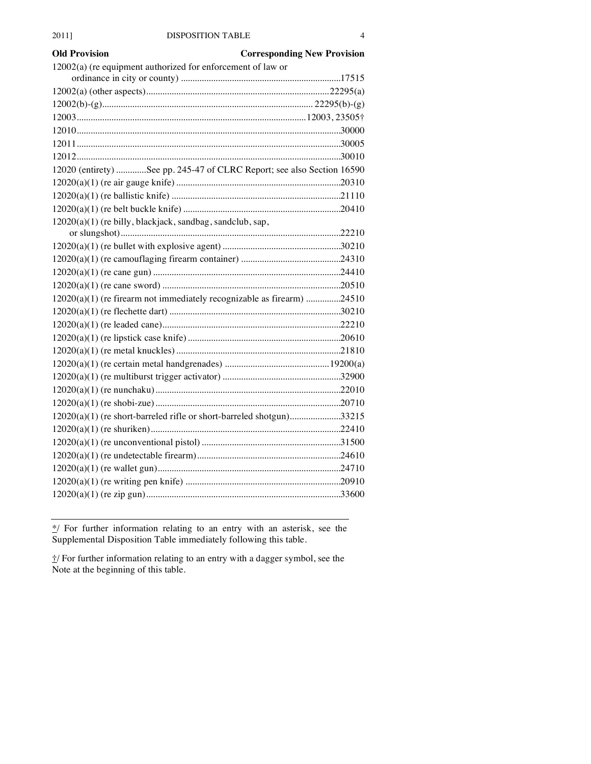| Old Provision | Corresponding New Provision |
| --- | --- |
| 12002(a) (re equipment authorized for enforcement of law or ordinance in city or county) | 17515 |
| 12002(a) (other aspects) | 22295(a) |
| 12002(b)-(g) | 22295(b)-(g) |
| 12003 | 12003, 23505† |
| 12010 | 30000 |
| 12011 | 30005 |
| 12012 | 30010 |
| 12020 (entirety) | See pp. 245-47 of CLRC Report; see also Section 16590 |
| 12020(a)(1) (re air gauge knife) | 20310 |
| 12020(a)(1) (re ballistic knife) | 21110 |
| 12020(a)(1) (re belt buckle knife) | 20410 |
| 12020(a)(1) (re billy, blackjack, sandbag, sandclub, sap, or slungshot) | 22210 |
| 12020(a)(1) (re bullet with explosive agent) | 30210 |
| 12020(a)(1) (re camouflaging firearm container) | 24310 |
| 12020(a)(1) (re cane gun) | 24410 |
| 12020(a)(1) (re cane sword) | 20510 |
| 12020(a)(1) (re firearm not immediately recognizable as firearm) | 24510 |
| 12020(a)(1) (re flechette dart) | 30210 |
| 12020(a)(1) (re leaded cane) | 22210 |
| 12020(a)(1) (re lipstick case knife) | 20610 |
| 12020(a)(1) (re metal knuckles) | 21810 |
| 12020(a)(1) (re certain metal handgrenades) | 19200(a) |
| 12020(a)(1) (re multiburst trigger activator) | 32900 |
| 12020(a)(1) (re nunchaku) | 22010 |
| 12020(a)(1) (re shobi-zue) | 20710 |
| 12020(a)(1) (re short-barreled rifle or short-barreled shotgun) | 33215 |
| 12020(a)(1) (re shuriken) | 22410 |
| 12020(a)(1) (re unconventional pistol) | 31500 |
| 12020(a)(1) (re undetectable firearm) | 24610 |
| 12020(a)(1) (re wallet gun) | 24710 |
| 12020(a)(1) (re writing pen knife) | 20910 |
| 12020(a)(1) (re zip gun) | 33600 |

---

*/ For further information relating to an entry with an asterisk, see the Supplemental Disposition Table immediately following this table.

†/ For further information relating to an entry with a dagger symbol, see the Note at the beginning of this table.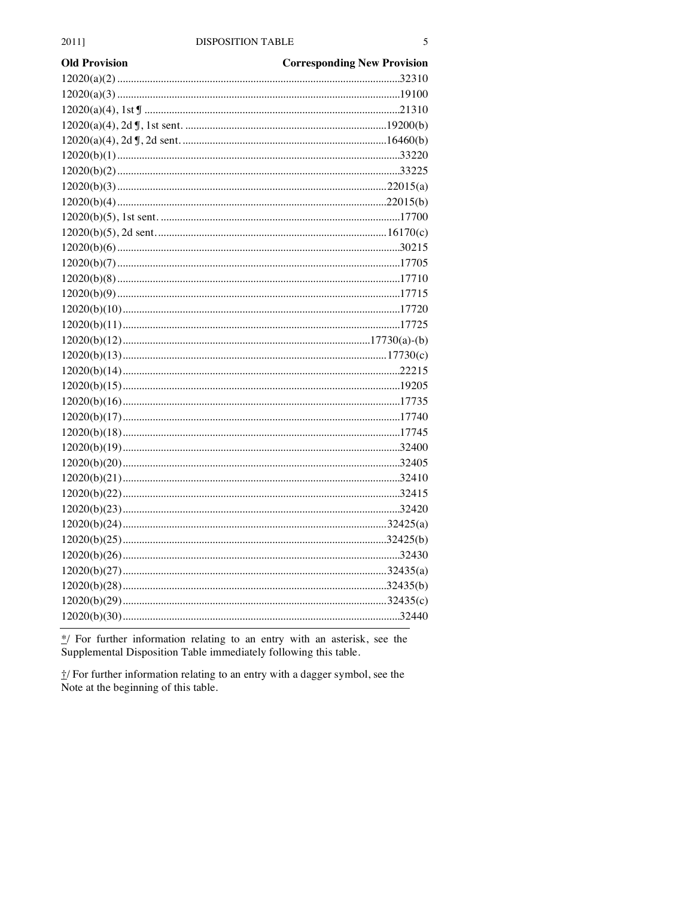| Old Provision | Corresponding New Provision |
|---|---|
| 12020(a)(2) | 32310 |
| 12020(a)(3) | 19100 |
| 12020(a)(4), 1st ¶ | 21310 |
| 12020(a)(4), 2d ¶, 1st sent. | 19200(b) |
| 12020(a)(4), 2d ¶, 2d sent. | 16460(b) |
| 12020(b)(1) | 33220 |
| 12020(b)(2) | 33225 |
| 12020(b)(3) | 22015(a) |
| 12020(b)(4) | 22015(b) |
| 12020(b)(5), 1st sent. | 17700 |
| 12020(b)(5), 2d sent. | 16170(c) |
| 12020(b)(6) | 30215 |
| 12020(b)(7) | 17705 |
| 12020(b)(8) | 17710 |
| 12020(b)(9) | 17715 |
| 12020(b)(10) | 17720 |
| 12020(b)(11) | 17725 |
| 12020(b)(12) | 17730(a)-(b) |
| 12020(b)(13) | 17730(c) |
| 12020(b)(14) | 22215 |
| 12020(b)(15) | 19205 |
| 12020(b)(16) | 17735 |
| 12020(b)(17) | 17740 |
| 12020(b)(18) | 17745 |
| 12020(b)(19) | 32400 |
| 12020(b)(20) | 32405 |
| 12020(b)(21) | 32410 |
| 12020(b)(22) | 32415 |
| 12020(b)(23) | 32420 |
| 12020(b)(24) | 32425(a) |
| 12020(b)(25) | 32425(b) |
| 12020(b)(26) | 32430 |
| 12020(b)(27) | 32435(a) |
| 12020(b)(28) | 32435(b) |
| 12020(b)(29) | 32435(c) |
| 12020(b)(30) | 32440 |

*/ For further information relating to an entry with an asterisk, see the Supplemental Disposition Table immediately following this table.

†/ For further information relating to an entry with a dagger symbol, see the Note at the beginning of this table.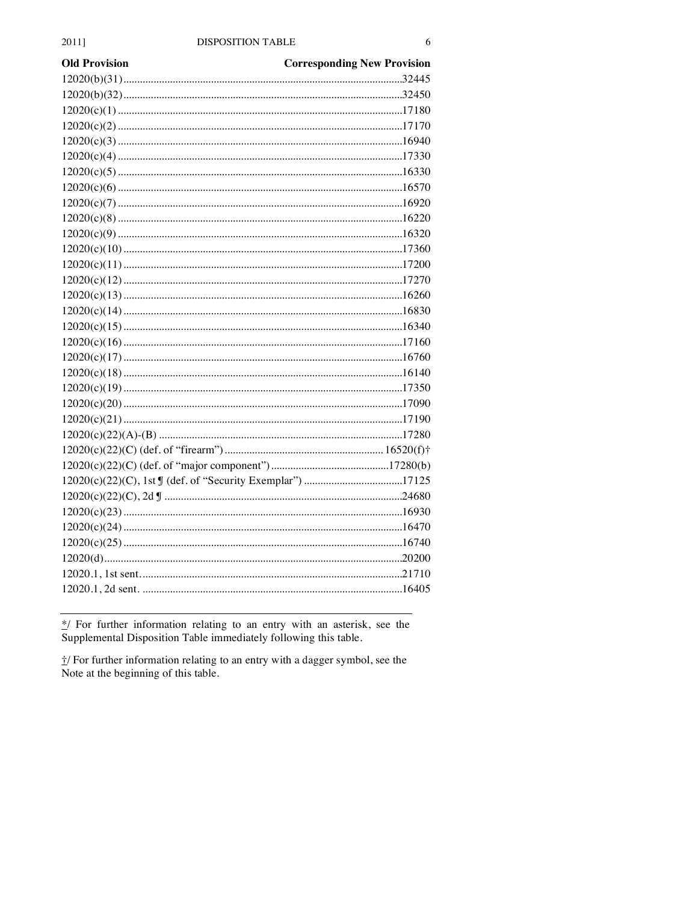| Old Provision | Corresponding New Provision |
|---|---|
| 12020(b)(31) | 32445 |
| 12020(b)(32) | 32450 |
| 12020(c)(1) | 17180 |
| 12020(c)(2) | 17170 |
| 12020(c)(3) | 16940 |
| 12020(c)(4) | 17330 |
| 12020(c)(5) | 16330 |
| 12020(c)(6) | 16570 |
| 12020(c)(7) | 16920 |
| 12020(c)(8) | 16220 |
| 12020(c)(9) | 16320 |
| 12020(c)(10) | 17360 |
| 12020(c)(11) | 17200 |
| 12020(c)(12) | 17270 |
| 12020(c)(13) | 16260 |
| 12020(c)(14) | 16830 |
| 12020(c)(15) | 16340 |
| 12020(c)(16) | 17160 |
| 12020(c)(17) | 16760 |
| 12020(c)(18) | 16140 |
| 12020(c)(19) | 17350 |
| 12020(c)(20) | 17090 |
| 12020(c)(21) | 17190 |
| 12020(c)(22)(A)-(B) | 17280 |
| 12020(c)(22)(C) (def. of "firearm") | 16520(f)† |
| 12020(c)(22)(C) (def. of "major component") | 17280(b) |
| 12020(c)(22)(C), 1st ¶ (def. of "Security Exemplar") | 17125 |
| 12020(c)(22)(C), 2d ¶ | 24680 |
| 12020(c)(23) | 16930 |
| 12020(c)(24) | 16470 |
| 12020(c)(25) | 16740 |
| 12020(d) | 20200 |
| 12020.1, 1st sent. | 21710 |
| 12020.1, 2d sent. | 16405 |

*/ For further information relating to an entry with an asterisk, see the Supplemental Disposition Table immediately following this table.

†/ For further information relating to an entry with a dagger symbol, see the Note at the beginning of this table.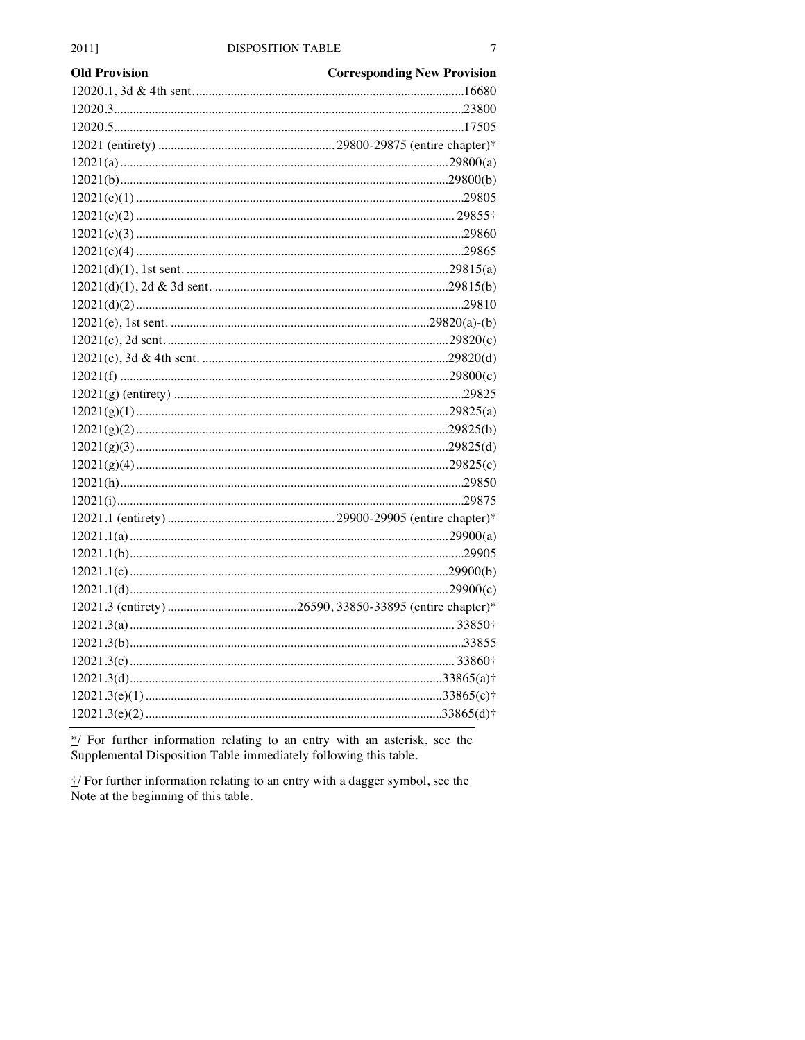| Old Provision | Corresponding New Provision |
|---|---|
| 12020.1, 3d & 4th sent. | 16680 |
| 12020.3 | 23800 |
| 12020.5 | 17505 |
| 12021 (entirety) | 29800-29875 (entire chapter)* |
| 12021(a) | 29800(a) |
| 12021(b) | 29800(b) |
| 12021(c)(1) | 29805 |
| 12021(c)(2) | 29855† |
| 12021(c)(3) | 29860 |
| 12021(c)(4) | 29865 |
| 12021(d)(1), 1st sent. | 29815(a) |
| 12021(d)(1), 2d & 3d sent. | 29815(b) |
| 12021(d)(2) | 29810 |
| 12021(e), 1st sent. | 29820(a)-(b) |
| 12021(e), 2d sent. | 29820(c) |
| 12021(e), 3d & 4th sent. | 29820(d) |
| 12021(f) | 29800(c) |
| 12021(g) (entirety) | 29825 |
| 12021(g)(1) | 29825(a) |
| 12021(g)(2) | 29825(b) |
| 12021(g)(3) | 29825(d) |
| 12021(g)(4) | 29825(c) |
| 12021(h) | 29850 |
| 12021(i) | 29875 |
| 12021.1 (entirety) | 29900-29905 (entire chapter)* |
| 12021.1(a) | 29900(a) |
| 12021.1(b) | 29905 |
| 12021.1(c) | 29900(b) |
| 12021.1(d) | 29900(c) |
| 12021.3 (entirety) | 26590, 33850-33895 (entire chapter)* |
| 12021.3(a) | 33850† |
| 12021.3(b) | 33855 |
| 12021.3(c) | 33860† |
| 12021.3(d) | 33865(a)† |
| 12021.3(e)(1) | 33865(c)† |
| 12021.3(e)(2) | 33865(d)† |

*/ For further information relating to an entry with an asterisk, see the Supplemental Disposition Table immediately following this table.

†/ For further information relating to an entry with a dagger symbol, see the Note at the beginning of this table.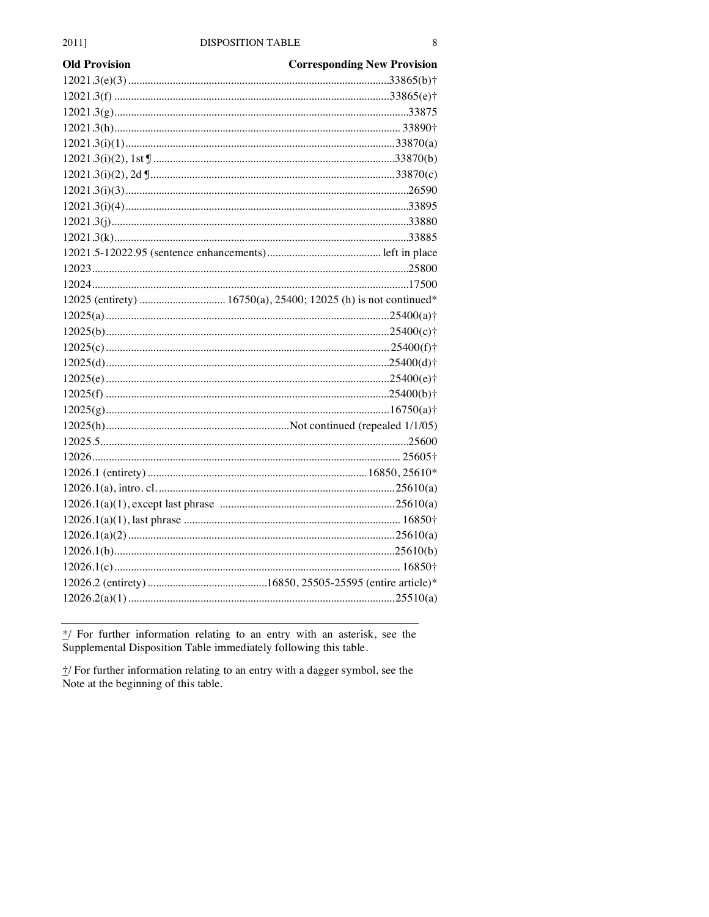| Old Provision | Corresponding New Provision |
|---|---|
| 12021.3(e)(3) | 33865(b)† |
| 12021.3(f) | 33865(e)† |
| 12021.3(g) | 33875 |
| 12021.3(h) | 33890† |
| 12021.3(i)(1) | 33870(a) |
| 12021.3(i)(2), 1st ¶ | 33870(b) |
| 12021.3(i)(2), 2d ¶ | 33870(c) |
| 12021.3(i)(3) | 26590 |
| 12021.3(i)(4) | 33895 |
| 12021.3(j) | 33880 |
| 12021.3(k) | 33885 |
| 12021.5-12022.95 (sentence enhancements) | left in place |
| 12023 | 25800 |
| 12024 | 17500 |
| 12025 (entirety) | 16750(a), 25400; 12025 (h) is not continued* |
| 12025(a) | 25400(a)† |
| 12025(b) | 25400(c)† |
| 12025(c) | 25400(f)† |
| 12025(d) | 25400(d)† |
| 12025(e) | 25400(e)† |
| 12025(f) | 25400(b)† |
| 12025(g) | 16750(a)† |
| 12025(h) | Not continued (repealed 1/1/05) |
| 12025.5 | 25600 |
| 12026 | 25605† |
| 12026.1 (entirety) | 16850, 25610* |
| 12026.1(a), intro. cl. | 25610(a) |
| 12026.1(a)(1), except last phrase | 25610(a) |
| 12026.1(a)(1), last phrase | 16850† |
| 12026.1(a)(2) | 25610(a) |
| 12026.1(b) | 25610(b) |
| 12026.1(c) | 16850† |
| 12026.2 (entirety) | 16850, 25505-25595 (entire article)* |
| 12026.2(a)(1) | 25510(a) |

*/ For further information relating to an entry with an asterisk, see the Supplemental Disposition Table immediately following this table.

†/ For further information relating to an entry with a dagger symbol, see the Note at the beginning of this table.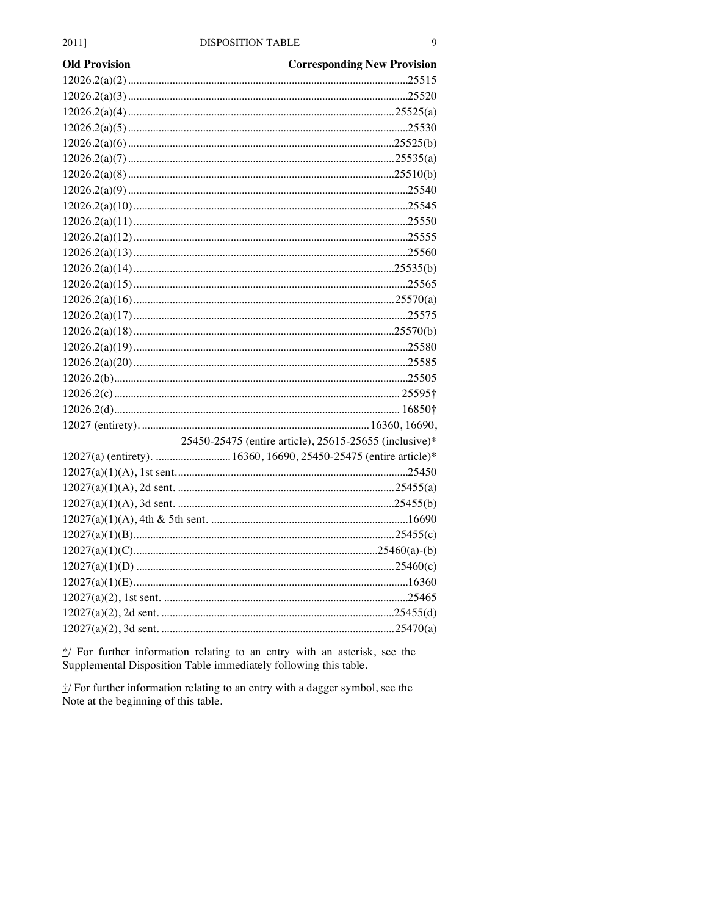| Old Provision | Corresponding New Provision |
|---|---|
| 12026.2(a)(2) | 25515 |
| 12026.2(a)(3) | 25520 |
| 12026.2(a)(4) | 25525(a) |
| 12026.2(a)(5) | 25530 |
| 12026.2(a)(6) | 25525(b) |
| 12026.2(a)(7) | 25535(a) |
| 12026.2(a)(8) | 25510(b) |
| 12026.2(a)(9) | 25540 |
| 12026.2(a)(10) | 25545 |
| 12026.2(a)(11) | 25550 |
| 12026.2(a)(12) | 25555 |
| 12026.2(a)(13) | 25560 |
| 12026.2(a)(14) | 25535(b) |
| 12026.2(a)(15) | 25565 |
| 12026.2(a)(16) | 25570(a) |
| 12026.2(a)(17) | 25575 |
| 12026.2(a)(18) | 25570(b) |
| 12026.2(a)(19) | 25580 |
| 12026.2(a)(20) | 25585 |
| 12026.2(b) | 25505 |
| 12026.2(c) | 25595† |
| 12026.2(d) | 16850† |
| 12027 (entirety). | 16360, 16690, 25450-25475 (entire article), 25615-25655 (inclusive)* |
| 12027(a) (entirety). | 16360, 16690, 25450-25475 (entire article)* |
| 12027(a)(1)(A), 1st sent. | 25450 |
| 12027(a)(1)(A), 2d sent. | 25455(a) |
| 12027(a)(1)(A), 3d sent. | 25455(b) |
| 12027(a)(1)(A), 4th & 5th sent. | 16690 |
| 12027(a)(1)(B) | 25455(c) |
| 12027(a)(1)(C) | 25460(a)-(b) |
| 12027(a)(1)(D) | 25460(c) |
| 12027(a)(1)(E) | 16360 |
| 12027(a)(2), 1st sent. | 25465 |
| 12027(a)(2), 2d sent. | 25455(d) |
| 12027(a)(2), 3d sent. | 25470(a) |

*/ For further information relating to an entry with an asterisk, see the Supplemental Disposition Table immediately following this table.

†/ For further information relating to an entry with a dagger symbol, see the Note at the beginning of this table.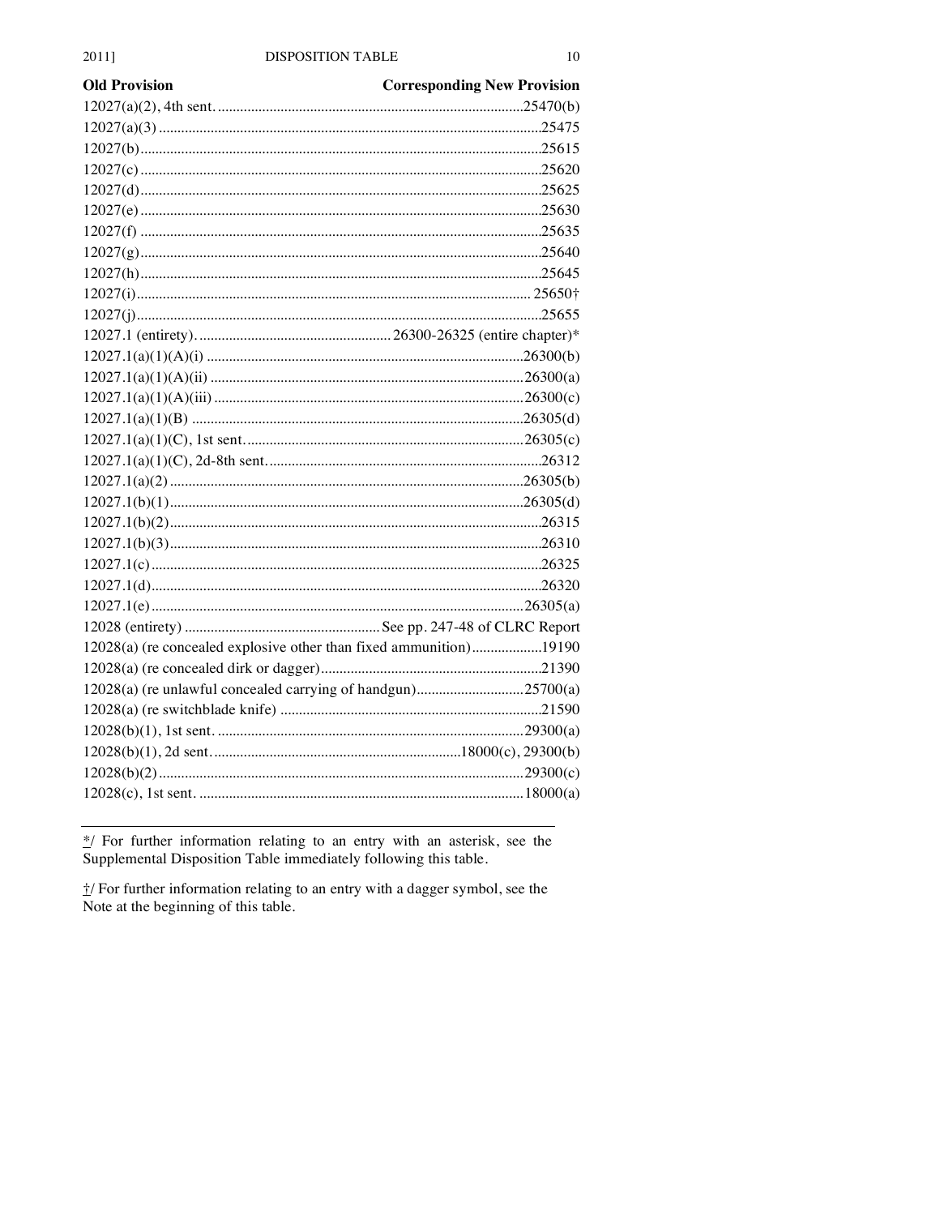| Old Provision | Corresponding New Provision |
|---|---|
| 12027(a)(2), 4th sent. | 25470(b) |
| 12027(a)(3) | 25475 |
| 12027(b) | 25615 |
| 12027(c) | 25620 |
| 12027(d) | 25625 |
| 12027(e) | 25630 |
| 12027(f) | 25635 |
| 12027(g) | 25640 |
| 12027(h) | 25645 |
| 12027(i) | 25650† |
| 12027(j) | 25655 |
| 12027.1 (entirety). | 26300-26325 (entire chapter)* |
| 12027.1(a)(1)(A)(i) | 26300(b) |
| 12027.1(a)(1)(A)(ii) | 26300(a) |
| 12027.1(a)(1)(A)(iii) | 26300(c) |
| 12027.1(a)(1)(B) | 26305(d) |
| 12027.1(a)(1)(C), 1st sent. | 26305(c) |
| 12027.1(a)(1)(C), 2d-8th sent. | 26312 |
| 12027.1(a)(2) | 26305(b) |
| 12027.1(b)(1) | 26305(d) |
| 12027.1(b)(2) | 26315 |
| 12027.1(b)(3) | 26310 |
| 12027.1(c) | 26325 |
| 12027.1(d) | 26320 |
| 12027.1(e) | 26305(a) |
| 12028 (entirety) | See pp. 247-48 of CLRC Report |
| 12028(a) (re concealed explosive other than fixed ammunition) | 19190 |
| 12028(a) (re concealed dirk or dagger) | 21390 |
| 12028(a) (re unlawful concealed carrying of handgun) | 25700(a) |
| 12028(a) (re switchblade knife) | 21590 |
| 12028(b)(1), 1st sent. | 29300(a) |
| 12028(b)(1), 2d sent. | 18000(c), 29300(b) |
| 12028(b)(2) | 29300(c) |
| 12028(c), 1st sent. | 18000(a) |

*/ For further information relating to an entry with an asterisk, see the Supplemental Disposition Table immediately following this table.

†/ For further information relating to an entry with a dagger symbol, see the Note at the beginning of this table.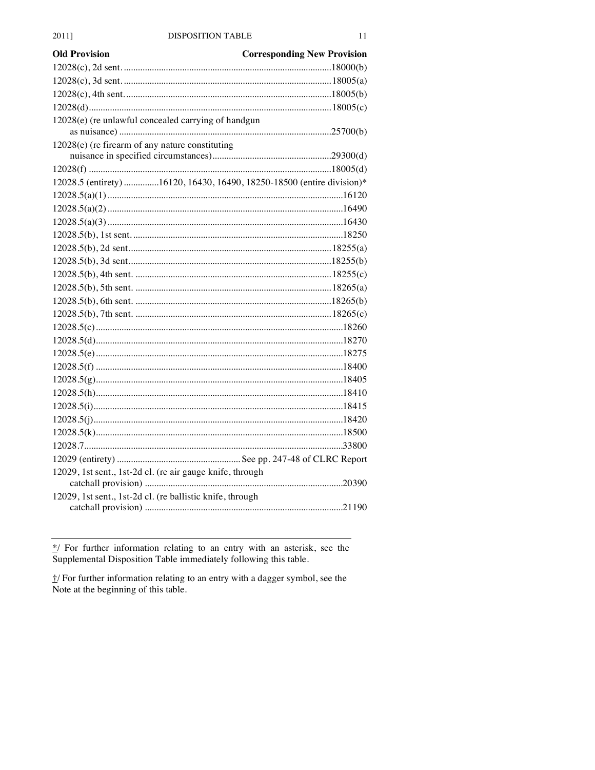| Old Provision | Corresponding New Provision |
|---|---|
| 12028(c), 2d sent. | 18000(b) |
| 12028(c), 3d sent. | 18005(a) |
| 12028(c), 4th sent. | 18005(b) |
| 12028(d) | 18005(c) |
| 12028(e) (re unlawful concealed carrying of handgun as nuisance) | 25700(b) |
| 12028(e) (re firearm of any nature constituting nuisance in specified circumstances) | 29300(d) |
| 12028(f) | 18005(d) |
| 12028.5 (entirety) | 16120, 16430, 16490, 18250-18500 (entire division)* |
| 12028.5(a)(1) | 16120 |
| 12028.5(a)(2) | 16490 |
| 12028.5(a)(3) | 16430 |
| 12028.5(b), 1st sent. | 18250 |
| 12028.5(b), 2d sent. | 18255(a) |
| 12028.5(b), 3d sent. | 18255(b) |
| 12028.5(b), 4th sent. | 18255(c) |
| 12028.5(b), 5th sent. | 18265(a) |
| 12028.5(b), 6th sent. | 18265(b) |
| 12028.5(b), 7th sent. | 18265(c) |
| 12028.5(c) | 18260 |
| 12028.5(d) | 18270 |
| 12028.5(e) | 18275 |
| 12028.5(f) | 18400 |
| 12028.5(g) | 18405 |
| 12028.5(h) | 18410 |
| 12028.5(i) | 18415 |
| 12028.5(j) | 18420 |
| 12028.5(k) | 18500 |
| 12028.7 | 33800 |
| 12029 (entirety) | See pp. 247-48 of CLRC Report |
| 12029, 1st sent., 1st-2d cl. (re air gauge knife, through catchall provision) | 20390 |
| 12029, 1st sent., 1st-2d cl. (re ballistic knife, through catchall provision) | 21190 |

*/ For further information relating to an entry with an asterisk, see the Supplemental Disposition Table immediately following this table.

†/ For further information relating to an entry with a dagger symbol, see the Note at the beginning of this table.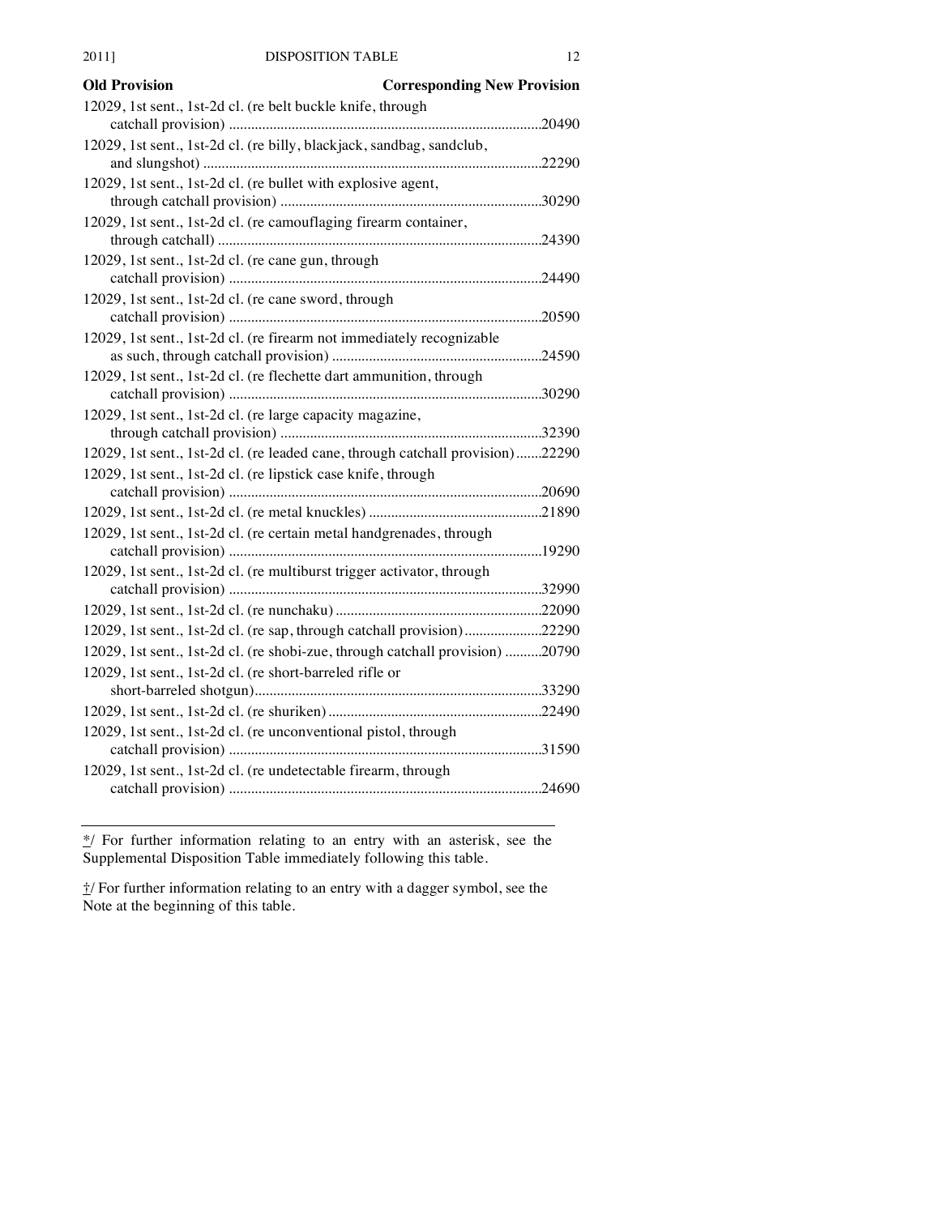| Old Provision | Corresponding New Provision |
|---|---|
| 12029, 1st sent., 1st-2d cl. (re belt buckle knife, through catchall provision) | 20490 |
| 12029, 1st sent., 1st-2d cl. (re billy, blackjack, sandbag, sandclub, and slungshot) | 22290 |
| 12029, 1st sent., 1st-2d cl. (re bullet with explosive agent, through catchall provision) | 30290 |
| 12029, 1st sent., 1st-2d cl. (re camouflaging firearm container, through catchall) | 24390 |
| 12029, 1st sent., 1st-2d cl. (re cane gun, through catchall provision) | 24490 |
| 12029, 1st sent., 1st-2d cl. (re cane sword, through catchall provision) | 20590 |
| 12029, 1st sent., 1st-2d cl. (re firearm not immediately recognizable as such, through catchall provision) | 24590 |
| 12029, 1st sent., 1st-2d cl. (re flechette dart ammunition, through catchall provision) | 30290 |
| 12029, 1st sent., 1st-2d cl. (re large capacity magazine, through catchall provision) | 32390 |
| 12029, 1st sent., 1st-2d cl. (re leaded cane, through catchall provision) | 22290 |
| 12029, 1st sent., 1st-2d cl. (re lipstick case knife, through catchall provision) | 20690 |
| 12029, 1st sent., 1st-2d cl. (re metal knuckles) | 21890 |
| 12029, 1st sent., 1st-2d cl. (re certain metal handgrenades, through catchall provision) | 19290 |
| 12029, 1st sent., 1st-2d cl. (re multiburst trigger activator, through catchall provision) | 32990 |
| 12029, 1st sent., 1st-2d cl. (re nunchaku) | 22090 |
| 12029, 1st sent., 1st-2d cl. (re sap, through catchall provision) | 22290 |
| 12029, 1st sent., 1st-2d cl. (re shobi-zue, through catchall provision) | 20790 |
| 12029, 1st sent., 1st-2d cl. (re short-barreled rifle or short-barreled shotgun) | 33290 |
| 12029, 1st sent., 1st-2d cl. (re shuriken) | 22490 |
| 12029, 1st sent., 1st-2d cl. (re unconventional pistol, through catchall provision) | 31590 |
| 12029, 1st sent., 1st-2d cl. (re undetectable firearm, through catchall provision) | 24690 |

---

*/ For further information relating to an entry with an asterisk, see the Supplemental Disposition Table immediately following this table.

†/ For further information relating to an entry with a dagger symbol, see the Note at the beginning of this table.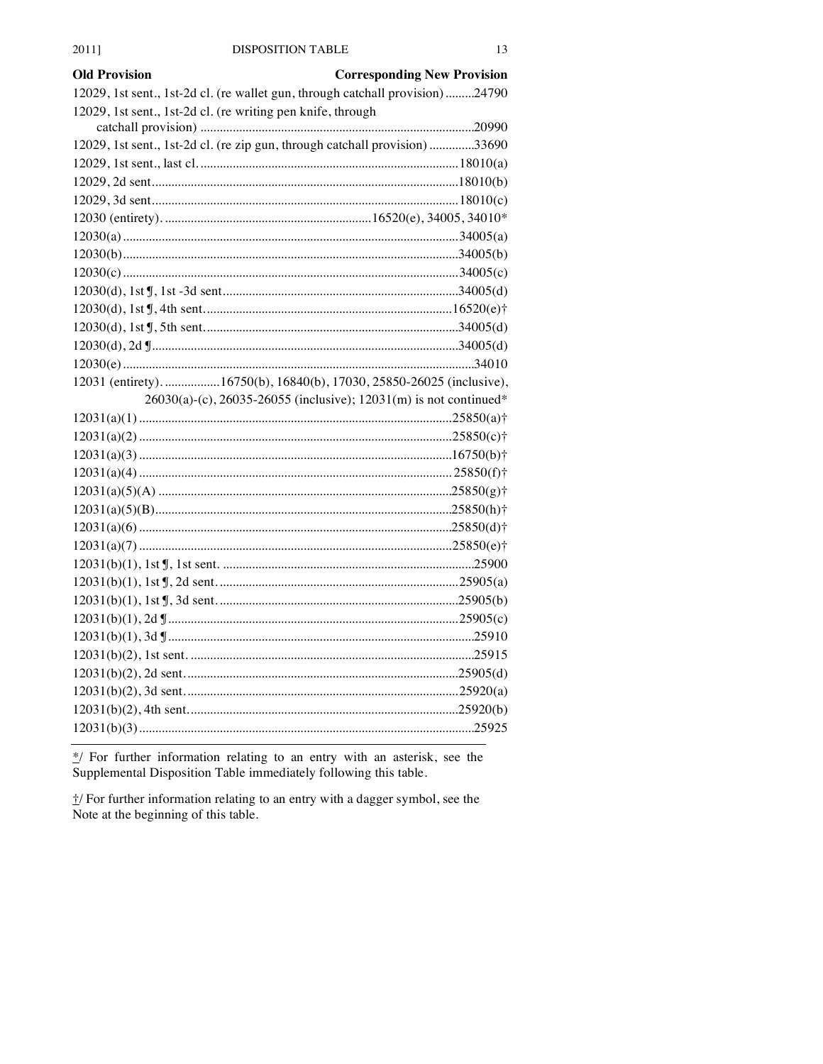| Old Provision | Corresponding New Provision |
|---|---|
| 12029, 1st sent., 1st-2d cl. (re wallet gun, through catchall provision) | 24790 |
| 12029, 1st sent., 1st-2d cl. (re writing pen knife, through catchall provision) | 20990 |
| 12029, 1st sent., 1st-2d cl. (re zip gun, through catchall provision) | 33690 |
| 12029, 1st sent., last cl. | 18010(a) |
| 12029, 2d sent. | 18010(b) |
| 12029, 3d sent. | 18010(c) |
| 12030 (entirety). | 16520(e), 34005, 34010* |
| 12030(a) | 34005(a) |
| 12030(b) | 34005(b) |
| 12030(c) | 34005(c) |
| 12030(d), 1st ¶, 1st -3d sent. | 34005(d) |
| 12030(d), 1st ¶, 4th sent. | 16520(e)† |
| 12030(d), 1st ¶, 5th sent. | 34005(d) |
| 12030(d), 2d ¶ | 34005(d) |
| 12030(e) | 34010 |
| 12031 (entirety). | 16750(b), 16840(b), 17030, 25850-26025 (inclusive), 26030(a)-(c), 26035-26055 (inclusive); 12031(m) is not continued* |
| 12031(a)(1) | 25850(a)† |
| 12031(a)(2) | 25850(c)† |
| 12031(a)(3) | 16750(b)† |
| 12031(a)(4) | 25850(f)† |
| 12031(a)(5)(A) | 25850(g)† |
| 12031(a)(5)(B) | 25850(h)† |
| 12031(a)(6) | 25850(d)† |
| 12031(a)(7) | 25850(e)† |
| 12031(b)(1), 1st ¶, 1st sent. | 25900 |
| 12031(b)(1), 1st ¶, 2d sent. | 25905(a) |
| 12031(b)(1), 1st ¶, 3d sent. | 25905(b) |
| 12031(b)(1), 2d ¶ | 25905(c) |
| 12031(b)(1), 3d ¶ | 25910 |
| 12031(b)(2), 1st sent. | 25915 |
| 12031(b)(2), 2d sent. | 25905(d) |
| 12031(b)(2), 3d sent. | 25920(a) |
| 12031(b)(2), 4th sent. | 25920(b) |
| 12031(b)(3) | 25925 |

*/ For further information relating to an entry with an asterisk, see the Supplemental Disposition Table immediately following this table.

†/ For further information relating to an entry with a dagger symbol, see the Note at the beginning of this table.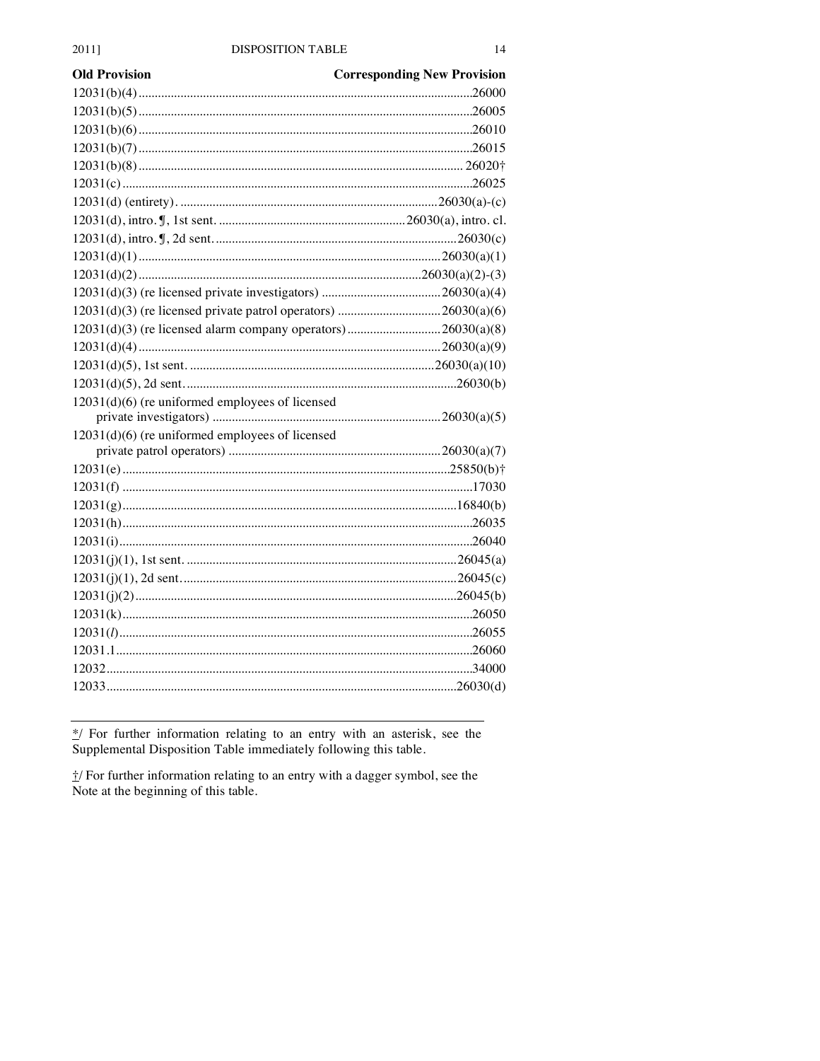| Old Provision | Corresponding New Provision |
|---|---|
| 12031(b)(4) | 26000 |
| 12031(b)(5) | 26005 |
| 12031(b)(6) | 26010 |
| 12031(b)(7) | 26015 |
| 12031(b)(8) | 26020† |
| 12031(c) | 26025 |
| 12031(d) (entirety) | 26030(a)-(c) |
| 12031(d), intro. ¶, 1st sent. | 26030(a), intro. cl. |
| 12031(d), intro. ¶, 2d sent. | 26030(c) |
| 12031(d)(1) | 26030(a)(1) |
| 12031(d)(2) | 26030(a)(2)-(3) |
| 12031(d)(3) (re licensed private investigators) | 26030(a)(4) |
| 12031(d)(3) (re licensed private patrol operators) | 26030(a)(6) |
| 12031(d)(3) (re licensed alarm company operators) | 26030(a)(8) |
| 12031(d)(4) | 26030(a)(9) |
| 12031(d)(5), 1st sent. | 26030(a)(10) |
| 12031(d)(5), 2d sent. | 26030(b) |
| 12031(d)(6) (re uniformed employees of licensed private investigators) | 26030(a)(5) |
| 12031(d)(6) (re uniformed employees of licensed private patrol operators) | 26030(a)(7) |
| 12031(e) | 25850(b)† |
| 12031(f) | 17030 |
| 12031(g) | 16840(b) |
| 12031(h) | 26035 |
| 12031(i) | 26040 |
| 12031(j)(1), 1st sent. | 26045(a) |
| 12031(j)(1), 2d sent. | 26045(c) |
| 12031(j)(2) | 26045(b) |
| 12031(k) | 26050 |
| 12031(*l*) | 26055 |
| 12031.1 | 26060 |
| 12032 | 34000 |
| 12033 | 26030(d) |

*/ For further information relating to an entry with an asterisk, see the Supplemental Disposition Table immediately following this table.

†/ For further information relating to an entry with a dagger symbol, see the Note at the beginning of this table.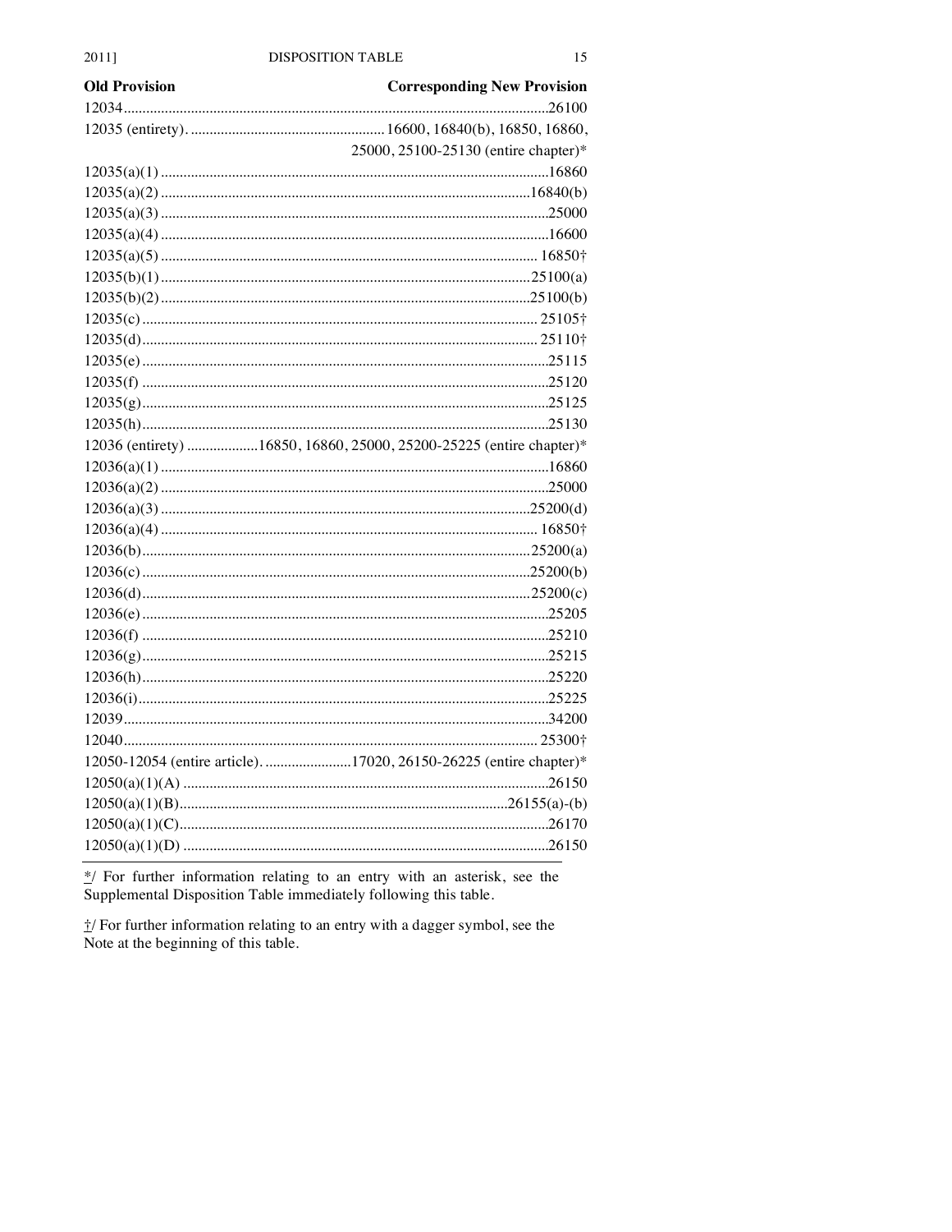| Old Provision | Corresponding New Provision |
|---|---|
| 12034 | 26100 |
| 12035 (entirety). | 16600, 16840(b), 16850, 16860, 25000, 25100-25130 (entire chapter)* |
| 12035(a)(1) | 16860 |
| 12035(a)(2) | 16840(b) |
| 12035(a)(3) | 25000 |
| 12035(a)(4) | 16600 |
| 12035(a)(5) | 16850† |
| 12035(b)(1) | 25100(a) |
| 12035(b)(2) | 25100(b) |
| 12035(c) | 25105† |
| 12035(d) | 25110† |
| 12035(e) | 25115 |
| 12035(f) | 25120 |
| 12035(g) | 25125 |
| 12035(h) | 25130 |
| 12036 (entirety) | 16850, 16860, 25000, 25200-25225 (entire chapter)* |
| 12036(a)(1) | 16860 |
| 12036(a)(2) | 25000 |
| 12036(a)(3) | 25200(d) |
| 12036(a)(4) | 16850† |
| 12036(b) | 25200(a) |
| 12036(c) | 25200(b) |
| 12036(d) | 25200(c) |
| 12036(e) | 25205 |
| 12036(f) | 25210 |
| 12036(g) | 25215 |
| 12036(h) | 25220 |
| 12036(i) | 25225 |
| 12039 | 34200 |
| 12040 | 25300† |
| 12050-12054 (entire article). | 17020, 26150-26225 (entire chapter)* |
| 12050(a)(1)(A) | 26150 |
| 12050(a)(1)(B) | 26155(a)-(b) |
| 12050(a)(1)(C) | 26170 |
| 12050(a)(1)(D) | 26150 |

*/ For further information relating to an entry with an asterisk, see the Supplemental Disposition Table immediately following this table.

†/ For further information relating to an entry with a dagger symbol, see the Note at the beginning of this table.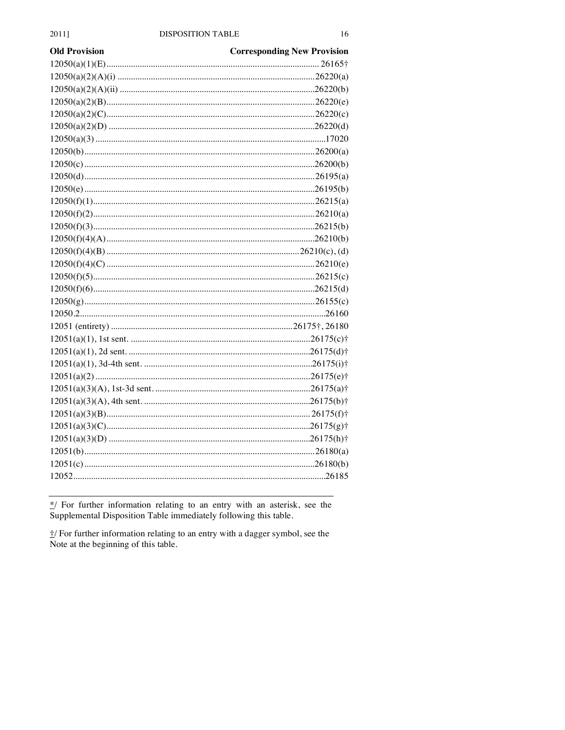| Old Provision | Corresponding New Provision |
|---|---|
| 12050(a)(1)(E) | 26165† |
| 12050(a)(2)(A)(i) | 26220(a) |
| 12050(a)(2)(A)(ii) | 26220(b) |
| 12050(a)(2)(B) | 26220(e) |
| 12050(a)(2)(C) | 26220(c) |
| 12050(a)(2)(D) | 26220(d) |
| 12050(a)(3) | 17020 |
| 12050(b) | 26200(a) |
| 12050(c) | 26200(b) |
| 12050(d) | 26195(a) |
| 12050(e) | 26195(b) |
| 12050(f)(1) | 26215(a) |
| 12050(f)(2) | 26210(a) |
| 12050(f)(3) | 26215(b) |
| 12050(f)(4)(A) | 26210(b) |
| 12050(f)(4)(B) | 26210(c), (d) |
| 12050(f)(4)(C) | 26210(e) |
| 12050(f)(5) | 26215(c) |
| 12050(f)(6) | 26215(d) |
| 12050(g) | 26155(c) |
| 12050.2 | 26160 |
| 12051 (entirety) | 26175†, 26180 |
| 12051(a)(1), 1st sent. | 26175(c)† |
| 12051(a)(1), 2d sent. | 26175(d)† |
| 12051(a)(1), 3d-4th sent. | 26175(i)† |
| 12051(a)(2) | 26175(e)† |
| 12051(a)(3)(A), 1st-3d sent. | 26175(a)† |
| 12051(a)(3)(A), 4th sent. | 26175(b)† |
| 12051(a)(3)(B) | 26175(f)† |
| 12051(a)(3)(C) | 26175(g)† |
| 12051(a)(3)(D) | 26175(h)† |
| 12051(b) | 26180(a) |
| 12051(c) | 26180(b) |
| 12052 | 26185 |

*/ For further information relating to an entry with an asterisk, see the Supplemental Disposition Table immediately following this table.

†/ For further information relating to an entry with a dagger symbol, see the Note at the beginning of this table.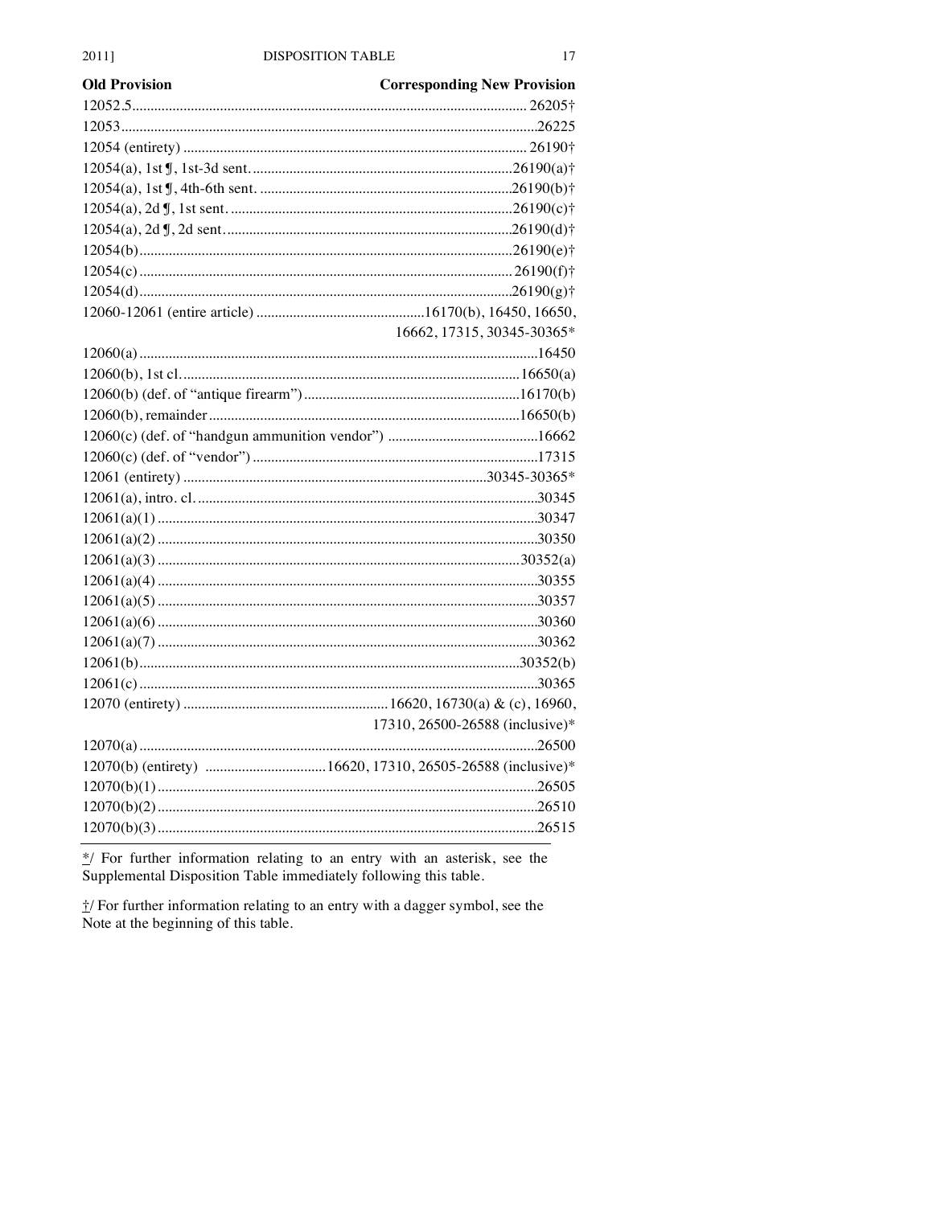| Old Provision | Corresponding New Provision |
|---|---|
| 12052.5 | 26205† |
| 12053 | 26225 |
| 12054 (entirety) | 26190† |
| 12054(a), 1st ¶, 1st-3d sent. | 26190(a)† |
| 12054(a), 1st ¶, 4th-6th sent. | 26190(b)† |
| 12054(a), 2d ¶, 1st sent. | 26190(c)† |
| 12054(a), 2d ¶, 2d sent. | 26190(d)† |
| 12054(b) | 26190(e)† |
| 12054(c) | 26190(f)† |
| 12054(d) | 26190(g)† |
| 12060-12061 (entire article) | 16170(b), 16450, 16650, 16662, 17315, 30345-30365* |
| 12060(a) | 16450 |
| 12060(b), 1st cl. | 16650(a) |
| 12060(b) (def. of "antique firearm") | 16170(b) |
| 12060(b), remainder | 16650(b) |
| 12060(c) (def. of "handgun ammunition vendor") | 16662 |
| 12060(c) (def. of "vendor") | 17315 |
| 12061 (entirety) | 30345-30365* |
| 12061(a), intro. cl. | 30345 |
| 12061(a)(1) | 30347 |
| 12061(a)(2) | 30350 |
| 12061(a)(3) | 30352(a) |
| 12061(a)(4) | 30355 |
| 12061(a)(5) | 30357 |
| 12061(a)(6) | 30360 |
| 12061(a)(7) | 30362 |
| 12061(b) | 30352(b) |
| 12061(c) | 30365 |
| 12070 (entirety) | 16620, 16730(a) & (c), 16960, 17310, 26500-26588 (inclusive)* |
| 12070(a) | 26500 |
| 12070(b) (entirety) | 16620, 17310, 26505-26588 (inclusive)* |
| 12070(b)(1) | 26505 |
| 12070(b)(2) | 26510 |
| 12070(b)(3) | 26515 |

*/ For further information relating to an entry with an asterisk, see the Supplemental Disposition Table immediately following this table.

†/ For further information relating to an entry with a dagger symbol, see the Note at the beginning of this table.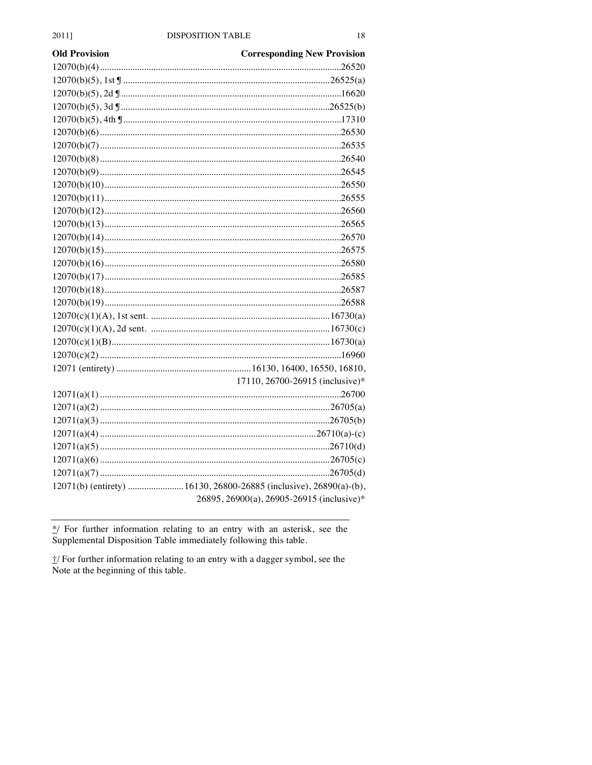| Old Provision | Corresponding New Provision |
|---|---|
| 12070(b)(4) | 26520 |
| 12070(b)(5), 1st ¶ | 26525(a) |
| 12070(b)(5), 2d ¶ | 16620 |
| 12070(b)(5), 3d ¶ | 26525(b) |
| 12070(b)(5), 4th ¶ | 17310 |
| 12070(b)(6) | 26530 |
| 12070(b)(7) | 26535 |
| 12070(b)(8) | 26540 |
| 12070(b)(9) | 26545 |
| 12070(b)(10) | 26550 |
| 12070(b)(11) | 26555 |
| 12070(b)(12) | 26560 |
| 12070(b)(13) | 26565 |
| 12070(b)(14) | 26570 |
| 12070(b)(15) | 26575 |
| 12070(b)(16) | 26580 |
| 12070(b)(17) | 26585 |
| 12070(b)(18) | 26587 |
| 12070(b)(19) | 26588 |
| 12070(c)(1)(A), 1st sent. | 16730(a) |
| 12070(c)(1)(A), 2d sent. | 16730(c) |
| 12070(c)(1)(B) | 16730(a) |
| 12070(c)(2) | 16960 |
| 12071 (entirety) | 16130, 16400, 16550, 16810, 17110, 26700-26915 (inclusive)* |
| 12071(a)(1) | 26700 |
| 12071(a)(2) | 26705(a) |
| 12071(a)(3) | 26705(b) |
| 12071(a)(4) | 26710(a)-(c) |
| 12071(a)(5) | 26710(d) |
| 12071(a)(6) | 26705(c) |
| 12071(a)(7) | 26705(d) |
| 12071(b) (entirety) | 16130, 26800-26885 (inclusive), 26890(a)-(b), 26895, 26900(a), 26905-26915 (inclusive)* |

*/ For further information relating to an entry with an asterisk, see the Supplemental Disposition Table immediately following this table.

†/ For further information relating to an entry with a dagger symbol, see the Note at the beginning of this table.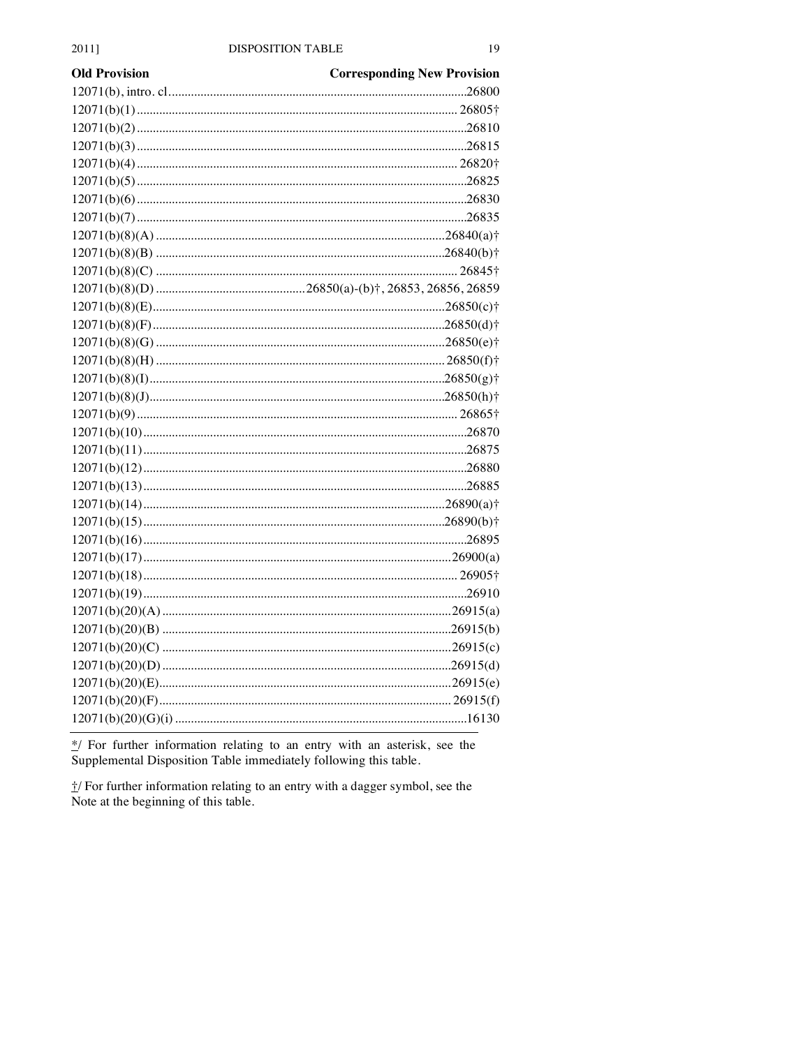| Old Provision | Corresponding New Provision |
|---|---|
| 12071(b), intro. cl. | 26800 |
| 12071(b)(1) | 26805† |
| 12071(b)(2) | 26810 |
| 12071(b)(3) | 26815 |
| 12071(b)(4) | 26820† |
| 12071(b)(5) | 26825 |
| 12071(b)(6) | 26830 |
| 12071(b)(7) | 26835 |
| 12071(b)(8)(A) | 26840(a)† |
| 12071(b)(8)(B) | 26840(b)† |
| 12071(b)(8)(C) | 26845† |
| 12071(b)(8)(D) | 26850(a)-(b)†, 26853, 26856, 26859 |
| 12071(b)(8)(E) | 26850(c)† |
| 12071(b)(8)(F) | 26850(d)† |
| 12071(b)(8)(G) | 26850(e)† |
| 12071(b)(8)(H) | 26850(f)† |
| 12071(b)(8)(I) | 26850(g)† |
| 12071(b)(8)(J) | 26850(h)† |
| 12071(b)(9) | 26865† |
| 12071(b)(10) | 26870 |
| 12071(b)(11) | 26875 |
| 12071(b)(12) | 26880 |
| 12071(b)(13) | 26885 |
| 12071(b)(14) | 26890(a)† |
| 12071(b)(15) | 26890(b)† |
| 12071(b)(16) | 26895 |
| 12071(b)(17) | 26900(a) |
| 12071(b)(18) | 26905† |
| 12071(b)(19) | 26910 |
| 12071(b)(20)(A) | 26915(a) |
| 12071(b)(20)(B) | 26915(b) |
| 12071(b)(20)(C) | 26915(c) |
| 12071(b)(20)(D) | 26915(d) |
| 12071(b)(20)(E) | 26915(e) |
| 12071(b)(20)(F) | 26915(f) |
| 12071(b)(20)(G)(i) | 16130 |

*/ For further information relating to an entry with an asterisk, see the Supplemental Disposition Table immediately following this table.

†/ For further information relating to an entry with a dagger symbol, see the Note at the beginning of this table.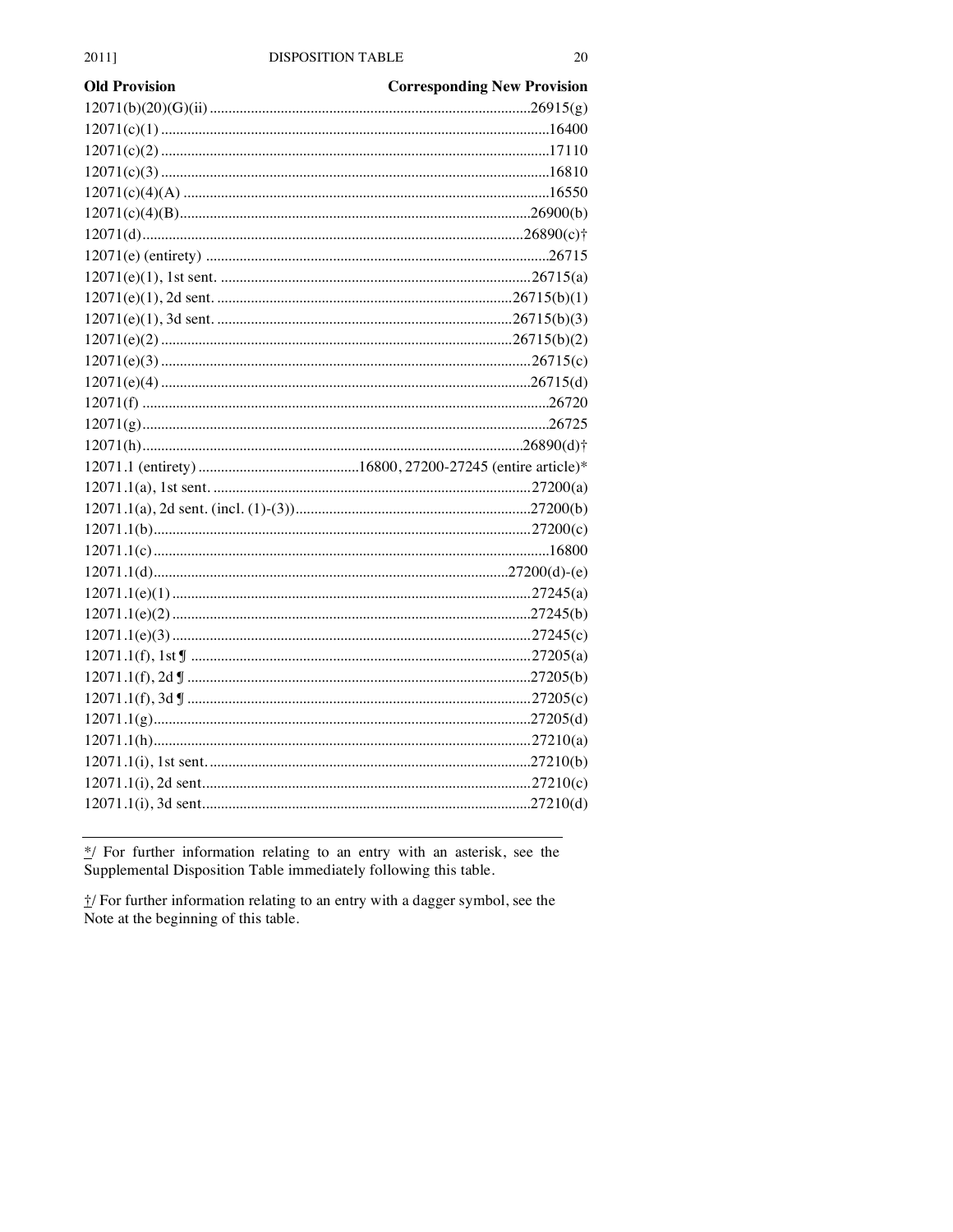| Old Provision | Corresponding New Provision |
|---|---|
| 12071(b)(20)(G)(ii) | 26915(g) |
| 12071(c)(1) | 16400 |
| 12071(c)(2) | 17110 |
| 12071(c)(3) | 16810 |
| 12071(c)(4)(A) | 16550 |
| 12071(c)(4)(B) | 26900(b) |
| 12071(d) | 26890(c)† |
| 12071(e) (entirety) | 26715 |
| 12071(e)(1), 1st sent. | 26715(a) |
| 12071(e)(1), 2d sent. | 26715(b)(1) |
| 12071(e)(1), 3d sent. | 26715(b)(3) |
| 12071(e)(2) | 26715(b)(2) |
| 12071(e)(3) | 26715(c) |
| 12071(e)(4) | 26715(d) |
| 12071(f) | 26720 |
| 12071(g) | 26725 |
| 12071(h) | 26890(d)† |
| 12071.1 (entirety) | 16800, 27200-27245 (entire article)* |
| 12071.1(a), 1st sent. | 27200(a) |
| 12071.1(a), 2d sent. (incl. (1)-(3)) | 27200(b) |
| 12071.1(b) | 27200(c) |
| 12071.1(c) | 16800 |
| 12071.1(d) | 27200(d)-(e) |
| 12071.1(e)(1) | 27245(a) |
| 12071.1(e)(2) | 27245(b) |
| 12071.1(e)(3) | 27245(c) |
| 12071.1(f), 1st ¶ | 27205(a) |
| 12071.1(f), 2d ¶ | 27205(b) |
| 12071.1(f), 3d ¶ | 27205(c) |
| 12071.1(g) | 27205(d) |
| 12071.1(h) | 27210(a) |
| 12071.1(i), 1st sent. | 27210(b) |
| 12071.1(i), 2d sent. | 27210(c) |
| 12071.1(i), 3d sent. | 27210(d) |

*/ For further information relating to an entry with an asterisk, see the Supplemental Disposition Table immediately following this table.

†/ For further information relating to an entry with a dagger symbol, see the Note at the beginning of this table.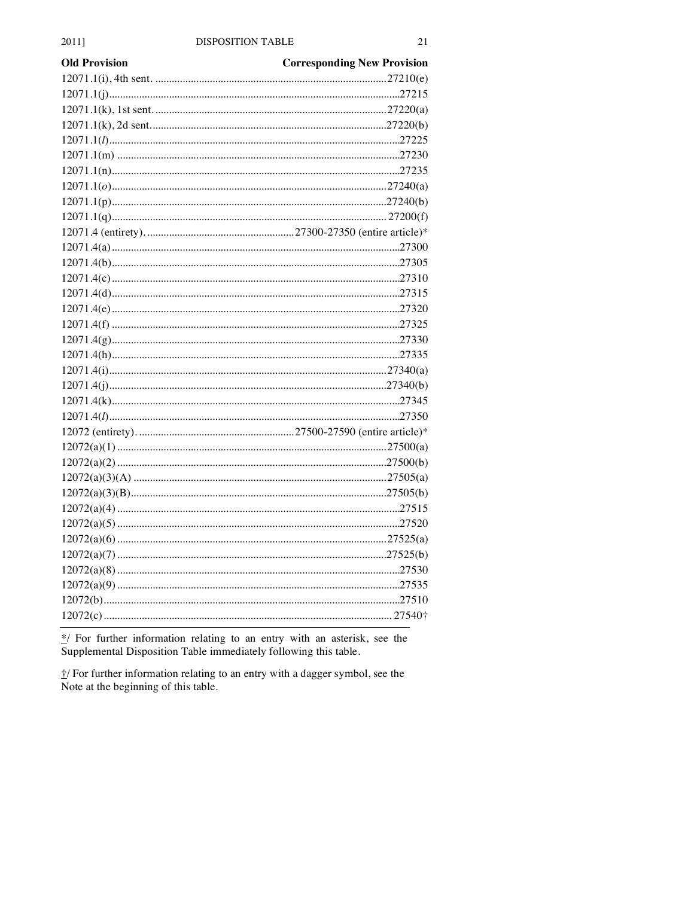| Old Provision | Corresponding New Provision |
|---|---|
| 12071.1(i), 4th sent. | 27210(e) |
| 12071.1(j) | 27215 |
| 12071.1(k), 1st sent. | 27220(a) |
| 12071.1(k), 2d sent. | 27220(b) |
| 12071.1(*l*) | 27225 |
| 12071.1(m) | 27230 |
| 12071.1(n) | 27235 |
| 12071.1(*o*) | 27240(a) |
| 12071.1(p) | 27240(b) |
| 12071.1(q) | 27200(f) |
| 12071.4 (entirety). | 27300-27350 (entire article)* |
| 12071.4(a) | 27300 |
| 12071.4(b) | 27305 |
| 12071.4(c) | 27310 |
| 12071.4(d) | 27315 |
| 12071.4(e) | 27320 |
| 12071.4(f) | 27325 |
| 12071.4(g) | 27330 |
| 12071.4(h) | 27335 |
| 12071.4(i) | 27340(a) |
| 12071.4(j) | 27340(b) |
| 12071.4(k) | 27345 |
| 12071.4(*l*) | 27350 |
| 12072 (entirety). | 27500-27590 (entire article)* |
| 12072(a)(1) | 27500(a) |
| 12072(a)(2) | 27500(b) |
| 12072(a)(3)(A) | 27505(a) |
| 12072(a)(3)(B) | 27505(b) |
| 12072(a)(4) | 27515 |
| 12072(a)(5) | 27520 |
| 12072(a)(6) | 27525(a) |
| 12072(a)(7) | 27525(b) |
| 12072(a)(8) | 27530 |
| 12072(a)(9) | 27535 |
| 12072(b) | 27510 |
| 12072(c) | 27540† |

*/ For further information relating to an entry with an asterisk, see the Supplemental Disposition Table immediately following this table.

†/ For further information relating to an entry with a dagger symbol, see the Note at the beginning of this table.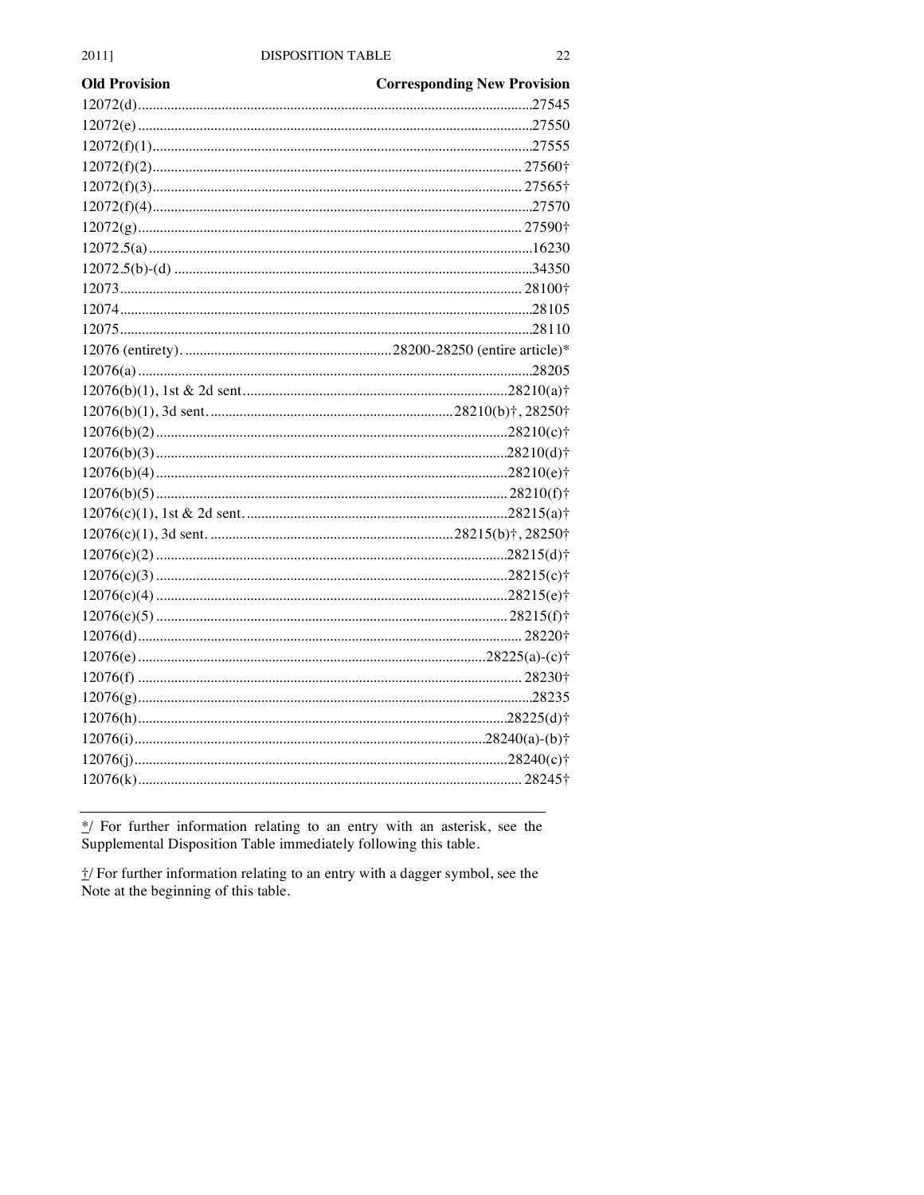| Old Provision | Corresponding New Provision |
|---|---|
| 12072(d) | 27545 |
| 12072(e) | 27550 |
| 12072(f)(1) | 27555 |
| 12072(f)(2) | 27560† |
| 12072(f)(3) | 27565† |
| 12072(f)(4) | 27570 |
| 12072(g) | 27590† |
| 12072.5(a) | 16230 |
| 12072.5(b)-(d) | 34350 |
| 12073 | 28100† |
| 12074 | 28105 |
| 12075 | 28110 |
| 12076 (entirety). | 28200-28250 (entire article)* |
| 12076(a) | 28205 |
| 12076(b)(1), 1st & 2d sent. | 28210(a)† |
| 12076(b)(1), 3d sent. | 28210(b)†, 28250† |
| 12076(b)(2) | 28210(c)† |
| 12076(b)(3) | 28210(d)† |
| 12076(b)(4) | 28210(e)† |
| 12076(b)(5) | 28210(f)† |
| 12076(c)(1), 1st & 2d sent. | 28215(a)† |
| 12076(c)(1), 3d sent. | 28215(b)†, 28250† |
| 12076(c)(2) | 28215(d)† |
| 12076(c)(3) | 28215(c)† |
| 12076(c)(4) | 28215(e)† |
| 12076(c)(5) | 28215(f)† |
| 12076(d) | 28220† |
| 12076(e) | 28225(a)-(c)† |
| 12076(f) | 28230† |
| 12076(g) | 28235 |
| 12076(h) | 28225(d)† |
| 12076(i) | 28240(a)-(b)† |
| 12076(j) | 28240(c)† |
| 12076(k) | 28245† |

*/ For further information relating to an entry with an asterisk, see the Supplemental Disposition Table immediately following this table.

†/ For further information relating to an entry with a dagger symbol, see the Note at the beginning of this table.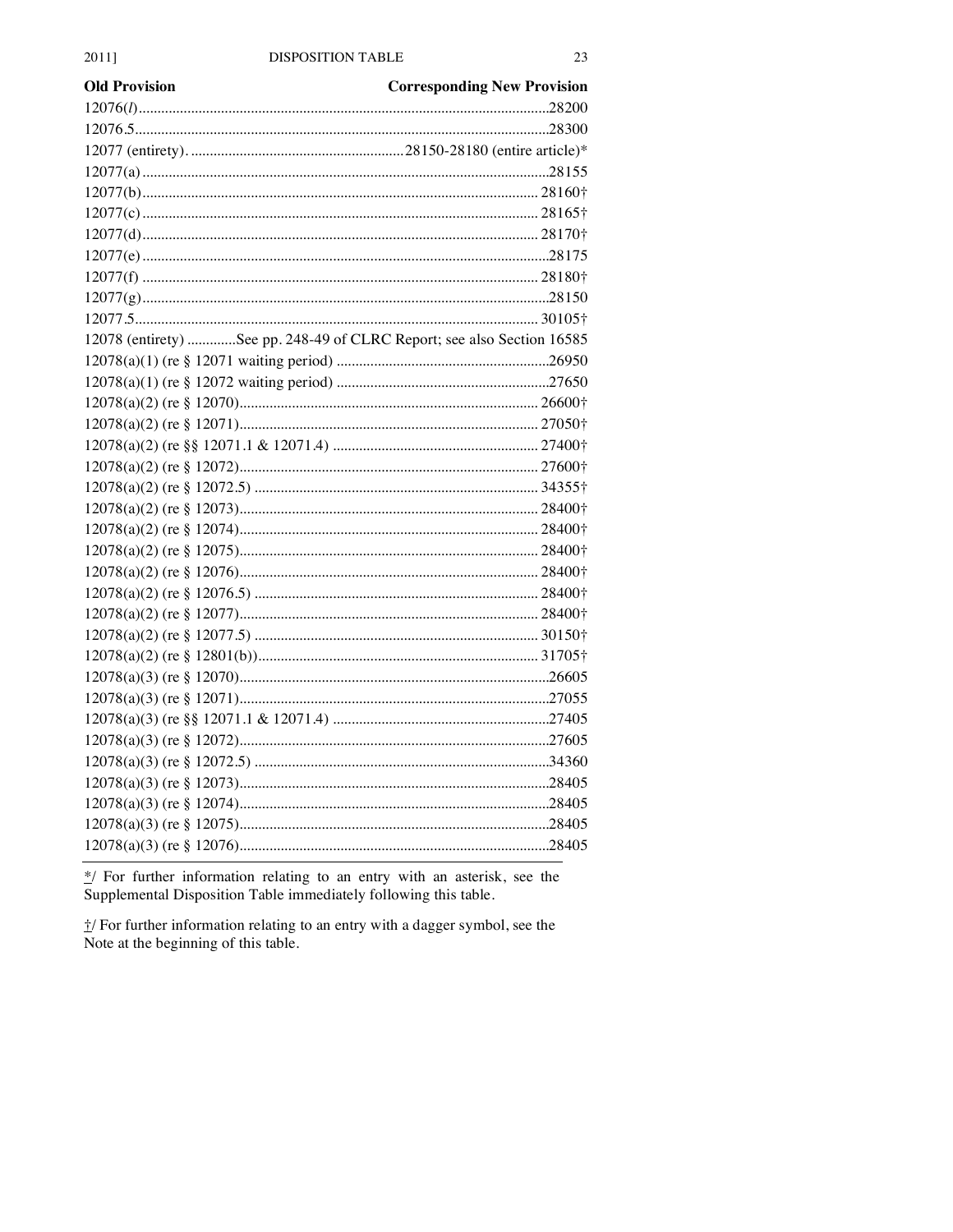| Old Provision | Corresponding New Provision |
|---|---|
| 12076(*l*) | 28200 |
| 12076.5 | 28300 |
| 12077 (entirety). | 28150-28180 (entire article)* |
| 12077(a) | 28155 |
| 12077(b) | 28160† |
| 12077(c) | 28165† |
| 12077(d) | 28170† |
| 12077(e) | 28175 |
| 12077(f) | 28180† |
| 12077(g) | 28150 |
| 12077.5 | 30105† |
| 12078 (entirety) | See pp. 248-49 of CLRC Report; see also Section 16585 |
| 12078(a)(1) (re § 12071 waiting period) | 26950 |
| 12078(a)(1) (re § 12072 waiting period) | 27650 |
| 12078(a)(2) (re § 12070) | 26600† |
| 12078(a)(2) (re § 12071) | 27050† |
| 12078(a)(2) (re §§ 12071.1 & 12071.4) | 27400† |
| 12078(a)(2) (re § 12072) | 27600† |
| 12078(a)(2) (re § 12072.5) | 34355† |
| 12078(a)(2) (re § 12073) | 28400† |
| 12078(a)(2) (re § 12074) | 28400† |
| 12078(a)(2) (re § 12075) | 28400† |
| 12078(a)(2) (re § 12076) | 28400† |
| 12078(a)(2) (re § 12076.5) | 28400† |
| 12078(a)(2) (re § 12077) | 28400† |
| 12078(a)(2) (re § 12077.5) | 30150† |
| 12078(a)(2) (re § 12801(b)) | 31705† |
| 12078(a)(3) (re § 12070) | 26605 |
| 12078(a)(3) (re § 12071) | 27055 |
| 12078(a)(3) (re §§ 12071.1 & 12071.4) | 27405 |
| 12078(a)(3) (re § 12072) | 27605 |
| 12078(a)(3) (re § 12072.5) | 34360 |
| 12078(a)(3) (re § 12073) | 28405 |
| 12078(a)(3) (re § 12074) | 28405 |
| 12078(a)(3) (re § 12075) | 28405 |
| 12078(a)(3) (re § 12076) | 28405 |

*/ For further information relating to an entry with an asterisk, see the Supplemental Disposition Table immediately following this table.

†/ For further information relating to an entry with a dagger symbol, see the Note at the beginning of this table.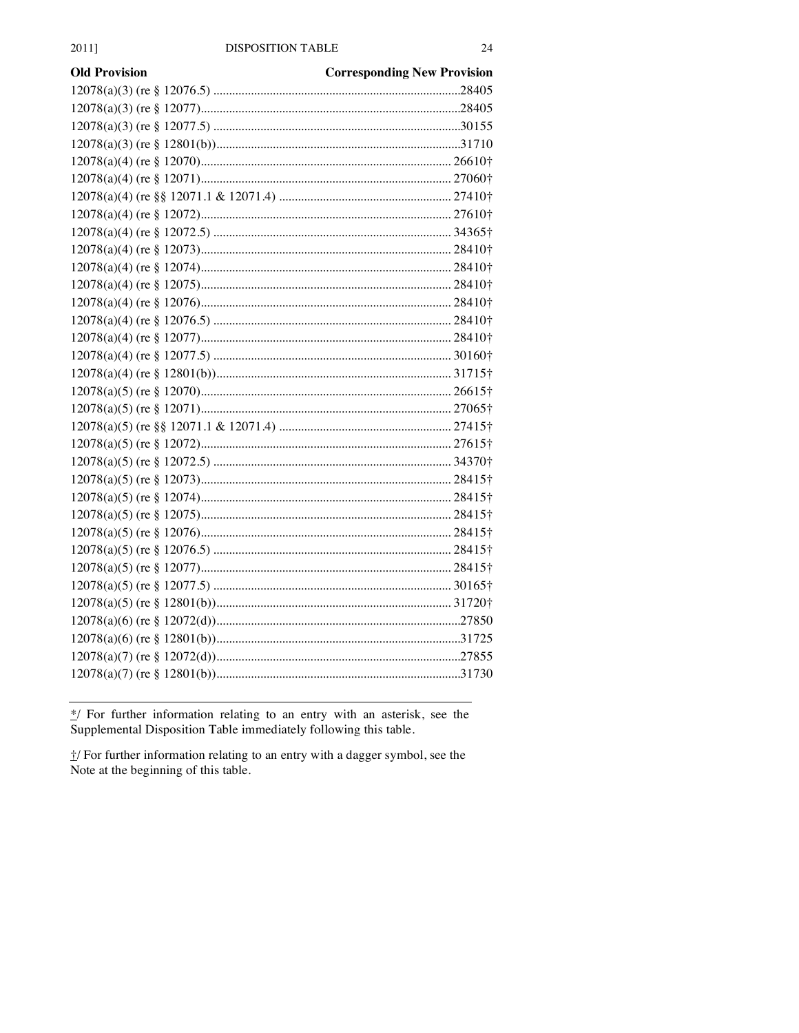| Old Provision | Corresponding New Provision |
|---|---|
| 12078(a)(3) (re § 12076.5) | 28405 |
| 12078(a)(3) (re § 12077) | 28405 |
| 12078(a)(3) (re § 12077.5) | 30155 |
| 12078(a)(3) (re § 12801(b)) | 31710 |
| 12078(a)(4) (re § 12070) | 26610† |
| 12078(a)(4) (re § 12071) | 27060† |
| 12078(a)(4) (re §§ 12071.1 & 12071.4) | 27410† |
| 12078(a)(4) (re § 12072) | 27610† |
| 12078(a)(4) (re § 12072.5) | 34365† |
| 12078(a)(4) (re § 12073) | 28410† |
| 12078(a)(4) (re § 12074) | 28410† |
| 12078(a)(4) (re § 12075) | 28410† |
| 12078(a)(4) (re § 12076) | 28410† |
| 12078(a)(4) (re § 12076.5) | 28410† |
| 12078(a)(4) (re § 12077) | 28410† |
| 12078(a)(4) (re § 12077.5) | 30160† |
| 12078(a)(4) (re § 12801(b)) | 31715† |
| 12078(a)(5) (re § 12070) | 26615† |
| 12078(a)(5) (re § 12071) | 27065† |
| 12078(a)(5) (re §§ 12071.1 & 12071.4) | 27415† |
| 12078(a)(5) (re § 12072) | 27615† |
| 12078(a)(5) (re § 12072.5) | 34370† |
| 12078(a)(5) (re § 12073) | 28415† |
| 12078(a)(5) (re § 12074) | 28415† |
| 12078(a)(5) (re § 12075) | 28415† |
| 12078(a)(5) (re § 12076) | 28415† |
| 12078(a)(5) (re § 12076.5) | 28415† |
| 12078(a)(5) (re § 12077) | 28415† |
| 12078(a)(5) (re § 12077.5) | 30165† |
| 12078(a)(5) (re § 12801(b)) | 31720† |
| 12078(a)(6) (re § 12072(d)) | 27850 |
| 12078(a)(6) (re § 12801(b)) | 31725 |
| 12078(a)(7) (re § 12072(d)) | 27855 |
| 12078(a)(7) (re § 12801(b)) | 31730 |

*/ For further information relating to an entry with an asterisk, see the Supplemental Disposition Table immediately following this table.

†/ For further information relating to an entry with a dagger symbol, see the Note at the beginning of this table.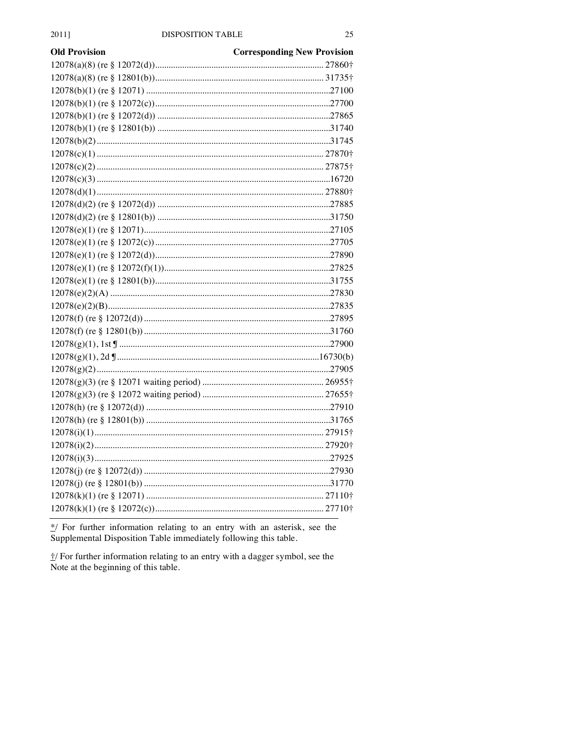| Old Provision | Corresponding New Provision |
| --- | --- |
| 12078(a)(8) (re § 12072(d)) | 27860† |
| 12078(a)(8) (re § 12801(b)) | 31735† |
| 12078(b)(1) (re § 12071) | 27100 |
| 12078(b)(1) (re § 12072(c)) | 27700 |
| 12078(b)(1) (re § 12072(d)) | 27865 |
| 12078(b)(1) (re § 12801(b)) | 31740 |
| 12078(b)(2) | 31745 |
| 12078(c)(1) | 27870† |
| 12078(c)(2) | 27875† |
| 12078(c)(3) | 16720 |
| 12078(d)(1) | 27880† |
| 12078(d)(2) (re § 12072(d)) | 27885 |
| 12078(d)(2) (re § 12801(b)) | 31750 |
| 12078(e)(1) (re § 12071) | 27105 |
| 12078(e)(1) (re § 12072(c)) | 27705 |
| 12078(e)(1) (re § 12072(d)) | 27890 |
| 12078(e)(1) (re § 12072(f)(1)) | 27825 |
| 12078(e)(1) (re § 12801(b)) | 31755 |
| 12078(e)(2)(A) | 27830 |
| 12078(e)(2)(B) | 27835 |
| 12078(f) (re § 12072(d)) | 27895 |
| 12078(f) (re § 12801(b)) | 31760 |
| 12078(g)(1), 1st ¶ | 27900 |
| 12078(g)(1), 2d ¶ | 16730(b) |
| 12078(g)(2) | 27905 |
| 12078(g)(3) (re § 12071 waiting period) | 26955† |
| 12078(g)(3) (re § 12072 waiting period) | 27655† |
| 12078(h) (re § 12072(d)) | 27910 |
| 12078(h) (re § 12801(b)) | 31765 |
| 12078(i)(1) | 27915† |
| 12078(i)(2) | 27920† |
| 12078(i)(3) | 27925 |
| 12078(j) (re § 12072(d)) | 27930 |
| 12078(j) (re § 12801(b)) | 31770 |
| 12078(k)(1) (re § 12071) | 27110† |
| 12078(k)(1) (re § 12072(c)) | 27710† |

*/ For further information relating to an entry with an asterisk, see the Supplemental Disposition Table immediately following this table.

†/ For further information relating to an entry with a dagger symbol, see the Note at the beginning of this table.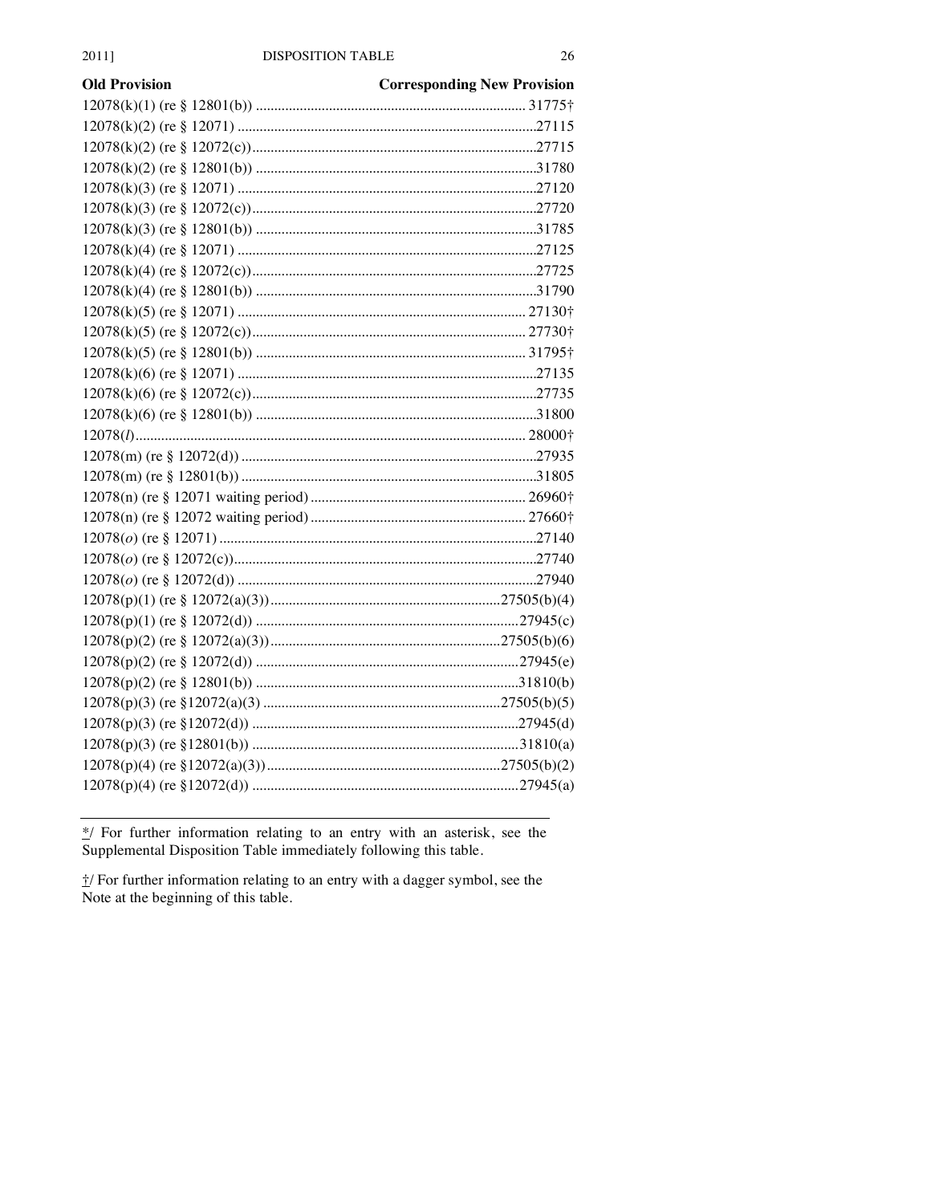| Old Provision | Corresponding New Provision |
|---|---|
| 12078(k)(1) (re § 12801(b)) | 31775† |
| 12078(k)(2) (re § 12071) | 27115 |
| 12078(k)(2) (re § 12072(c)) | 27715 |
| 12078(k)(2) (re § 12801(b)) | 31780 |
| 12078(k)(3) (re § 12071) | 27120 |
| 12078(k)(3) (re § 12072(c)) | 27720 |
| 12078(k)(3) (re § 12801(b)) | 31785 |
| 12078(k)(4) (re § 12071) | 27125 |
| 12078(k)(4) (re § 12072(c)) | 27725 |
| 12078(k)(4) (re § 12801(b)) | 31790 |
| 12078(k)(5) (re § 12071) | 27130† |
| 12078(k)(5) (re § 12072(c)) | 27730† |
| 12078(k)(5) (re § 12801(b)) | 31795† |
| 12078(k)(6) (re § 12071) | 27135 |
| 12078(k)(6) (re § 12072(c)) | 27735 |
| 12078(k)(6) (re § 12801(b)) | 31800 |
| 12078(*l*) | 28000† |
| 12078(m) (re § 12072(d)) | 27935 |
| 12078(m) (re § 12801(b)) | 31805 |
| 12078(n) (re § 12071 waiting period) | 26960† |
| 12078(n) (re § 12072 waiting period) | 27660† |
| 12078(*o*) (re § 12071) | 27140 |
| 12078(*o*) (re § 12072(c)) | 27740 |
| 12078(*o*) (re § 12072(d)) | 27940 |
| 12078(p)(1) (re § 12072(a)(3)) | 27505(b)(4) |
| 12078(p)(1) (re § 12072(d)) | 27945(c) |
| 12078(p)(2) (re § 12072(a)(3)) | 27505(b)(6) |
| 12078(p)(2) (re § 12072(d)) | 27945(e) |
| 12078(p)(2) (re § 12801(b)) | 31810(b) |
| 12078(p)(3) (re §12072(a)(3) | 27505(b)(5) |
| 12078(p)(3) (re §12072(d)) | 27945(d) |
| 12078(p)(3) (re §12801(b)) | 31810(a) |
| 12078(p)(4) (re §12072(a)(3)) | 27505(b)(2) |
| 12078(p)(4) (re §12072(d)) | 27945(a) |

*/ For further information relating to an entry with an asterisk, see the Supplemental Disposition Table immediately following this table.

†/ For further information relating to an entry with a dagger symbol, see the Note at the beginning of this table.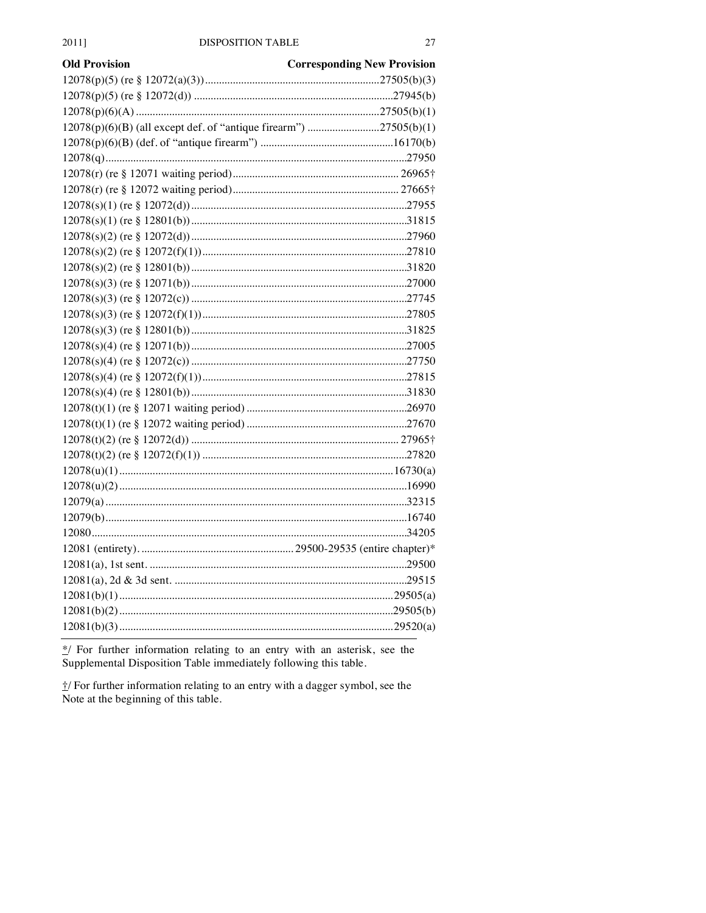| Old Provision | Corresponding New Provision |
|---|---|
| 12078(p)(5) (re § 12072(a)(3)) | 27505(b)(3) |
| 12078(p)(5) (re § 12072(d)) | 27945(b) |
| 12078(p)(6)(A) | 27505(b)(1) |
| 12078(p)(6)(B) (all except def. of "antique firearm") | 27505(b)(1) |
| 12078(p)(6)(B) (def. of "antique firearm") | 16170(b) |
| 12078(q) | 27950 |
| 12078(r) (re § 12071 waiting period) | 26965† |
| 12078(r) (re § 12072 waiting period) | 27665† |
| 12078(s)(1) (re § 12072(d)) | 27955 |
| 12078(s)(1) (re § 12801(b)) | 31815 |
| 12078(s)(2) (re § 12072(d)) | 27960 |
| 12078(s)(2) (re § 12072(f)(1)) | 27810 |
| 12078(s)(2) (re § 12801(b)) | 31820 |
| 12078(s)(3) (re § 12071(b)) | 27000 |
| 12078(s)(3) (re § 12072(c)) | 27745 |
| 12078(s)(3) (re § 12072(f)(1)) | 27805 |
| 12078(s)(3) (re § 12801(b)) | 31825 |
| 12078(s)(4) (re § 12071(b)) | 27005 |
| 12078(s)(4) (re § 12072(c)) | 27750 |
| 12078(s)(4) (re § 12072(f)(1)) | 27815 |
| 12078(s)(4) (re § 12801(b)) | 31830 |
| 12078(t)(1) (re § 12071 waiting period) | 26970 |
| 12078(t)(1) (re § 12072 waiting period) | 27670 |
| 12078(t)(2) (re § 12072(d)) | 27965† |
| 12078(t)(2) (re § 12072(f)(1)) | 27820 |
| 12078(u)(1) | 16730(a) |
| 12078(u)(2) | 16990 |
| 12079(a) | 32315 |
| 12079(b) | 16740 |
| 12080 | 34205 |
| 12081 (entirety) | 29500-29535 (entire chapter)* |
| 12081(a), 1st sent. | 29500 |
| 12081(a), 2d & 3d sent. | 29515 |
| 12081(b)(1) | 29505(a) |
| 12081(b)(2) | 29505(b) |
| 12081(b)(3) | 29520(a) |

*/ For further information relating to an entry with an asterisk, see the Supplemental Disposition Table immediately following this table.

†/ For further information relating to an entry with a dagger symbol, see the Note at the beginning of this table.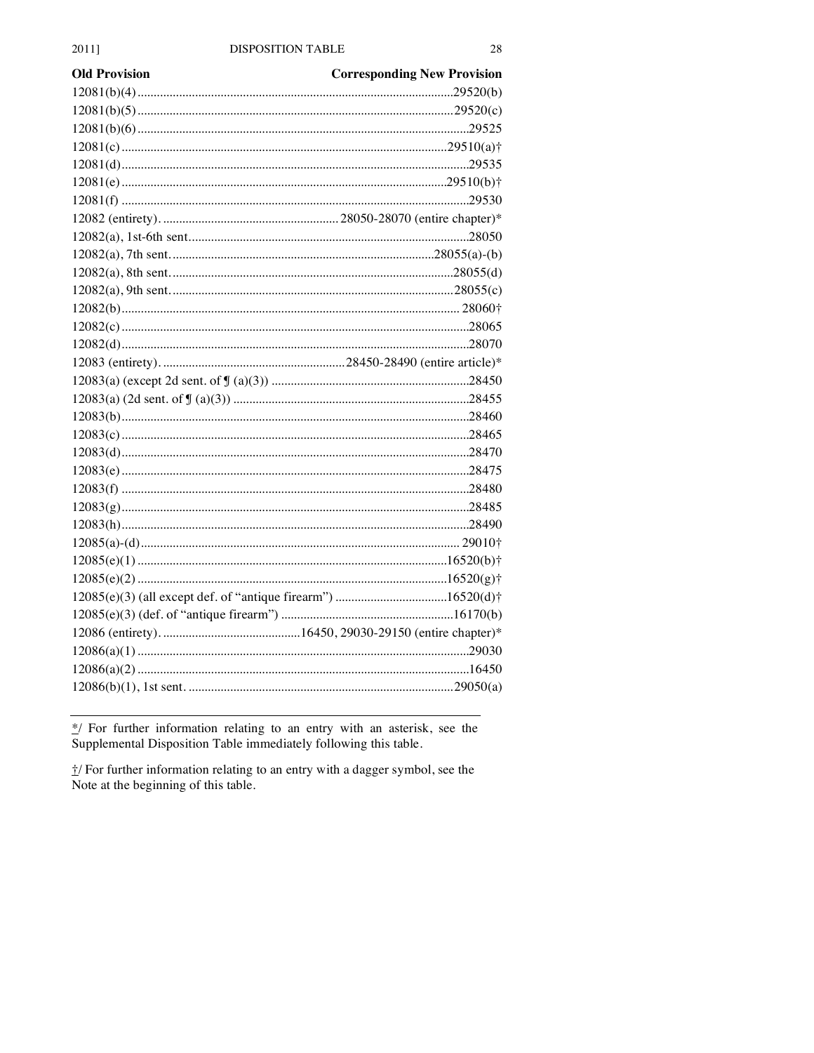| Old Provision | Corresponding New Provision |
|---|---|
| 12081(b)(4) | 29520(b) |
| 12081(b)(5) | 29520(c) |
| 12081(b)(6) | 29525 |
| 12081(c) | 29510(a)† |
| 12081(d) | 29535 |
| 12081(e) | 29510(b)† |
| 12081(f) | 29530 |
| 12082 (entirety). | 28050-28070 (entire chapter)* |
| 12082(a), 1st-6th sent. | 28050 |
| 12082(a), 7th sent. | 28055(a)-(b) |
| 12082(a), 8th sent. | 28055(d) |
| 12082(a), 9th sent. | 28055(c) |
| 12082(b) | 28060† |
| 12082(c) | 28065 |
| 12082(d) | 28070 |
| 12083 (entirety). | 28450-28490 (entire article)* |
| 12083(a) (except 2d sent. of ¶ (a)(3)) | 28450 |
| 12083(a) (2d sent. of ¶ (a)(3)) | 28455 |
| 12083(b) | 28460 |
| 12083(c) | 28465 |
| 12083(d) | 28470 |
| 12083(e) | 28475 |
| 12083(f) | 28480 |
| 12083(g) | 28485 |
| 12083(h) | 28490 |
| 12085(a)-(d) | 29010† |
| 12085(e)(1) | 16520(b)† |
| 12085(e)(2) | 16520(g)† |
| 12085(e)(3) (all except def. of "antique firearm") | 16520(d)† |
| 12085(e)(3) (def. of "antique firearm") | 16170(b) |
| 12086 (entirety). | 16450, 29030-29150 (entire chapter)* |
| 12086(a)(1) | 29030 |
| 12086(a)(2) | 16450 |
| 12086(b)(1), 1st sent. | 29050(a) |

*/ For further information relating to an entry with an asterisk, see the Supplemental Disposition Table immediately following this table.

†/ For further information relating to an entry with a dagger symbol, see the Note at the beginning of this table.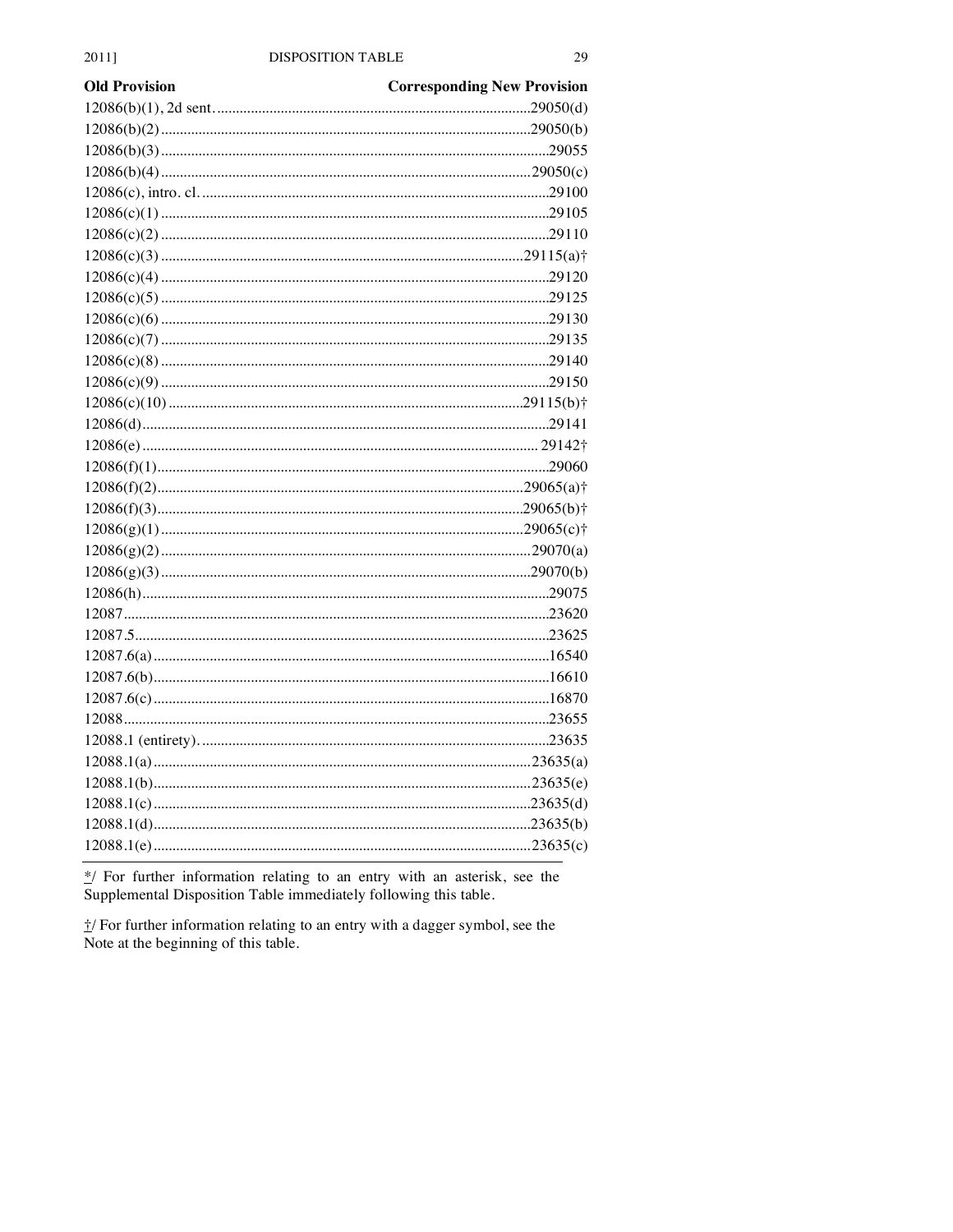| Old Provision | Corresponding New Provision |
|---|---|
| 12086(b)(1), 2d sent. | 29050(d) |
| 12086(b)(2) | 29050(b) |
| 12086(b)(3) | 29055 |
| 12086(b)(4) | 29050(c) |
| 12086(c), intro. cl. | 29100 |
| 12086(c)(1) | 29105 |
| 12086(c)(2) | 29110 |
| 12086(c)(3) | 29115(a)† |
| 12086(c)(4) | 29120 |
| 12086(c)(5) | 29125 |
| 12086(c)(6) | 29130 |
| 12086(c)(7) | 29135 |
| 12086(c)(8) | 29140 |
| 12086(c)(9) | 29150 |
| 12086(c)(10) | 29115(b)† |
| 12086(d) | 29141 |
| 12086(e) | 29142† |
| 12086(f)(1) | 29060 |
| 12086(f)(2) | 29065(a)† |
| 12086(f)(3) | 29065(b)† |
| 12086(g)(1) | 29065(c)† |
| 12086(g)(2) | 29070(a) |
| 12086(g)(3) | 29070(b) |
| 12086(h) | 29075 |
| 12087 | 23620 |
| 12087.5 | 23625 |
| 12087.6(a) | 16540 |
| 12087.6(b) | 16610 |
| 12087.6(c) | 16870 |
| 12088 | 23655 |
| 12088.1 (entirety). | 23635 |
| 12088.1(a) | 23635(a) |
| 12088.1(b) | 23635(e) |
| 12088.1(c) | 23635(d) |
| 12088.1(d) | 23635(b) |
| 12088.1(e) | 23635(c) |

*/ For further information relating to an entry with an asterisk, see the Supplemental Disposition Table immediately following this table.

†/ For further information relating to an entry with a dagger symbol, see the Note at the beginning of this table.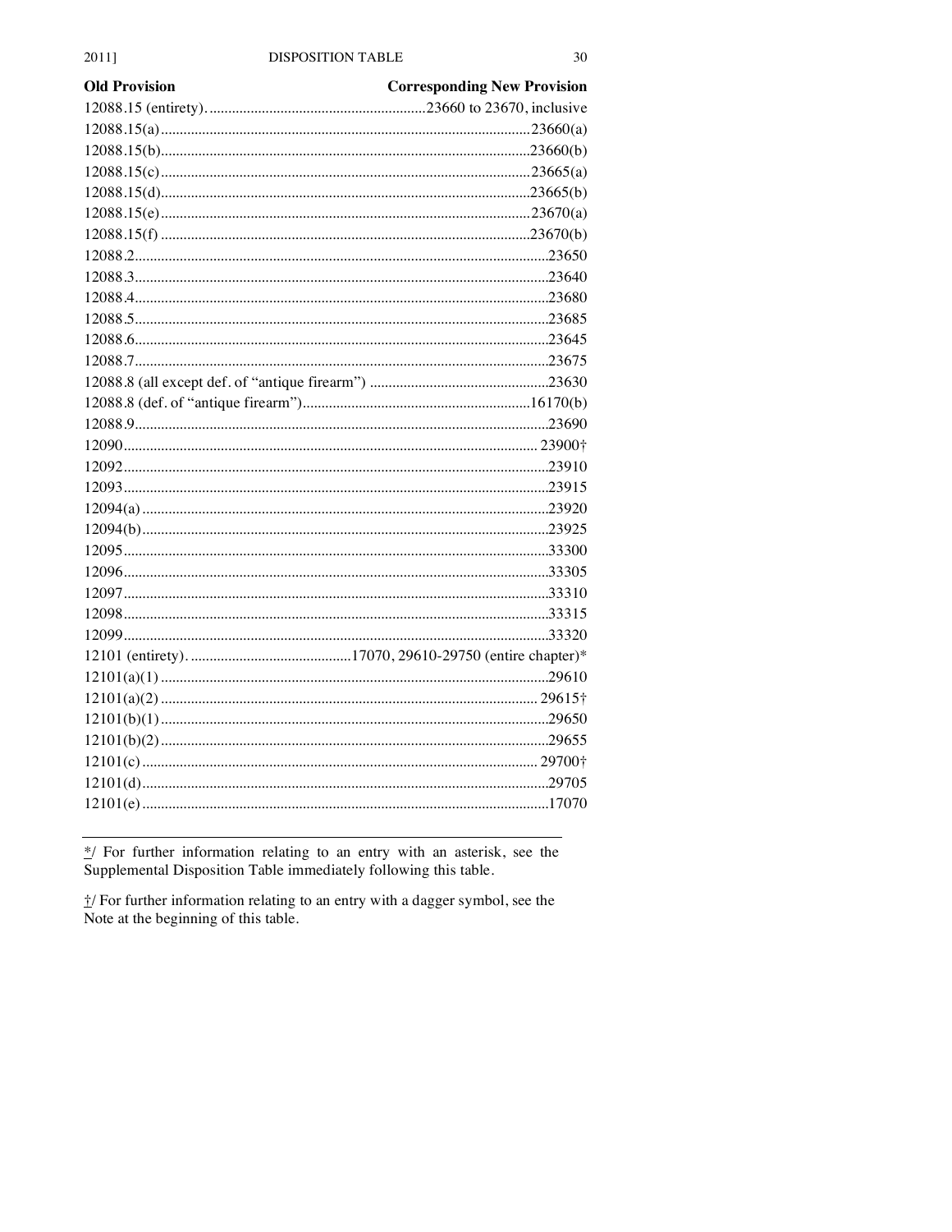| Old Provision | Corresponding New Provision |
| --- | --- |
| 12088.15 (entirety) | 23660 to 23670, inclusive |
| 12088.15(a) | 23660(a) |
| 12088.15(b) | 23660(b) |
| 12088.15(c) | 23665(a) |
| 12088.15(d) | 23665(b) |
| 12088.15(e) | 23670(a) |
| 12088.15(f) | 23670(b) |
| 12088.2 | 23650 |
| 12088.3 | 23640 |
| 12088.4 | 23680 |
| 12088.5 | 23685 |
| 12088.6 | 23645 |
| 12088.7 | 23675 |
| 12088.8 (all except def. of "antique firearm") | 23630 |
| 12088.8 (def. of "antique firearm") | 16170(b) |
| 12088.9 | 23690 |
| 12090 | 23900† |
| 12092 | 23910 |
| 12093 | 23915 |
| 12094(a) | 23920 |
| 12094(b) | 23925 |
| 12095 | 33300 |
| 12096 | 33305 |
| 12097 | 33310 |
| 12098 | 33315 |
| 12099 | 33320 |
| 12101 (entirety) | 17070, 29610-29750 (entire chapter)* |
| 12101(a)(1) | 29610 |
| 12101(a)(2) | 29615† |
| 12101(b)(1) | 29650 |
| 12101(b)(2) | 29655 |
| 12101(c) | 29700† |
| 12101(d) | 29705 |
| 12101(e) | 17070 |

*/ For further information relating to an entry with an asterisk, see the Supplemental Disposition Table immediately following this table.

†/ For further information relating to an entry with a dagger symbol, see the Note at the beginning of this table.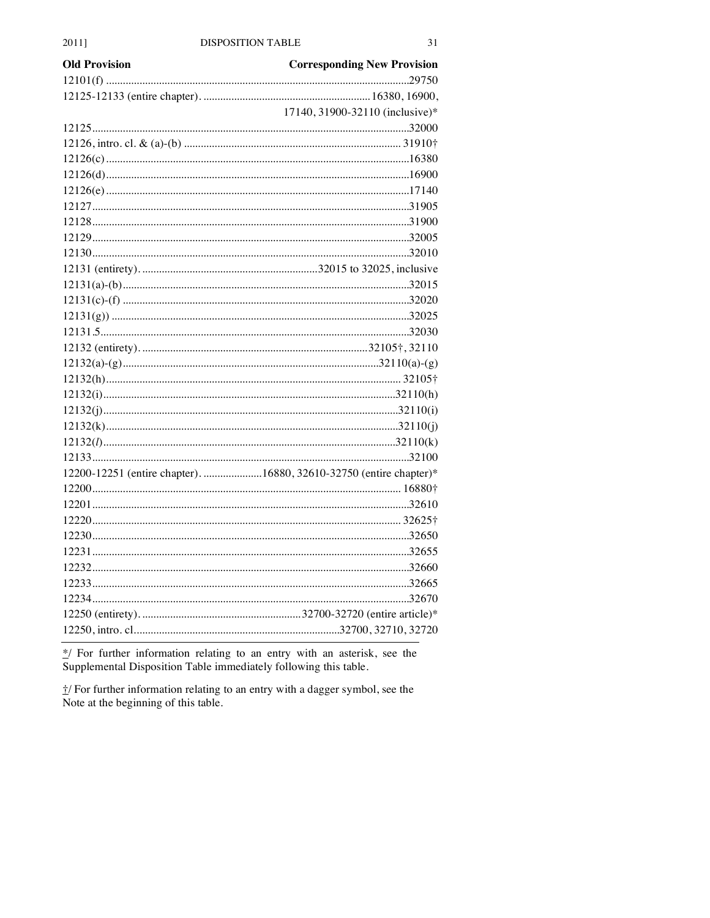| Old Provision | Corresponding New Provision |
|---|---|
| 12101(f) | 29750 |
| 12125-12133 (entire chapter). | 16380, 16900, 17140, 31900-32110 (inclusive)* |
| 12125 | 32000 |
| 12126, intro. cl. & (a)-(b) | 31910† |
| 12126(c) | 16380 |
| 12126(d) | 16900 |
| 12126(e) | 17140 |
| 12127 | 31905 |
| 12128 | 31900 |
| 12129 | 32005 |
| 12130 | 32010 |
| 12131 (entirety). | 32015 to 32025, inclusive |
| 12131(a)-(b) | 32015 |
| 12131(c)-(f) | 32020 |
| 12131(g)) | 32025 |
| 12131.5 | 32030 |
| 12132 (entirety). | 32105†, 32110 |
| 12132(a)-(g) | 32110(a)-(g) |
| 12132(h) | 32105† |
| 12132(i) | 32110(h) |
| 12132(j) | 32110(i) |
| 12132(k) | 32110(j) |
| 12132(*l*) | 32110(k) |
| 12133 | 32100 |
| 12200-12251 (entire chapter). | 16880, 32610-32750 (entire chapter)* |
| 12200 | 16880† |
| 12201 | 32610 |
| 12220 | 32625† |
| 12230 | 32650 |
| 12231 | 32655 |
| 12232 | 32660 |
| 12233 | 32665 |
| 12234 | 32670 |
| 12250 (entirety). | 32700-32720 (entire article)* |
| 12250, intro. cl. | 32700, 32710, 32720 |

*/ For further information relating to an entry with an asterisk, see the Supplemental Disposition Table immediately following this table.

†/ For further information relating to an entry with a dagger symbol, see the Note at the beginning of this table.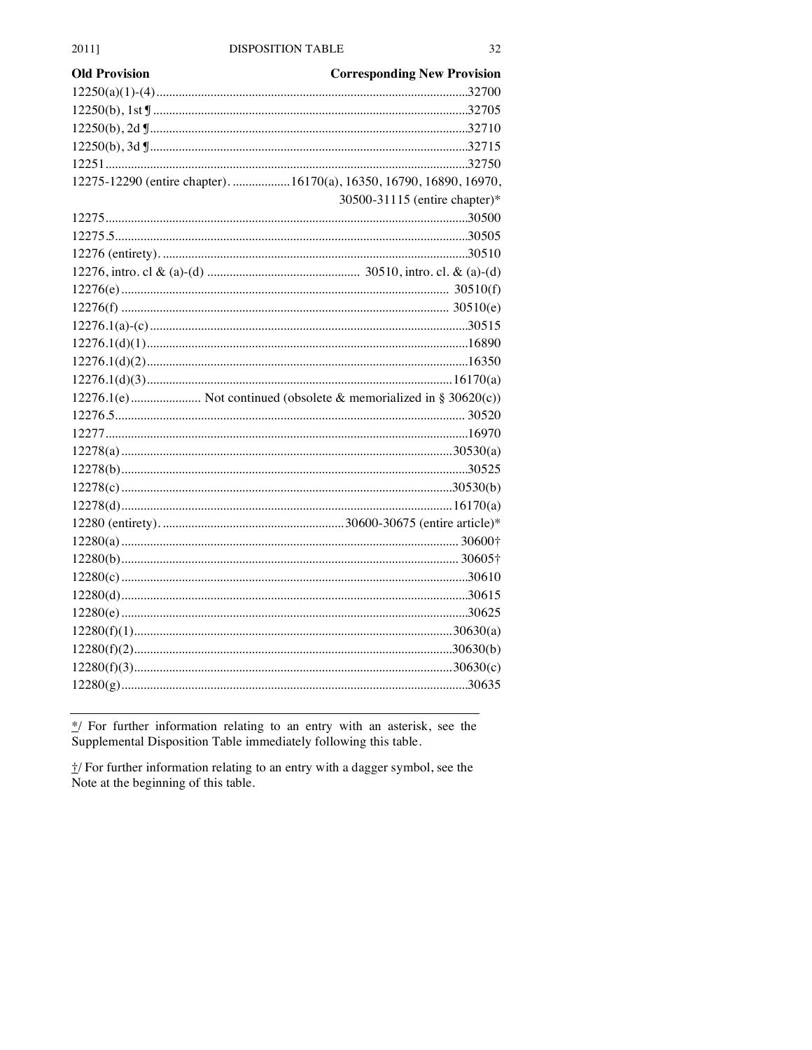| Old Provision | Corresponding New Provision |
| --- | --- |
| 12250(a)(1)-(4) | 32700 |
| 12250(b), 1st ¶ | 32705 |
| 12250(b), 2d ¶ | 32710 |
| 12250(b), 3d ¶ | 32715 |
| 12251 | 32750 |
| 12275-12290 (entire chapter). | 16170(a), 16350, 16790, 16890, 16970, 30500-31115 (entire chapter)* |
| 12275 | 30500 |
| 12275.5 | 30505 |
| 12276 (entirety). | 30510 |
| 12276, intro. cl & (a)-(d) | 30510, intro. cl. & (a)-(d) |
| 12276(e) | 30510(f) |
| 12276(f) | 30510(e) |
| 12276.1(a)-(c) | 30515 |
| 12276.1(d)(1) | 16890 |
| 12276.1(d)(2) | 16350 |
| 12276.1(d)(3) | 16170(a) |
| 12276.1(e) | Not continued (obsolete & memorialized in § 30620(c)) |
| 12276.5 | 30520 |
| 12277 | 16970 |
| 12278(a) | 30530(a) |
| 12278(b) | 30525 |
| 12278(c) | 30530(b) |
| 12278(d) | 16170(a) |
| 12280 (entirety). | 30600-30675 (entire article)* |
| 12280(a) | 30600† |
| 12280(b) | 30605† |
| 12280(c) | 30610 |
| 12280(d) | 30615 |
| 12280(e) | 30625 |
| 12280(f)(1) | 30630(a) |
| 12280(f)(2) | 30630(b) |
| 12280(f)(3) | 30630(c) |
| 12280(g) | 30635 |

*/ For further information relating to an entry with an asterisk, see the Supplemental Disposition Table immediately following this table.

†/ For further information relating to an entry with a dagger symbol, see the Note at the beginning of this table.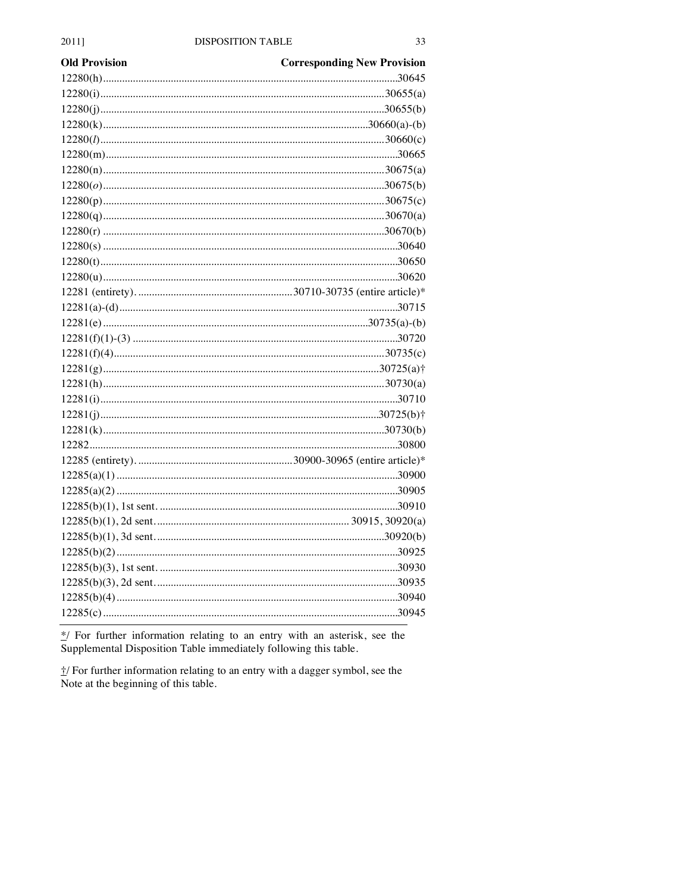| Old Provision | Corresponding New Provision |
|---|---|
| 12280(h) | 30645 |
| 12280(i) | 30655(a) |
| 12280(j) | 30655(b) |
| 12280(k) | 30660(a)-(b) |
| 12280(*l*) | 30660(c) |
| 12280(m) | 30665 |
| 12280(n) | 30675(a) |
| 12280(*o*) | 30675(b) |
| 12280(p) | 30675(c) |
| 12280(q) | 30670(a) |
| 12280(r) | 30670(b) |
| 12280(s) | 30640 |
| 12280(t) | 30650 |
| 12280(u) | 30620 |
| 12281 (entirety). | 30710-30735 (entire article)* |
| 12281(a)-(d) | 30715 |
| 12281(e) | 30735(a)-(b) |
| 12281(f)(1)-(3) | 30720 |
| 12281(f)(4) | 30735(c) |
| 12281(g) | 30725(a)† |
| 12281(h) | 30730(a) |
| 12281(i) | 30710 |
| 12281(j) | 30725(b)† |
| 12281(k) | 30730(b) |
| 12282 | 30800 |
| 12285 (entirety). | 30900-30965 (entire article)* |
| 12285(a)(1) | 30900 |
| 12285(a)(2) | 30905 |
| 12285(b)(1), 1st sent. | 30910 |
| 12285(b)(1), 2d sent. | 30915, 30920(a) |
| 12285(b)(1), 3d sent. | 30920(b) |
| 12285(b)(2) | 30925 |
| 12285(b)(3), 1st sent. | 30930 |
| 12285(b)(3), 2d sent. | 30935 |
| 12285(b)(4) | 30940 |
| 12285(c) | 30945 |

*/ For further information relating to an entry with an asterisk, see the Supplemental Disposition Table immediately following this table.

†/ For further information relating to an entry with a dagger symbol, see the Note at the beginning of this table.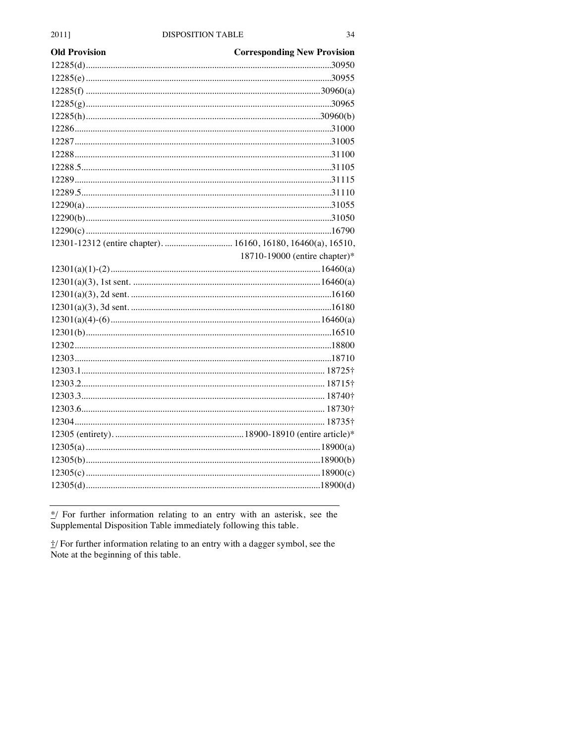| Old Provision | Corresponding New Provision |
|---|---|
| 12285(d) | 30950 |
| 12285(e) | 30955 |
| 12285(f) | 30960(a) |
| 12285(g) | 30965 |
| 12285(h) | 30960(b) |
| 12286 | 31000 |
| 12287 | 31005 |
| 12288 | 31100 |
| 12288.5 | 31105 |
| 12289 | 31115 |
| 12289.5 | 31110 |
| 12290(a) | 31055 |
| 12290(b) | 31050 |
| 12290(c) | 16790 |
| 12301-12312 (entire chapter). | 16160, 16180, 16460(a), 16510, 18710-19000 (entire chapter)* |
| 12301(a)(1)-(2) | 16460(a) |
| 12301(a)(3), 1st sent. | 16460(a) |
| 12301(a)(3), 2d sent. | 16160 |
| 12301(a)(3), 3d sent. | 16180 |
| 12301(a)(4)-(6) | 16460(a) |
| 12301(b) | 16510 |
| 12302 | 18800 |
| 12303 | 18710 |
| 12303.1 | 18725† |
| 12303.2 | 18715† |
| 12303.3 | 18740† |
| 12303.6 | 18730† |
| 12304 | 18735† |
| 12305 (entirety). | 18900-18910 (entire article)* |
| 12305(a) | 18900(a) |
| 12305(b) | 18900(b) |
| 12305(c) | 18900(c) |
| 12305(d) | 18900(d) |

*/ For further information relating to an entry with an asterisk, see the Supplemental Disposition Table immediately following this table.

†/ For further information relating to an entry with a dagger symbol, see the Note at the beginning of this table.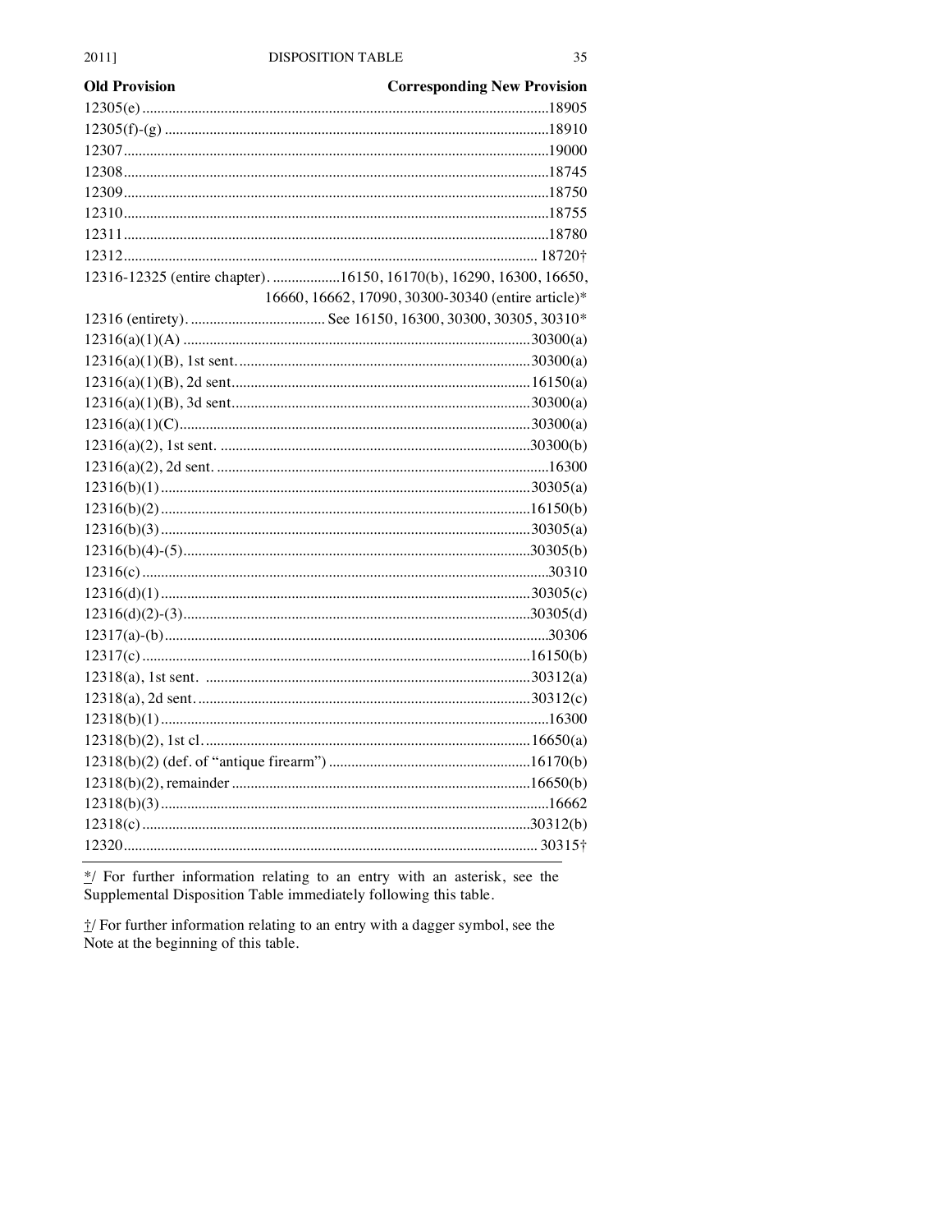| Old Provision | Corresponding New Provision |
|---|---|
| 12305(e) | 18905 |
| 12305(f)-(g) | 18910 |
| 12307 | 19000 |
| 12308 | 18745 |
| 12309 | 18750 |
| 12310 | 18755 |
| 12311 | 18780 |
| 12312 | 18720† |
| 12316-12325 (entire chapter). | 16150, 16170(b), 16290, 16300, 16650, 16660, 16662, 17090, 30300-30340 (entire article)* |
| 12316 (entirety). | See 16150, 16300, 30300, 30305, 30310* |
| 12316(a)(1)(A) | 30300(a) |
| 12316(a)(1)(B), 1st sent. | 30300(a) |
| 12316(a)(1)(B), 2d sent. | 16150(a) |
| 12316(a)(1)(B), 3d sent. | 30300(a) |
| 12316(a)(1)(C) | 30300(a) |
| 12316(a)(2), 1st sent. | 30300(b) |
| 12316(a)(2), 2d sent. | 16300 |
| 12316(b)(1) | 30305(a) |
| 12316(b)(2) | 16150(b) |
| 12316(b)(3) | 30305(a) |
| 12316(b)(4)-(5) | 30305(b) |
| 12316(c) | 30310 |
| 12316(d)(1) | 30305(c) |
| 12316(d)(2)-(3) | 30305(d) |
| 12317(a)-(b) | 30306 |
| 12317(c) | 16150(b) |
| 12318(a), 1st sent. | 30312(a) |
| 12318(a), 2d sent. | 30312(c) |
| 12318(b)(1) | 16300 |
| 12318(b)(2), 1st cl. | 16650(a) |
| 12318(b)(2) (def. of "antique firearm") | 16170(b) |
| 12318(b)(2), remainder | 16650(b) |
| 12318(b)(3) | 16662 |
| 12318(c) | 30312(b) |
| 12320 | 30315† |

*/ For further information relating to an entry with an asterisk, see the Supplemental Disposition Table immediately following this table.

†/ For further information relating to an entry with a dagger symbol, see the Note at the beginning of this table.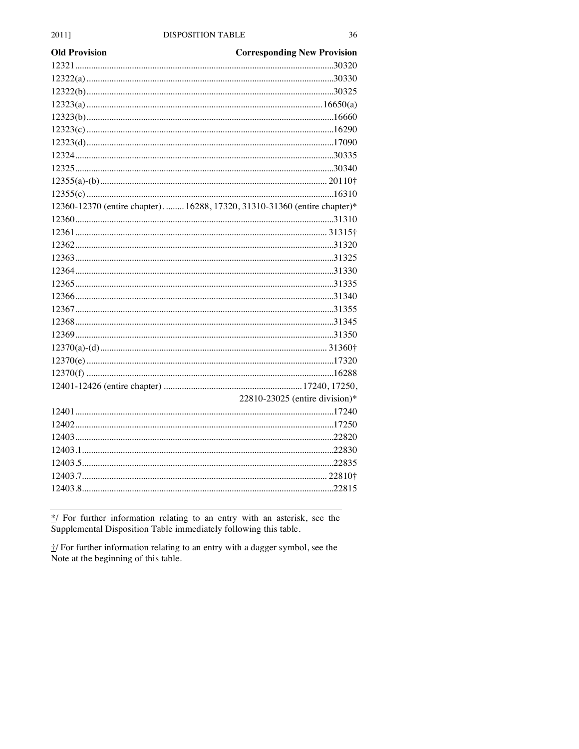| Old Provision | Corresponding New Provision |
|---|---|
| 12321 | 30320 |
| 12322(a) | 30330 |
| 12322(b) | 30325 |
| 12323(a) | 16650(a) |
| 12323(b) | 16660 |
| 12323(c) | 16290 |
| 12323(d) | 17090 |
| 12324 | 30335 |
| 12325 | 30340 |
| 12355(a)-(b) | 20110† |
| 12355(c) | 16310 |
| 12360-12370 (entire chapter). | 16288, 17320, 31310-31360 (entire chapter)* |
| 12360 | 31310 |
| 12361 | 31315† |
| 12362 | 31320 |
| 12363 | 31325 |
| 12364 | 31330 |
| 12365 | 31335 |
| 12366 | 31340 |
| 12367 | 31355 |
| 12368 | 31345 |
| 12369 | 31350 |
| 12370(a)-(d) | 31360† |
| 12370(e) | 17320 |
| 12370(f) | 16288 |
| 12401-12426 (entire chapter) | 17240, 17250, 22810-23025 (entire division)* |
| 12401 | 17240 |
| 12402 | 17250 |
| 12403 | 22820 |
| 12403.1 | 22830 |
| 12403.5 | 22835 |
| 12403.7 | 22810† |
| 12403.8 | 22815 |

*/ For further information relating to an entry with an asterisk, see the Supplemental Disposition Table immediately following this table.

†/ For further information relating to an entry with a dagger symbol, see the Note at the beginning of this table.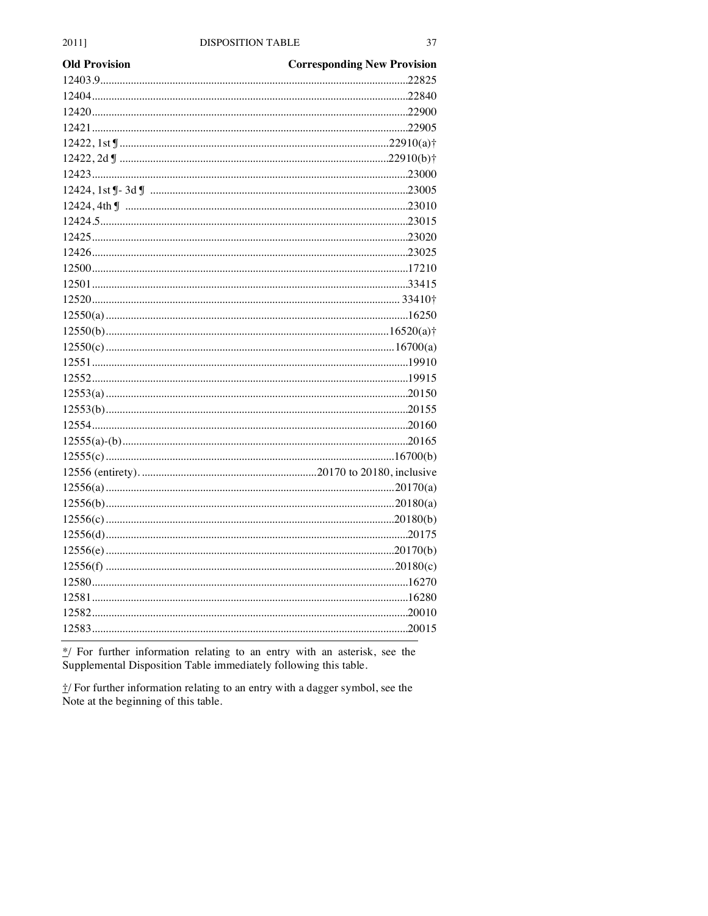| Old Provision | Corresponding New Provision |
|---|---|
| 12403.9 | 22825 |
| 12404 | 22840 |
| 12420 | 22900 |
| 12421 | 22905 |
| 12422, 1st ¶ | 22910(a)† |
| 12422, 2d ¶ | 22910(b)† |
| 12423 | 23000 |
| 12424, 1st ¶- 3d ¶ | 23005 |
| 12424, 4th ¶ | 23010 |
| 12424.5 | 23015 |
| 12425 | 23020 |
| 12426 | 23025 |
| 12500 | 17210 |
| 12501 | 33415 |
| 12520 | 33410† |
| 12550(a) | 16250 |
| 12550(b) | 16520(a)† |
| 12550(c) | 16700(a) |
| 12551 | 19910 |
| 12552 | 19915 |
| 12553(a) | 20150 |
| 12553(b) | 20155 |
| 12554 | 20160 |
| 12555(a)-(b) | 20165 |
| 12555(c) | 16700(b) |
| 12556 (entirety). | 20170 to 20180, inclusive |
| 12556(a) | 20170(a) |
| 12556(b) | 20180(a) |
| 12556(c) | 20180(b) |
| 12556(d) | 20175 |
| 12556(e) | 20170(b) |
| 12556(f) | 20180(c) |
| 12580 | 16270 |
| 12581 | 16280 |
| 12582 | 20010 |
| 12583 | 20015 |

*/ For further information relating to an entry with an asterisk, see the Supplemental Disposition Table immediately following this table.

†/ For further information relating to an entry with a dagger symbol, see the Note at the beginning of this table.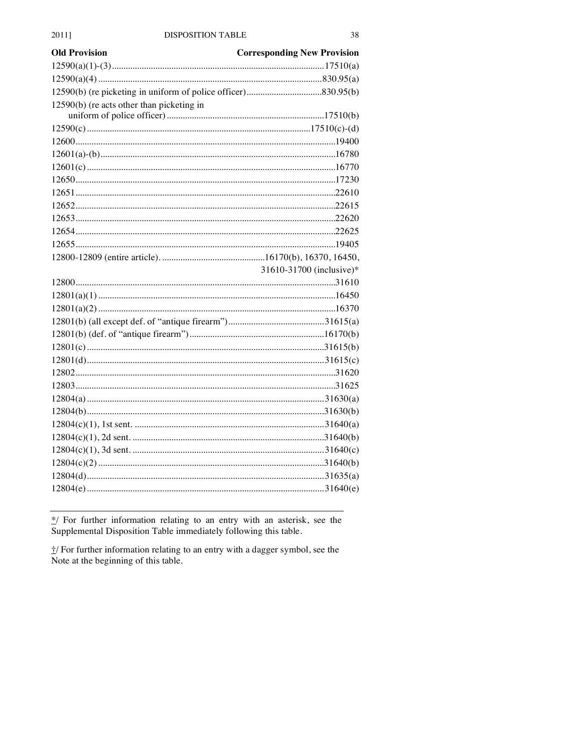| Old Provision | Corresponding New Provision |
|---|---|
| 12590(a)(1)-(3) | 17510(a) |
| 12590(a)(4) | 830.95(a) |
| 12590(b) (re picketing in uniform of police officer) | 830.95(b) |
| 12590(b) (re acts other than picketing in uniform of police officer) | 17510(b) |
| 12590(c) | 17510(c)-(d) |
| 12600 | 19400 |
| 12601(a)-(b) | 16780 |
| 12601(c) | 16770 |
| 12650 | 17230 |
| 12651 | 22610 |
| 12652 | 22615 |
| 12653 | 22620 |
| 12654 | 22625 |
| 12655 | 19405 |
| 12800-12809 (entire article). | 16170(b), 16370, 16450, 31610-31700 (inclusive)* |
| 12800 | 31610 |
| 12801(a)(1) | 16450 |
| 12801(a)(2) | 16370 |
| 12801(b) (all except def. of "antique firearm") | 31615(a) |
| 12801(b) (def. of "antique firearm") | 16170(b) |
| 12801(c) | 31615(b) |
| 12801(d) | 31615(c) |
| 12802 | 31620 |
| 12803 | 31625 |
| 12804(a) | 31630(a) |
| 12804(b) | 31630(b) |
| 12804(c)(1), 1st sent. | 31640(a) |
| 12804(c)(1), 2d sent. | 31640(b) |
| 12804(c)(1), 3d sent. | 31640(c) |
| 12804(c)(2) | 31640(b) |
| 12804(d) | 31635(a) |
| 12804(e) | 31640(e) |

---

*/ For further information relating to an entry with an asterisk, see the Supplemental Disposition Table immediately following this table.

†/ For further information relating to an entry with a dagger symbol, see the Note at the beginning of this table.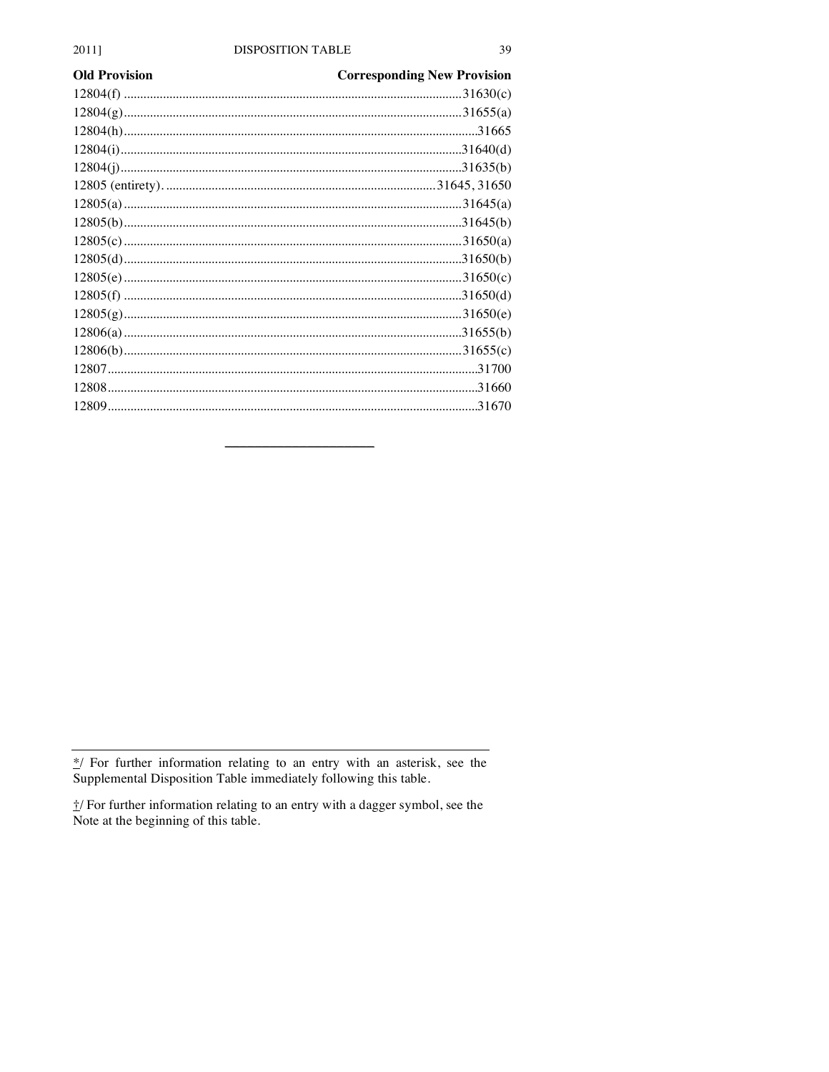| Old Provision | Corresponding New Provision |
|---|---|
| 12804(f) | 31630(c) |
| 12804(g) | 31655(a) |
| 12804(h) | 31665 |
| 12804(i) | 31640(d) |
| 12804(j) | 31635(b) |
| 12805 (entirety). | 31645, 31650 |
| 12805(a) | 31645(a) |
| 12805(b) | 31645(b) |
| 12805(c) | 31650(a) |
| 12805(d) | 31650(b) |
| 12805(e) | 31650(c) |
| 12805(f) | 31650(d) |
| 12805(g) | 31650(e) |
| 12806(a) | 31655(b) |
| 12806(b) | 31655(c) |
| 12807 | 31700 |
| 12808 | 31660 |
| 12809 | 31670 |

---

*/ For further information relating to an entry with an asterisk, see the Supplemental Disposition Table immediately following this table.

†/ For further information relating to an entry with a dagger symbol, see the Note at the beginning of this table.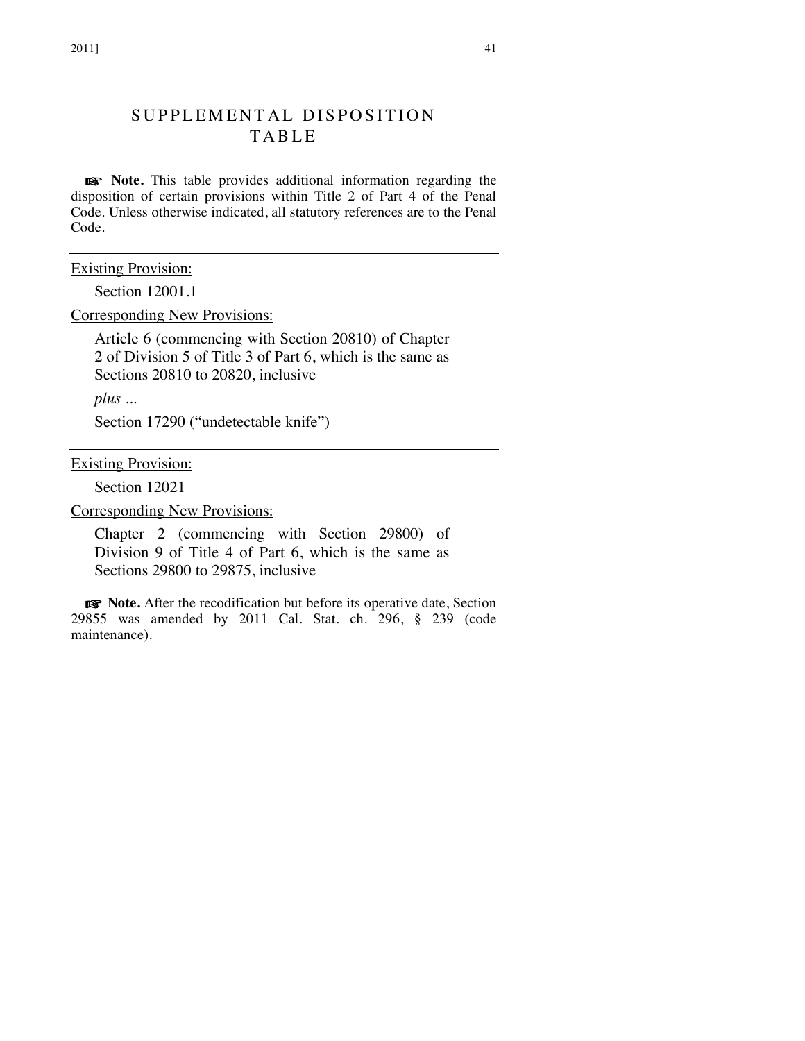# SUPPLEMENTAL DISPOSITION TABLE

☞ **Note.** This table provides additional information regarding the disposition of certain provisions within Title 2 of Part 4 of the Penal Code. Unless otherwise indicated, all statutory references are to the Penal Code.

---

Existing Provision:

Section 12001.1

Corresponding New Provisions:

Article 6 (commencing with Section 20810) of Chapter 2 of Division 5 of Title 3 of Part 6, which is the same as Sections 20810 to 20820, inclusive

*plus ...*

Section 17290 ("undetectable knife")

---

Existing Provision:

Section 12021

Corresponding New Provisions:

Chapter 2 (commencing with Section 29800) of Division 9 of Title 4 of Part 6, which is the same as Sections 29800 to 29875, inclusive

☞ **Note.** After the recodification but before its operative date, Section 29855 was amended by 2011 Cal. Stat. ch. 296, § 239 (code maintenance).

---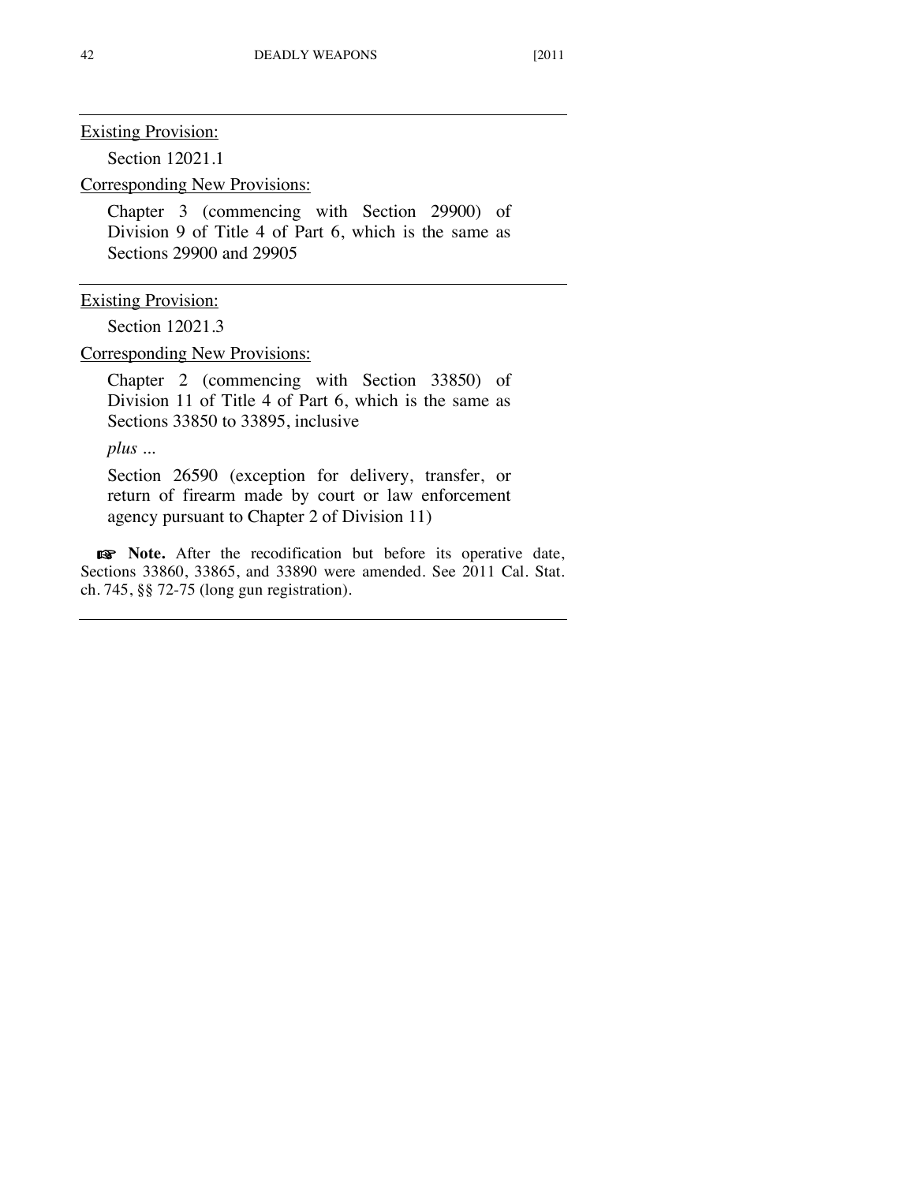---

Existing Provision:

Section 12021.1

Corresponding New Provisions:

Chapter 3 (commencing with Section 29900) of Division 9 of Title 4 of Part 6, which is the same as Sections 29900 and 29905

---

Existing Provision:

Section 12021.3

Corresponding New Provisions:

Chapter 2 (commencing with Section 33850) of Division 11 of Title 4 of Part 6, which is the same as Sections 33850 to 33895, inclusive

*plus ...*

Section 26590 (exception for delivery, transfer, or return of firearm made by court or law enforcement agency pursuant to Chapter 2 of Division 11)

☞ **Note.** After the recodification but before its operative date, Sections 33860, 33865, and 33890 were amended. See 2011 Cal. Stat. ch. 745, §§ 72-75 (long gun registration).

---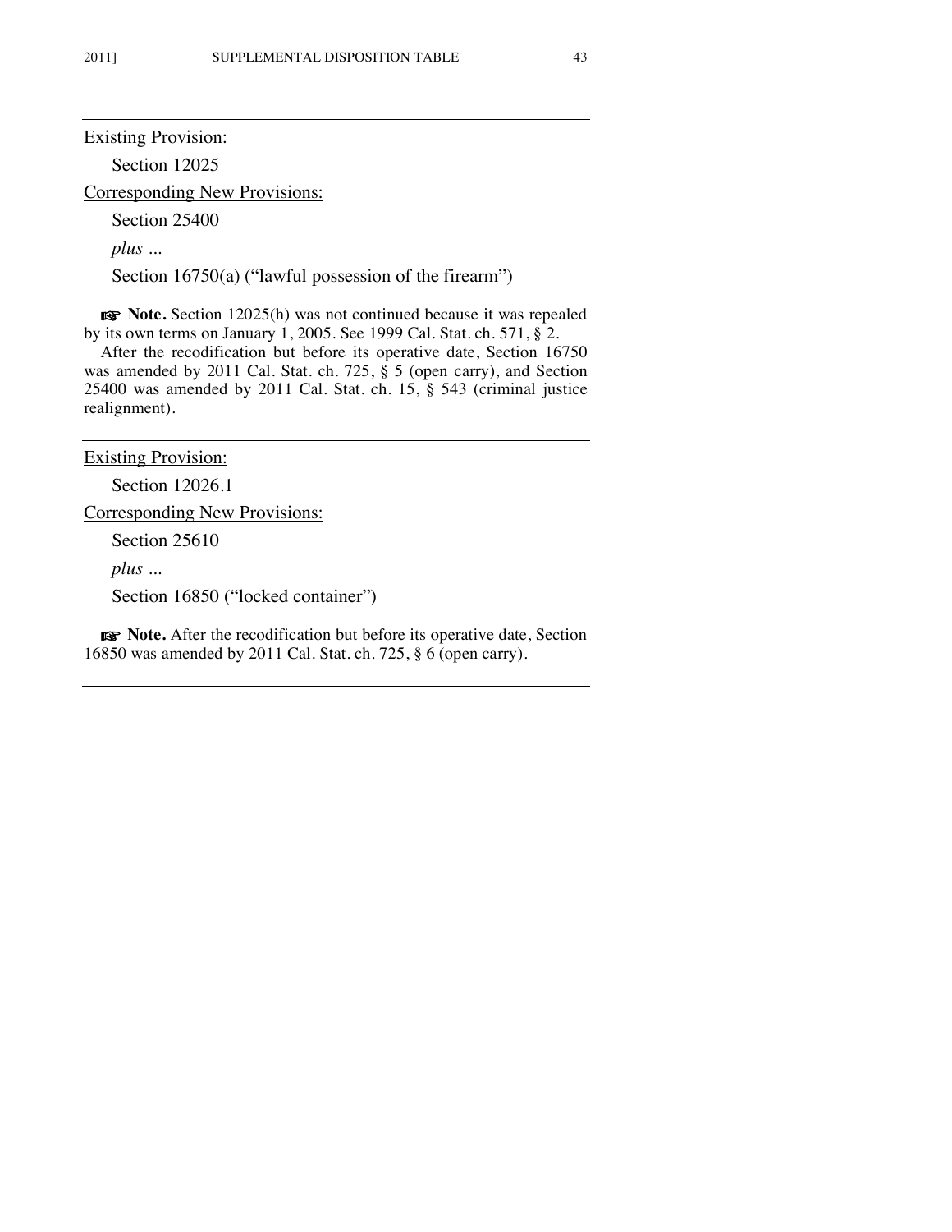---

Existing Provision:

Section 12025

Corresponding New Provisions:

Section 25400

*plus ...*

Section 16750(a) (“lawful possession of the firearm”)

☞ **Note.** Section 12025(h) was not continued because it was repealed by its own terms on January 1, 2005. See 1999 Cal. Stat. ch. 571, § 2.

After the recodification but before its operative date, Section 16750 was amended by 2011 Cal. Stat. ch. 725, § 5 (open carry), and Section 25400 was amended by 2011 Cal. Stat. ch. 15, § 543 (criminal justice realignment).

---

Existing Provision:

Section 12026.1

Corresponding New Provisions:

Section 25610

*plus ...*

Section 16850 (“locked container”)

☞ **Note.** After the recodification but before its operative date, Section 16850 was amended by 2011 Cal. Stat. ch. 725, § 6 (open carry).

---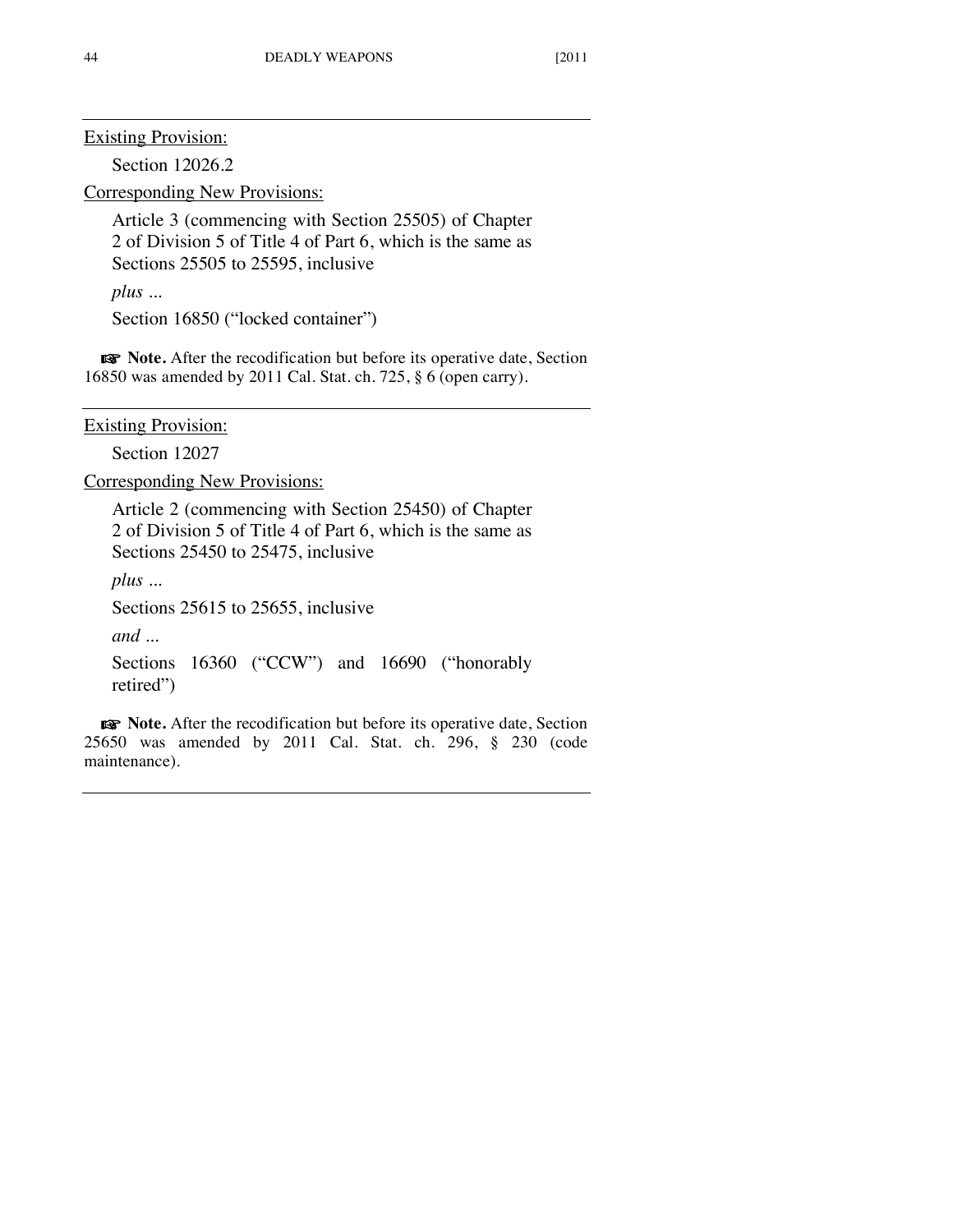---

Existing Provision:

Section 12026.2

Corresponding New Provisions:

Article 3 (commencing with Section 25505) of Chapter 2 of Division 5 of Title 4 of Part 6, which is the same as Sections 25505 to 25595, inclusive

*plus ...*

Section 16850 ("locked container")

☞ **Note.** After the recodification but before its operative date, Section 16850 was amended by 2011 Cal. Stat. ch. 725, § 6 (open carry).

---

Existing Provision:

Section 12027

Corresponding New Provisions:

Article 2 (commencing with Section 25450) of Chapter 2 of Division 5 of Title 4 of Part 6, which is the same as Sections 25450 to 25475, inclusive

*plus ...*

Sections 25615 to 25655, inclusive

*and ...*

Sections 16360 ("CCW") and 16690 ("honorably retired")

☞ **Note.** After the recodification but before its operative date, Section 25650 was amended by 2011 Cal. Stat. ch. 296, § 230 (code maintenance).

---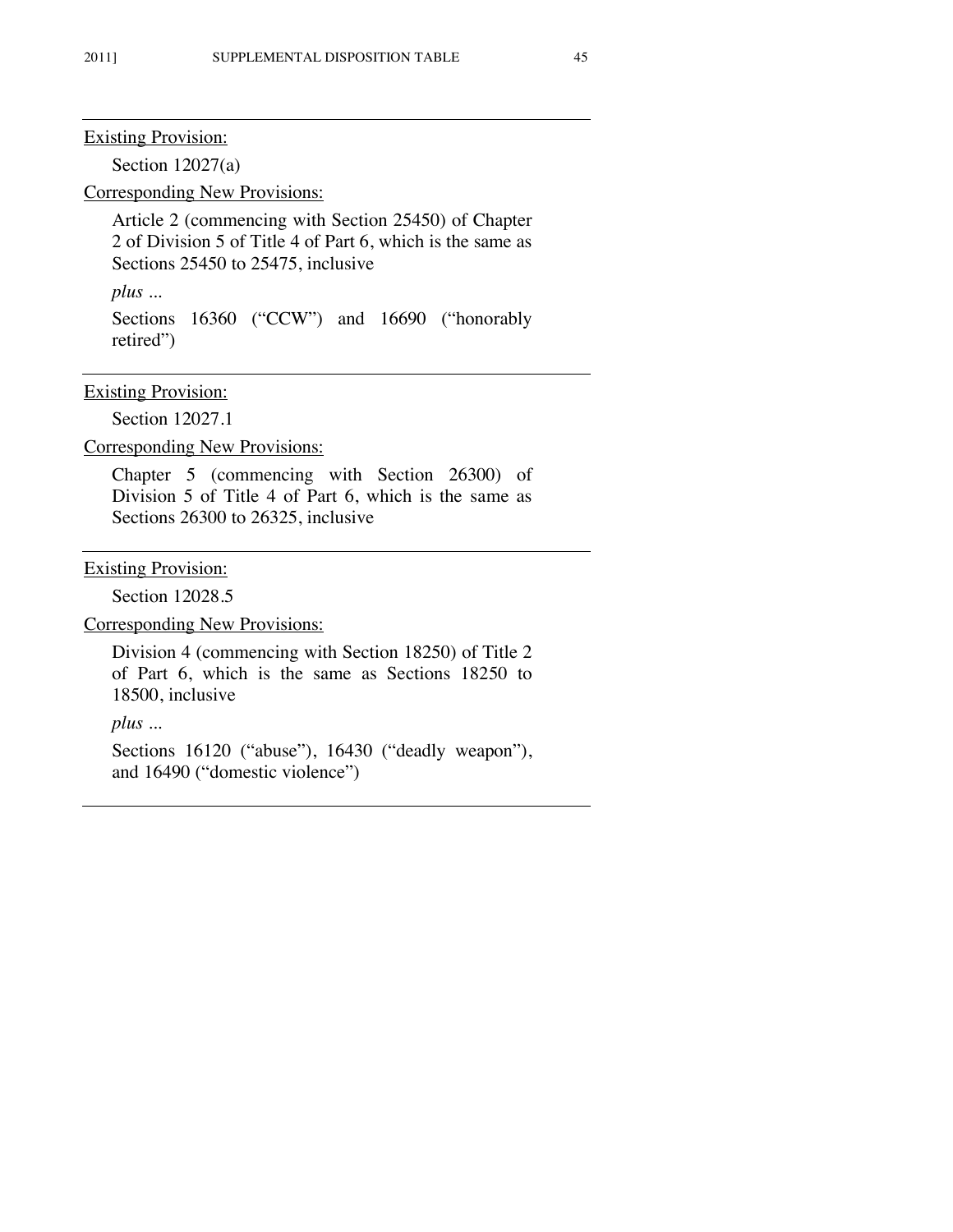---

<u>Existing Provision:</u>

Section 12027(a)

<u>Corresponding New Provisions:</u>

Article 2 (commencing with Section 25450) of Chapter 2 of Division 5 of Title 4 of Part 6, which is the same as Sections 25450 to 25475, inclusive

*plus ...*

Sections 16360 ("CCW") and 16690 ("honorably retired")

---

<u>Existing Provision:</u>

Section 12027.1

<u>Corresponding New Provisions:</u>

Chapter 5 (commencing with Section 26300) of Division 5 of Title 4 of Part 6, which is the same as Sections 26300 to 26325, inclusive

---

<u>Existing Provision:</u>

Section 12028.5

<u>Corresponding New Provisions:</u>

Division 4 (commencing with Section 18250) of Title 2 of Part 6, which is the same as Sections 18250 to 18500, inclusive

*plus ...*

Sections 16120 ("abuse"), 16430 ("deadly weapon"), and 16490 ("domestic violence")

---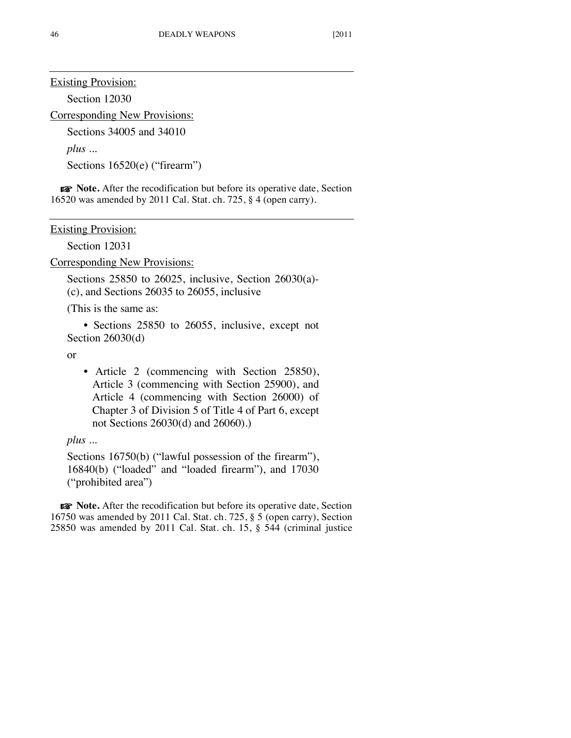---

Existing Provision:

Section 12030

Corresponding New Provisions:

Sections 34005 and 34010

*plus ...*

Sections 16520(e) ("firearm")

☞ **Note.** After the recodification but before its operative date, Section 16520 was amended by 2011 Cal. Stat. ch. 725, § 4 (open carry).

---

Existing Provision:

Section 12031

Corresponding New Provisions:

Sections 25850 to 26025, inclusive, Section 26030(a)-(c), and Sections 26035 to 26055, inclusive

(This is the same as:

- Sections 25850 to 26055, inclusive, except not Section 26030(d)

or

- Article 2 (commencing with Section 25850), Article 3 (commencing with Section 25900), and Article 4 (commencing with Section 26000) of Chapter 3 of Division 5 of Title 4 of Part 6, except not Sections 26030(d) and 26060).)

*plus ...*

Sections 16750(b) ("lawful possession of the firearm"), 16840(b) ("loaded" and "loaded firearm"), and 17030 ("prohibited area")

☞ **Note.** After the recodification but before its operative date, Section 16750 was amended by 2011 Cal. Stat. ch. 725, § 5 (open carry), Section 25850 was amended by 2011 Cal. Stat. ch. 15, § 544 (criminal justice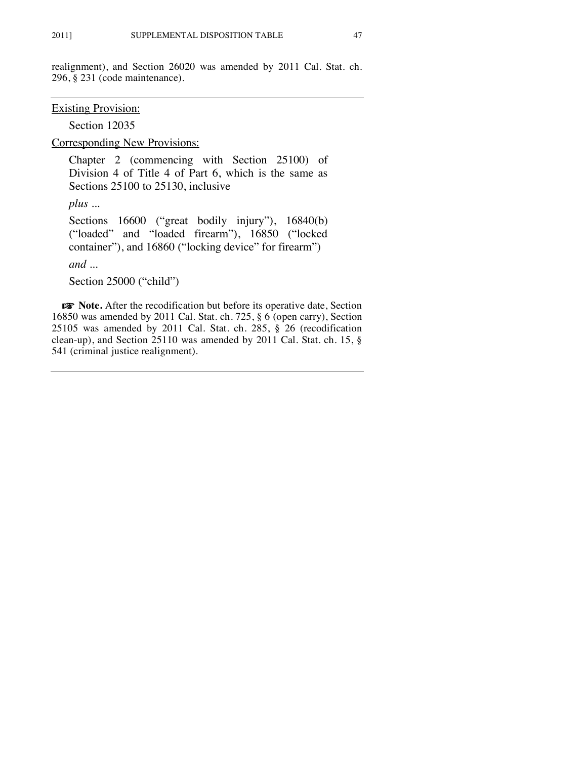realignment), and Section 26020 was amended by 2011 Cal. Stat. ch. 296, § 231 (code maintenance).

---

Existing Provision:

Section 12035

Corresponding New Provisions:

Chapter 2 (commencing with Section 25100) of Division 4 of Title 4 of Part 6, which is the same as Sections 25100 to 25130, inclusive

*plus ...*

Sections 16600 ("great bodily injury"), 16840(b) ("loaded" and "loaded firearm"), 16850 ("locked container"), and 16860 ("locking device" for firearm")

*and ...*

Section 25000 ("child")

☞ **Note.** After the recodification but before its operative date, Section 16850 was amended by 2011 Cal. Stat. ch. 725, § 6 (open carry), Section 25105 was amended by 2011 Cal. Stat. ch. 285, § 26 (recodification clean-up), and Section 25110 was amended by 2011 Cal. Stat. ch. 15, § 541 (criminal justice realignment).

---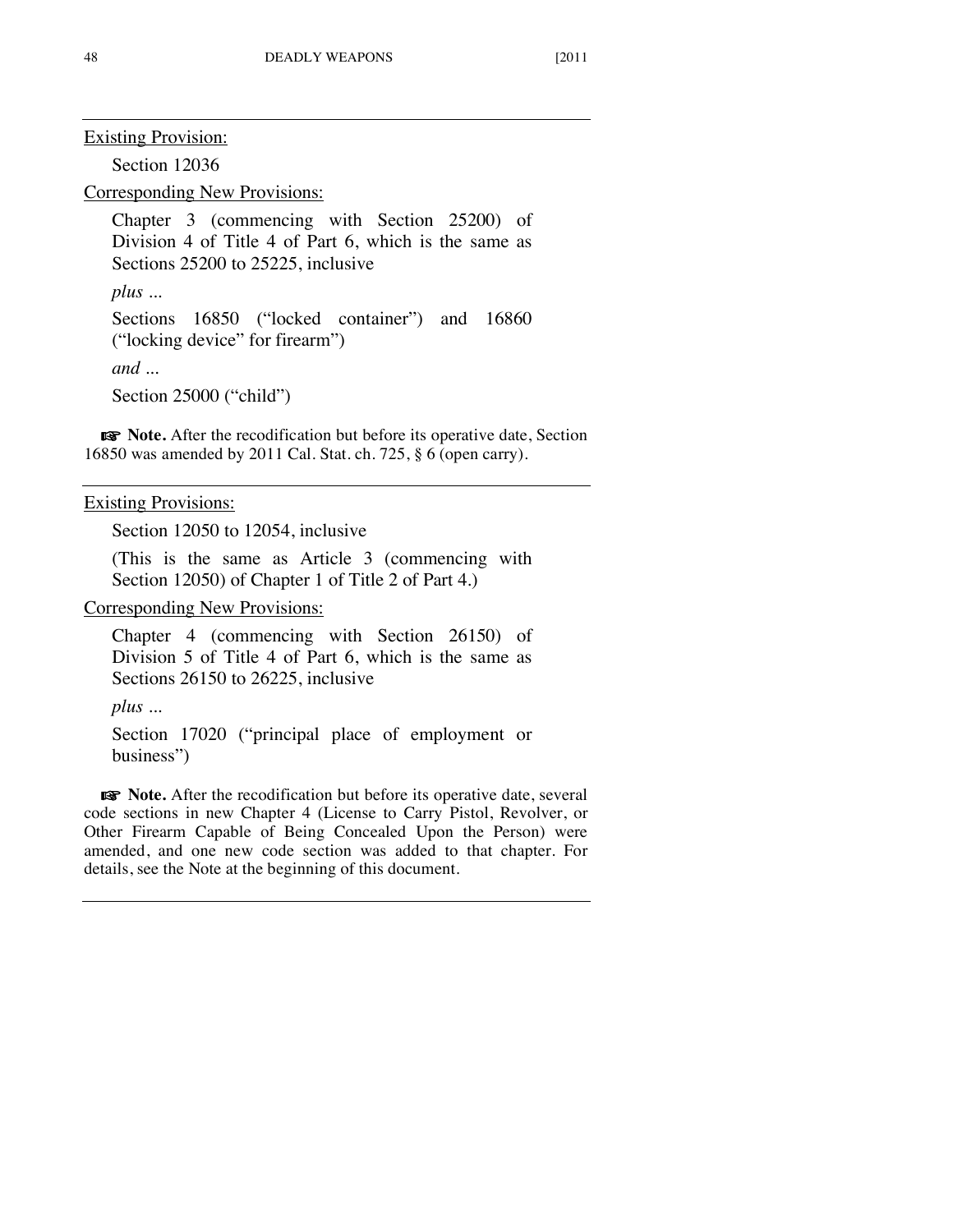Existing Provision:

Section 12036

Corresponding New Provisions:

Chapter 3 (commencing with Section 25200) of Division 4 of Title 4 of Part 6, which is the same as Sections 25200 to 25225, inclusive

*plus ...*

Sections 16850 ("locked container") and 16860 ("locking device" for firearm")

*and ...*

Section 25000 ("child")

☞ **Note.** After the recodification but before its operative date, Section 16850 was amended by 2011 Cal. Stat. ch. 725, § 6 (open carry).

---

Existing Provisions:

Section 12050 to 12054, inclusive

(This is the same as Article 3 (commencing with Section 12050) of Chapter 1 of Title 2 of Part 4.)

Corresponding New Provisions:

Chapter 4 (commencing with Section 26150) of Division 5 of Title 4 of Part 6, which is the same as Sections 26150 to 26225, inclusive

*plus ...*

Section 17020 ("principal place of employment or business")

☞ **Note.** After the recodification but before its operative date, several code sections in new Chapter 4 (License to Carry Pistol, Revolver, or Other Firearm Capable of Being Concealed Upon the Person) were amended, and one new code section was added to that chapter. For details, see the Note at the beginning of this document.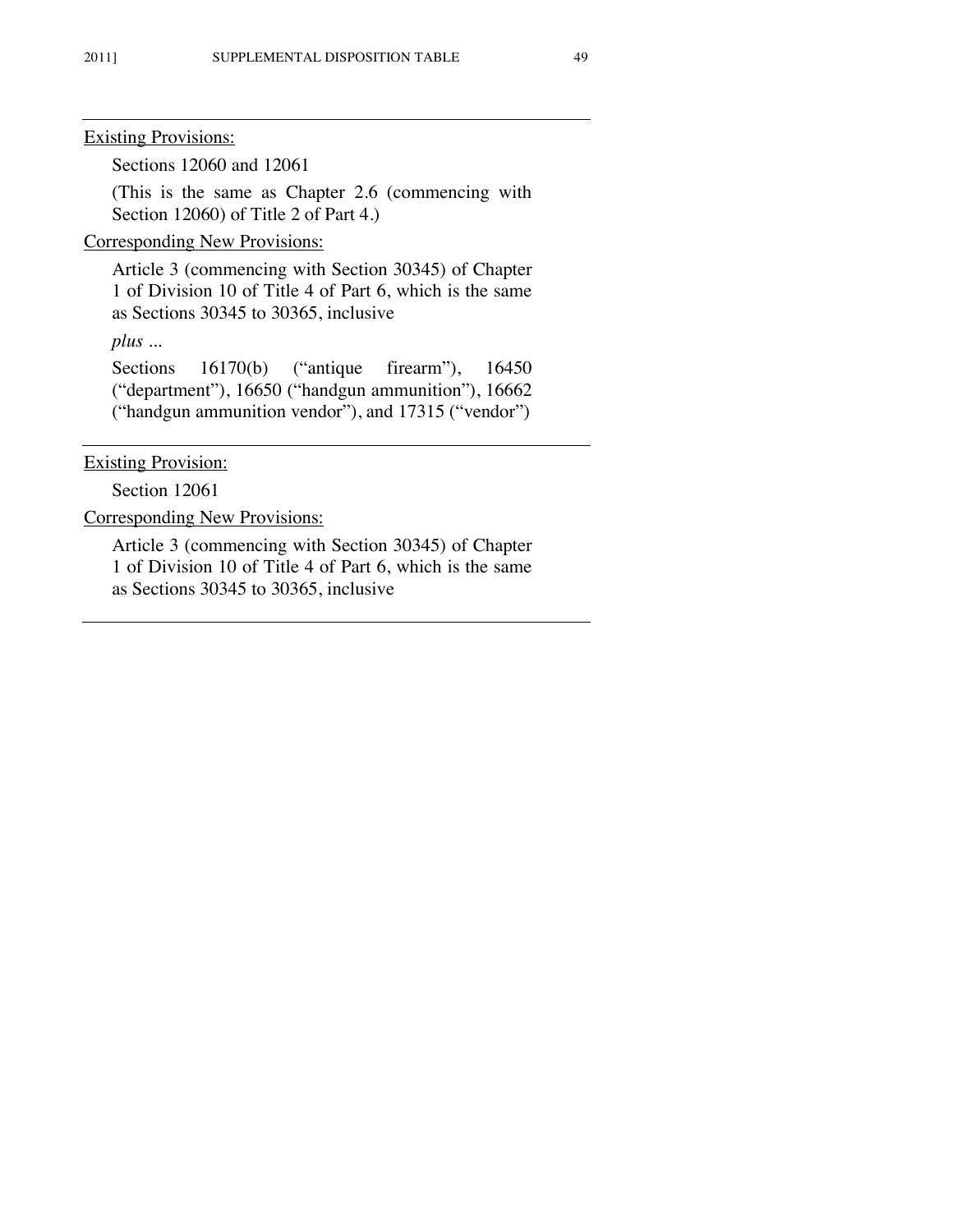---

<u>Existing Provisions:</u>

Sections 12060 and 12061

(This is the same as Chapter 2.6 (commencing with Section 12060) of Title 2 of Part 4.)

<u>Corresponding New Provisions:</u>

Article 3 (commencing with Section 30345) of Chapter 1 of Division 10 of Title 4 of Part 6, which is the same as Sections 30345 to 30365, inclusive

*plus ...*

Sections 16170(b) ("antique firearm"), 16450 ("department"), 16650 ("handgun ammunition"), 16662 ("handgun ammunition vendor"), and 17315 ("vendor")

---

<u>Existing Provision:</u>

Section 12061

<u>Corresponding New Provisions:</u>

Article 3 (commencing with Section 30345) of Chapter 1 of Division 10 of Title 4 of Part 6, which is the same as Sections 30345 to 30365, inclusive

---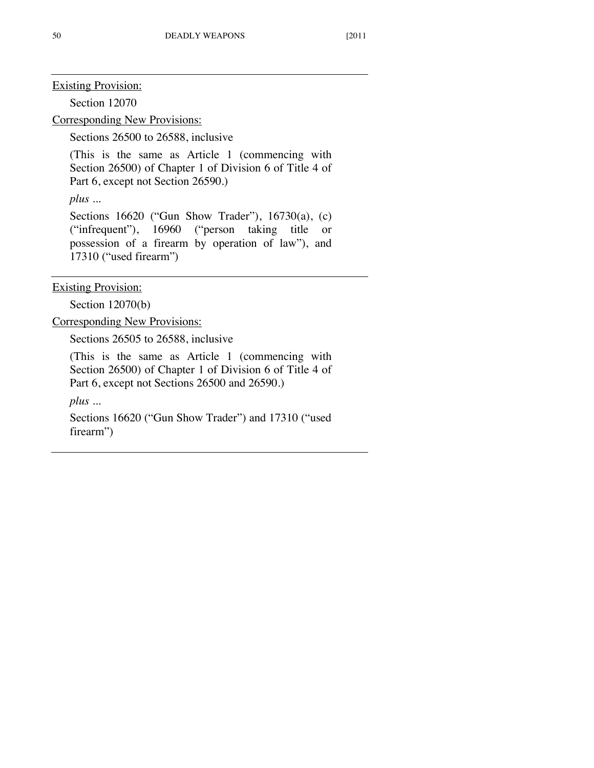---

Existing Provision:

Section 12070

Corresponding New Provisions:

Sections 26500 to 26588, inclusive

(This is the same as Article 1 (commencing with Section 26500) of Chapter 1 of Division 6 of Title 4 of Part 6, except not Section 26590.)

*plus ...*

Sections 16620 ("Gun Show Trader"), 16730(a), (c) ("infrequent"), 16960 ("person taking title or possession of a firearm by operation of law"), and 17310 ("used firearm")

---

Existing Provision:

Section 12070(b)

Corresponding New Provisions:

Sections 26505 to 26588, inclusive

(This is the same as Article 1 (commencing with Section 26500) of Chapter 1 of Division 6 of Title 4 of Part 6, except not Sections 26500 and 26590.)

*plus ...*

Sections 16620 ("Gun Show Trader") and 17310 ("used firearm")

---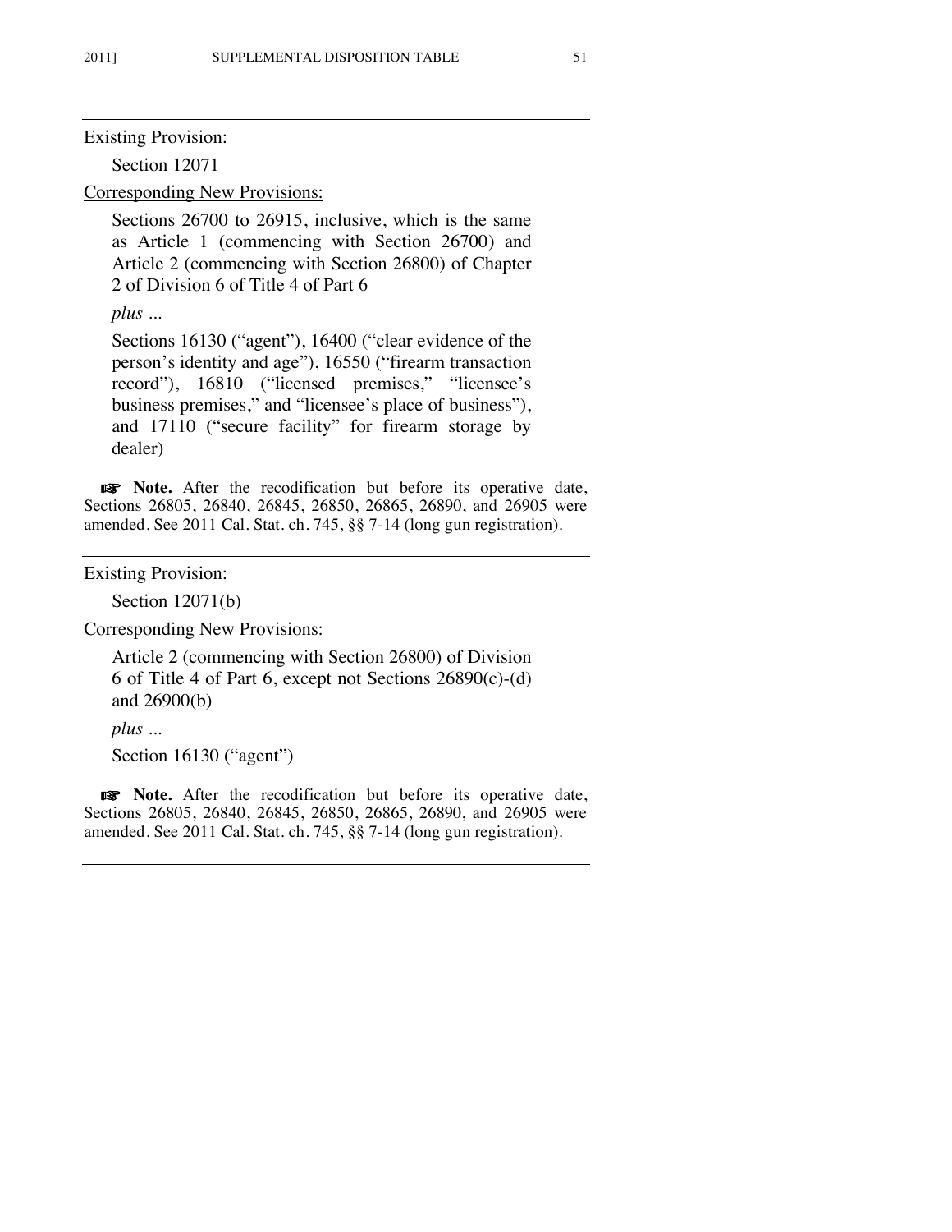Existing Provision:

Section 12071

Corresponding New Provisions:

Sections 26700 to 26915, inclusive, which is the same as Article 1 (commencing with Section 26700) and Article 2 (commencing with Section 26800) of Chapter 2 of Division 6 of Title 4 of Part 6

*plus ...*

Sections 16130 ("agent"), 16400 ("clear evidence of the person's identity and age"), 16550 ("firearm transaction record"), 16810 ("licensed premises," "licensee's business premises," and "licensee's place of business"), and 17110 ("secure facility" for firearm storage by dealer)

☞ **Note.** After the recodification but before its operative date, Sections 26805, 26840, 26845, 26850, 26865, 26890, and 26905 were amended. See 2011 Cal. Stat. ch. 745, §§ 7-14 (long gun registration).

---

Existing Provision:

Section 12071(b)

Corresponding New Provisions:

Article 2 (commencing with Section 26800) of Division 6 of Title 4 of Part 6, except not Sections 26890(c)-(d) and 26900(b)

*plus ...*

Section 16130 ("agent")

☞ **Note.** After the recodification but before its operative date, Sections 26805, 26840, 26845, 26850, 26865, 26890, and 26905 were amended. See 2011 Cal. Stat. ch. 745, §§ 7-14 (long gun registration).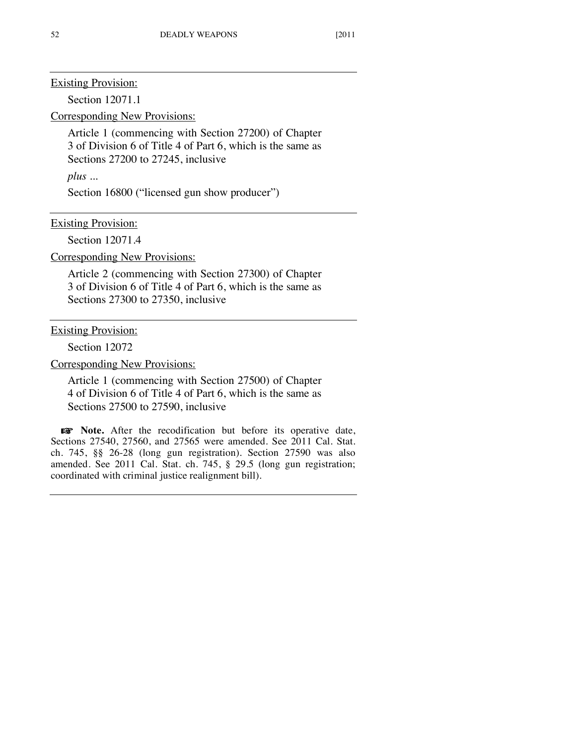---

Existing Provision:

Section 12071.1

Corresponding New Provisions:

Article 1 (commencing with Section 27200) of Chapter 3 of Division 6 of Title 4 of Part 6, which is the same as Sections 27200 to 27245, inclusive

*plus ...*

Section 16800 ("licensed gun show producer")

---

Existing Provision:

Section 12071.4

Corresponding New Provisions:

Article 2 (commencing with Section 27300) of Chapter 3 of Division 6 of Title 4 of Part 6, which is the same as Sections 27300 to 27350, inclusive

---

Existing Provision:

Section 12072

Corresponding New Provisions:

Article 1 (commencing with Section 27500) of Chapter 4 of Division 6 of Title 4 of Part 6, which is the same as Sections 27500 to 27590, inclusive

☞ **Note.** After the recodification but before its operative date, Sections 27540, 27560, and 27565 were amended. See 2011 Cal. Stat. ch. 745, §§ 26-28 (long gun registration). Section 27590 was also amended. See 2011 Cal. Stat. ch. 745, § 29.5 (long gun registration; coordinated with criminal justice realignment bill).

---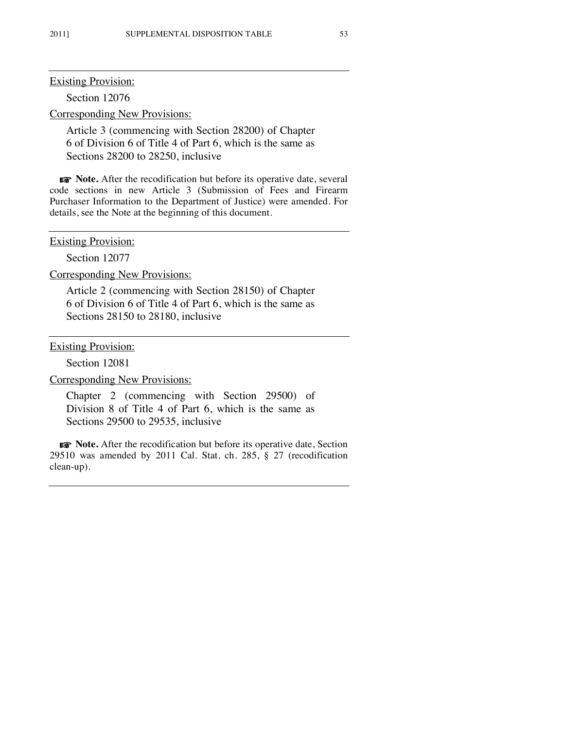---

Existing Provision:

Section 12076

Corresponding New Provisions:

Article 3 (commencing with Section 28200) of Chapter 6 of Division 6 of Title 4 of Part 6, which is the same as Sections 28200 to 28250, inclusive

☞ **Note.** After the recodification but before its operative date, several code sections in new Article 3 (Submission of Fees and Firearm Purchaser Information to the Department of Justice) were amended. For details, see the Note at the beginning of this document.

---

Existing Provision:

Section 12077

Corresponding New Provisions:

Article 2 (commencing with Section 28150) of Chapter 6 of Division 6 of Title 4 of Part 6, which is the same as Sections 28150 to 28180, inclusive

---

Existing Provision:

Section 12081

Corresponding New Provisions:

Chapter 2 (commencing with Section 29500) of Division 8 of Title 4 of Part 6, which is the same as Sections 29500 to 29535, inclusive

☞ **Note.** After the recodification but before its operative date, Section 29510 was amended by 2011 Cal. Stat. ch. 285, § 27 (recodification clean-up).

---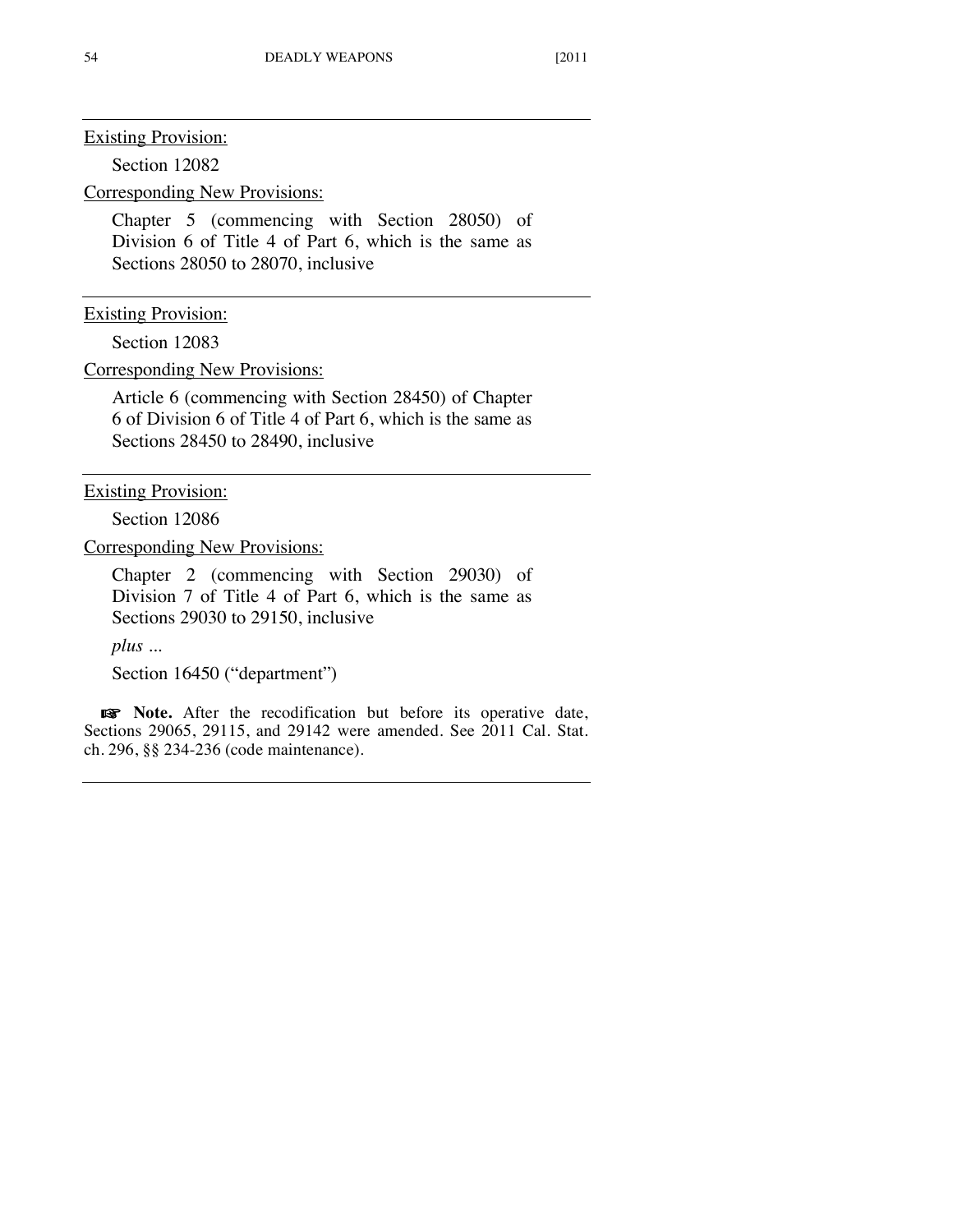Existing Provision:

Section 12082

Corresponding New Provisions:

Chapter 5 (commencing with Section 28050) of Division 6 of Title 4 of Part 6, which is the same as Sections 28050 to 28070, inclusive

---

Existing Provision:

Section 12083

Corresponding New Provisions:

Article 6 (commencing with Section 28450) of Chapter 6 of Division 6 of Title 4 of Part 6, which is the same as Sections 28450 to 28490, inclusive

---

Existing Provision:

Section 12086

Corresponding New Provisions:

Chapter 2 (commencing with Section 29030) of Division 7 of Title 4 of Part 6, which is the same as Sections 29030 to 29150, inclusive

*plus ...*

Section 16450 ("department")

☞ **Note.** After the recodification but before its operative date, Sections 29065, 29115, and 29142 were amended. See 2011 Cal. Stat. ch. 296, §§ 234-236 (code maintenance).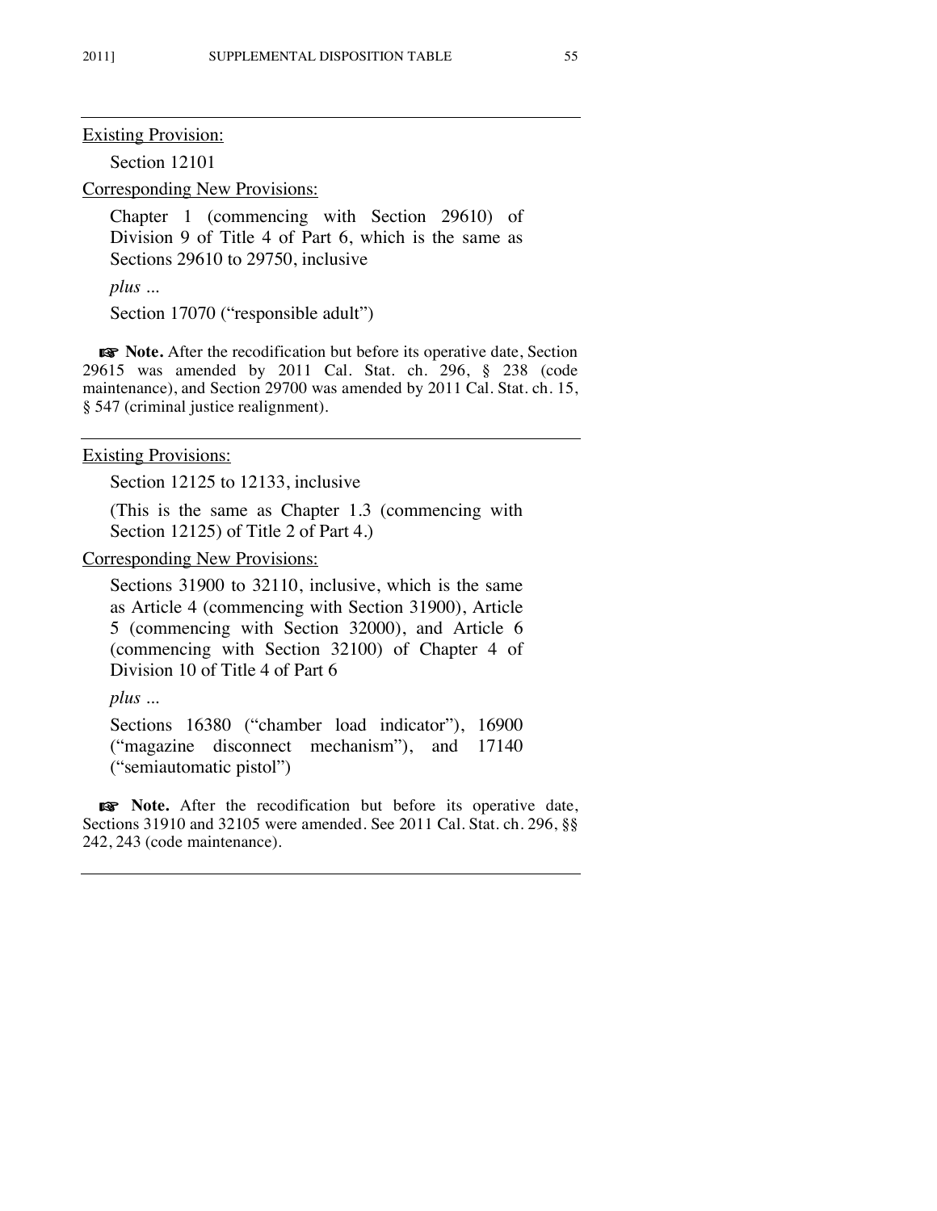Existing Provision:

Section 12101

Corresponding New Provisions:

Chapter 1 (commencing with Section 29610) of Division 9 of Title 4 of Part 6, which is the same as Sections 29610 to 29750, inclusive

*plus ...*

Section 17070 ("responsible adult")

☞ **Note.** After the recodification but before its operative date, Section 29615 was amended by 2011 Cal. Stat. ch. 296, § 238 (code maintenance), and Section 29700 was amended by 2011 Cal. Stat. ch. 15, § 547 (criminal justice realignment).

---

Existing Provisions:

Section 12125 to 12133, inclusive

(This is the same as Chapter 1.3 (commencing with Section 12125) of Title 2 of Part 4.)

Corresponding New Provisions:

Sections 31900 to 32110, inclusive, which is the same as Article 4 (commencing with Section 31900), Article 5 (commencing with Section 32000), and Article 6 (commencing with Section 32100) of Chapter 4 of Division 10 of Title 4 of Part 6

*plus ...*

Sections 16380 ("chamber load indicator"), 16900 ("magazine disconnect mechanism"), and 17140 ("semiautomatic pistol")

☞ **Note.** After the recodification but before its operative date, Sections 31910 and 32105 were amended. See 2011 Cal. Stat. ch. 296, §§ 242, 243 (code maintenance).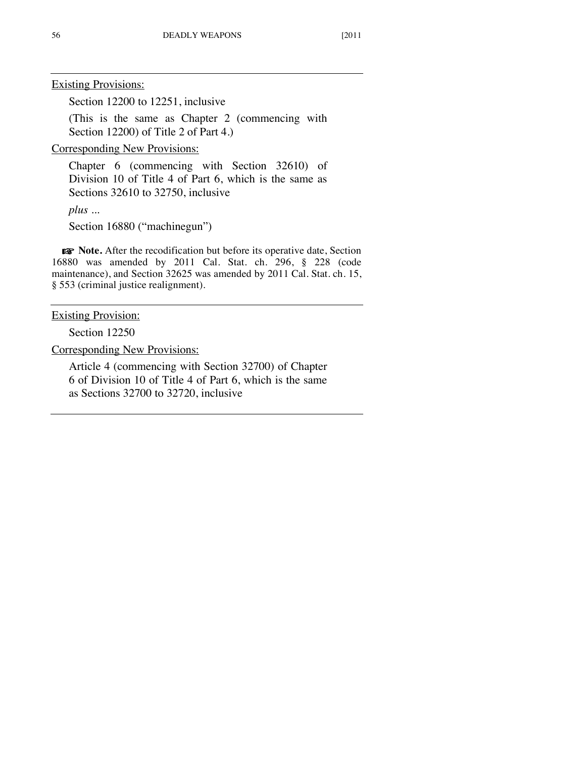Existing Provisions:

Section 12200 to 12251, inclusive

(This is the same as Chapter 2 (commencing with Section 12200) of Title 2 of Part 4.)

Corresponding New Provisions:

Chapter 6 (commencing with Section 32610) of Division 10 of Title 4 of Part 6, which is the same as Sections 32610 to 32750, inclusive

*plus ...*

Section 16880 (“machinegun”)

☞ **Note.** After the recodification but before its operative date, Section 16880 was amended by 2011 Cal. Stat. ch. 296, § 228 (code maintenance), and Section 32625 was amended by 2011 Cal. Stat. ch. 15, § 553 (criminal justice realignment).

---

Existing Provision:

Section 12250

Corresponding New Provisions:

Article 4 (commencing with Section 32700) of Chapter 6 of Division 10 of Title 4 of Part 6, which is the same as Sections 32700 to 32720, inclusive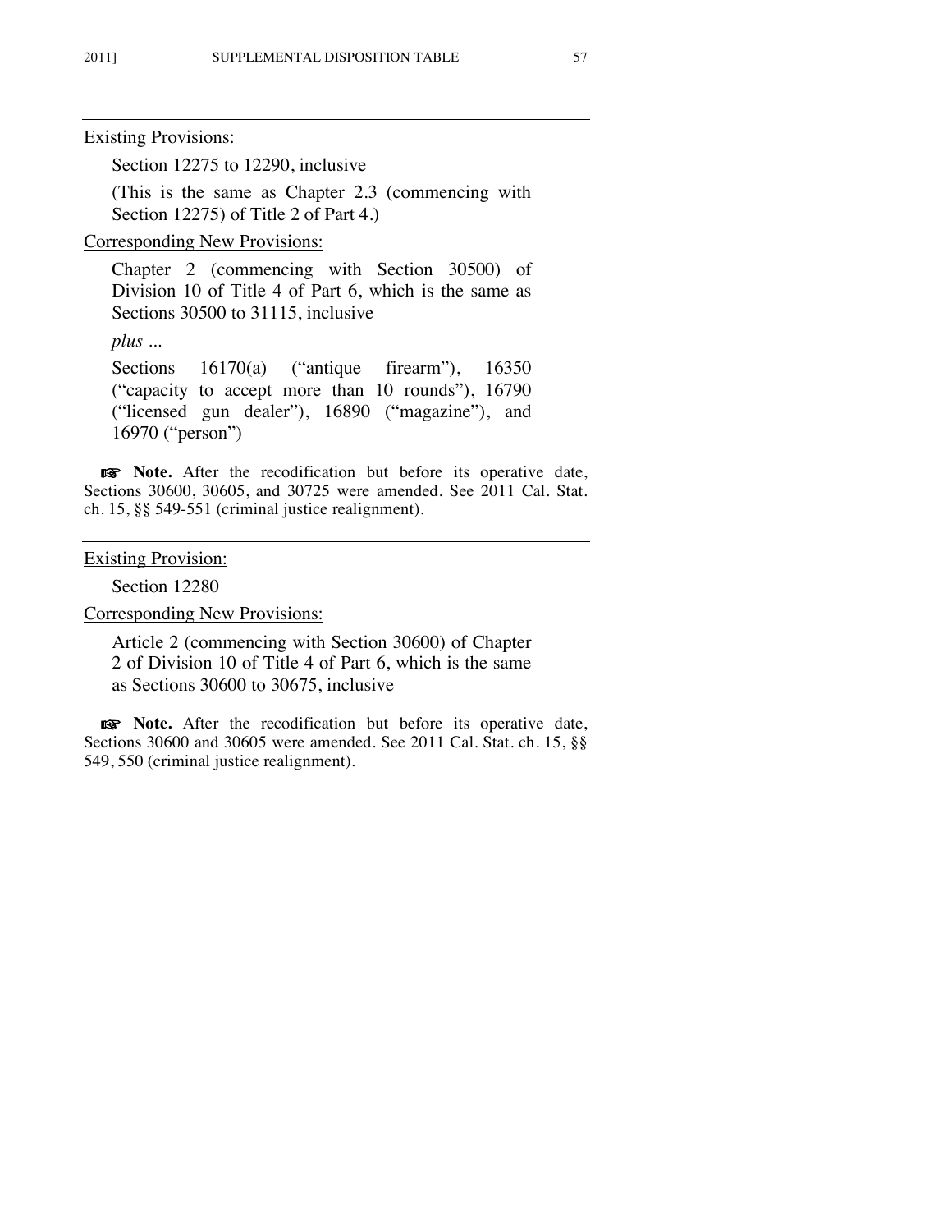Existing Provisions:

Section 12275 to 12290, inclusive

(This is the same as Chapter 2.3 (commencing with Section 12275) of Title 2 of Part 4.)

Corresponding New Provisions:

Chapter 2 (commencing with Section 30500) of Division 10 of Title 4 of Part 6, which is the same as Sections 30500 to 31115, inclusive

*plus ...*

Sections 16170(a) ("antique firearm"), 16350 ("capacity to accept more than 10 rounds"), 16790 ("licensed gun dealer"), 16890 ("magazine"), and 16970 ("person")

☞ **Note.** After the recodification but before its operative date, Sections 30600, 30605, and 30725 were amended. See 2011 Cal. Stat. ch. 15, §§ 549-551 (criminal justice realignment).

---

Existing Provision:

Section 12280

Corresponding New Provisions:

Article 2 (commencing with Section 30600) of Chapter 2 of Division 10 of Title 4 of Part 6, which is the same as Sections 30600 to 30675, inclusive

☞ **Note.** After the recodification but before its operative date, Sections 30600 and 30605 were amended. See 2011 Cal. Stat. ch. 15, §§ 549, 550 (criminal justice realignment).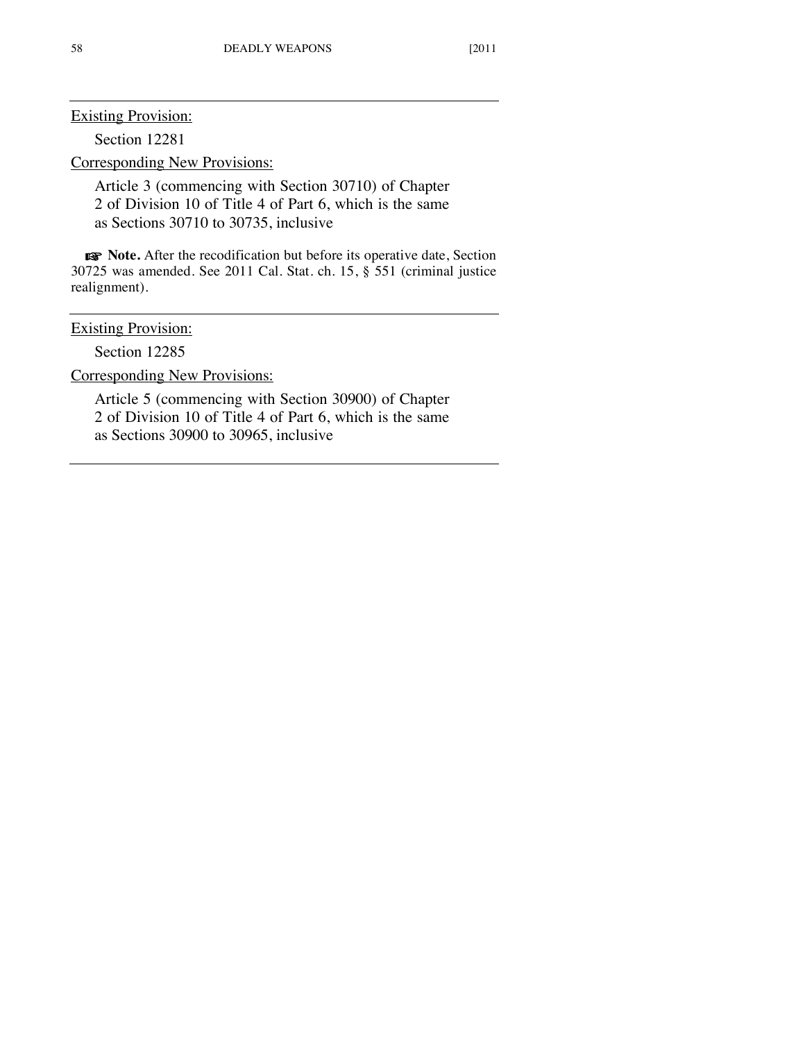---

<u>Existing Provision:</u>

Section 12281

<u>Corresponding New Provisions:</u>

Article 3 (commencing with Section 30710) of Chapter 2 of Division 10 of Title 4 of Part 6, which is the same as Sections 30710 to 30735, inclusive

☞ **Note.** After the recodification but before its operative date, Section 30725 was amended. See 2011 Cal. Stat. ch. 15, § 551 (criminal justice realignment).

---

<u>Existing Provision:</u>

Section 12285

<u>Corresponding New Provisions:</u>

Article 5 (commencing with Section 30900) of Chapter 2 of Division 10 of Title 4 of Part 6, which is the same as Sections 30900 to 30965, inclusive

---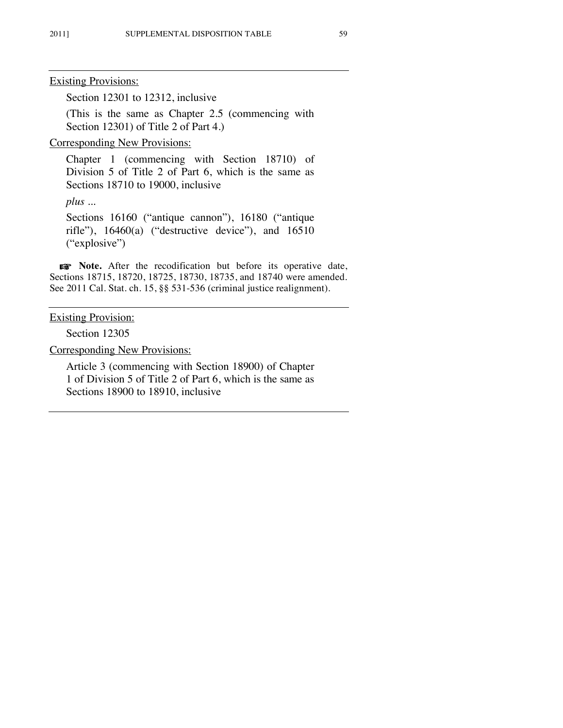---

Existing Provisions:

Section 12301 to 12312, inclusive

(This is the same as Chapter 2.5 (commencing with Section 12301) of Title 2 of Part 4.)

Corresponding New Provisions:

Chapter 1 (commencing with Section 18710) of Division 5 of Title 2 of Part 6, which is the same as Sections 18710 to 19000, inclusive

*plus ...*

Sections 16160 ("antique cannon"), 16180 ("antique rifle"), 16460(a) ("destructive device"), and 16510 ("explosive")

☞ **Note.** After the recodification but before its operative date, Sections 18715, 18720, 18725, 18730, 18735, and 18740 were amended. See 2011 Cal. Stat. ch. 15, §§ 531-536 (criminal justice realignment).

---

Existing Provision:

Section 12305

Corresponding New Provisions:

Article 3 (commencing with Section 18900) of Chapter 1 of Division 5 of Title 2 of Part 6, which is the same as Sections 18900 to 18910, inclusive

---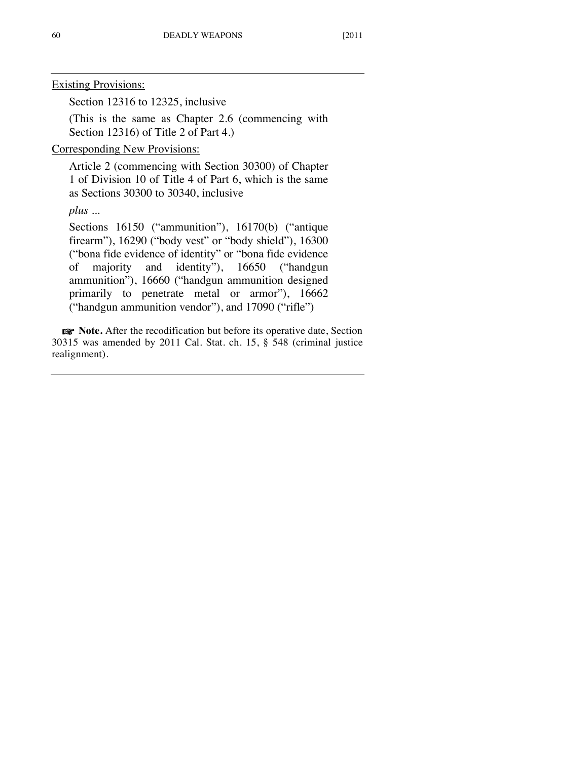Existing Provisions:

Section 12316 to 12325, inclusive

(This is the same as Chapter 2.6 (commencing with Section 12316) of Title 2 of Part 4.)

Corresponding New Provisions:

Article 2 (commencing with Section 30300) of Chapter 1 of Division 10 of Title 4 of Part 6, which is the same as Sections 30300 to 30340, inclusive

*plus ...*

Sections 16150 ("ammunition"), 16170(b) ("antique firearm"), 16290 ("body vest" or "body shield"), 16300 ("bona fide evidence of identity" or "bona fide evidence of majority and identity"), 16650 ("handgun ammunition"), 16660 ("handgun ammunition designed primarily to penetrate metal or armor"), 16662 ("handgun ammunition vendor"), and 17090 ("rifle")

☞ **Note.** After the recodification but before its operative date, Section 30315 was amended by 2011 Cal. Stat. ch. 15, § 548 (criminal justice realignment).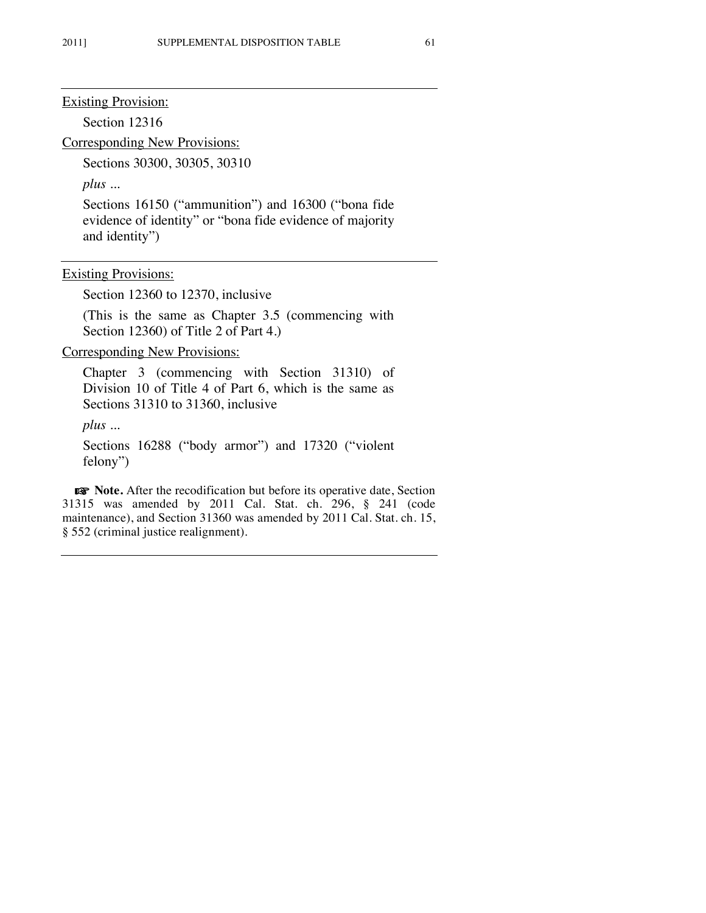---

<u>Existing Provision:</u>

Section 12316

<u>Corresponding New Provisions:</u>

Sections 30300, 30305, 30310

*plus ...*

Sections 16150 ("ammunition") and 16300 ("bona fide evidence of identity" or "bona fide evidence of majority and identity")

---

<u>Existing Provisions:</u>

Section 12360 to 12370, inclusive

(This is the same as Chapter 3.5 (commencing with Section 12360) of Title 2 of Part 4.)

<u>Corresponding New Provisions:</u>

Chapter 3 (commencing with Section 31310) of Division 10 of Title 4 of Part 6, which is the same as Sections 31310 to 31360, inclusive

*plus ...*

Sections 16288 ("body armor") and 17320 ("violent felony")

☞ **Note.** After the recodification but before its operative date, Section 31315 was amended by 2011 Cal. Stat. ch. 296, § 241 (code maintenance), and Section 31360 was amended by 2011 Cal. Stat. ch. 15, § 552 (criminal justice realignment).

---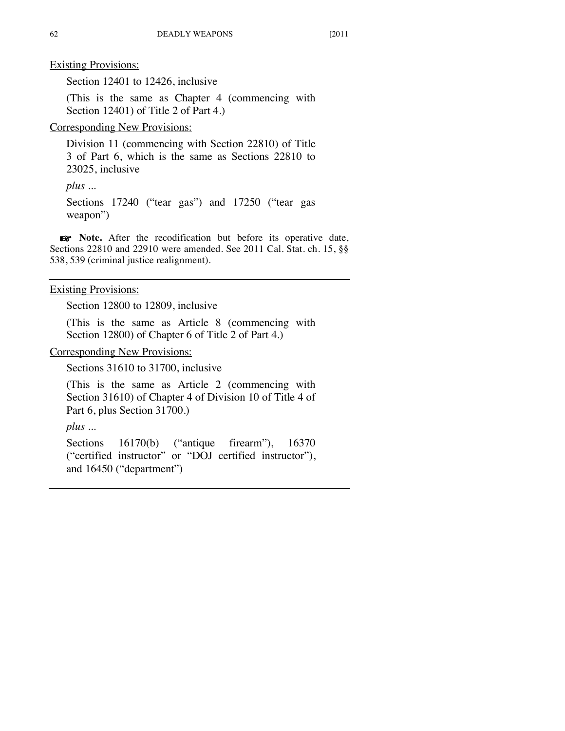Existing Provisions:

Section 12401 to 12426, inclusive

(This is the same as Chapter 4 (commencing with Section 12401) of Title 2 of Part 4.)

Corresponding New Provisions:

Division 11 (commencing with Section 22810) of Title 3 of Part 6, which is the same as Sections 22810 to 23025, inclusive

*plus ...*

Sections 17240 (“tear gas”) and 17250 (“tear gas weapon”)

☞ **Note.** After the recodification but before its operative date, Sections 22810 and 22910 were amended. See 2011 Cal. Stat. ch. 15, §§ 538, 539 (criminal justice realignment).

---

Existing Provisions:

Section 12800 to 12809, inclusive

(This is the same as Article 8 (commencing with Section 12800) of Chapter 6 of Title 2 of Part 4.)

Corresponding New Provisions:

Sections 31610 to 31700, inclusive

(This is the same as Article 2 (commencing with Section 31610) of Chapter 4 of Division 10 of Title 4 of Part 6, plus Section 31700.)

*plus ...*

Sections 16170(b) (“antique firearm”), 16370 (“certified instructor” or “DOJ certified instructor”), and 16450 (“department”)

---